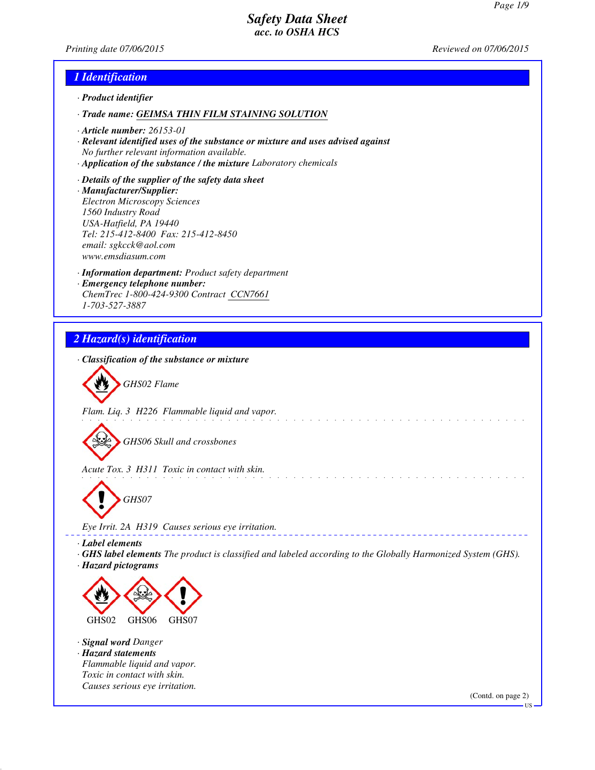# Safety Data Sheet
### acc. to OSHA HCS

Printing date 07/06/2015 Reviewed on 07/06/2015

## 1 Identification

· **Product identifier**

· **Trade name: GEIMSA THIN FILM STAINING SOLUTION**

· **Article number:** 26153-01

· **Relevant identified uses of the substance or mixture and uses advised against**
No further relevant information available.

· **Application of the substance / the mixture** Laboratory chemicals

· **Details of the supplier of the safety data sheet**

· **Manufacturer/Supplier:**
Electron Microscopy Sciences
1560 Industry Road
USA-Hatfield, PA 19440
Tel: 215-412-8400 Fax: 215-412-8450
email: sgkcck@aol.com
www.emsdiasum.com

· **Information department:** Product safety department

· **Emergency telephone number:**
ChemTrec 1-800-424-9300 Contract CCN7661
1-703-527-3887

## 2 Hazard(s) identification

· **Classification of the substance or mixture**

GHS02 Flame

Flam. Liq. 3 H226 Flammable liquid and vapor.

GHS06 Skull and crossbones

Acute Tox. 3 H311 Toxic in contact with skin.

GHS07

Eye Irrit. 2A H319 Causes serious eye irritation.

· **Label elements**

· **GHS label elements** The product is classified and labeled according to the Globally Harmonized System (GHS).

· **Hazard pictograms**

GHS02 GHS06 GHS07

· **Signal word** Danger

· **Hazard statements**
Flammable liquid and vapor.
Toxic in contact with skin.
Causes serious eye irritation.

(Contd. on page 2)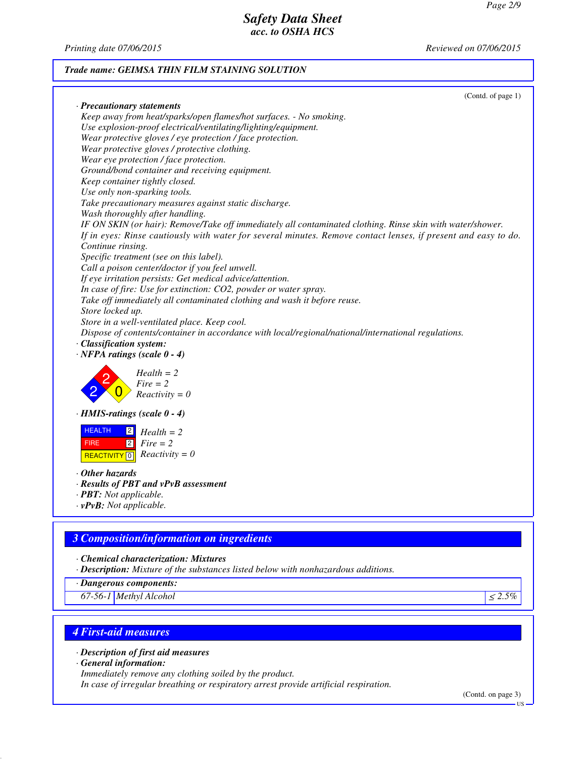## Trade name: GEIMSA THIN FILM STAINING SOLUTION

(Contd. of page 1)

· **Precautionary statements**
Keep away from heat/sparks/open flames/hot surfaces. - No smoking.
Use explosion-proof electrical/ventilating/lighting/equipment.
Wear protective gloves / eye protection / face protection.
Wear protective gloves / protective clothing.
Wear eye protection / face protection.
Ground/bond container and receiving equipment.
Keep container tightly closed.
Use only non-sparking tools.
Take precautionary measures against static discharge.
Wash thoroughly after handling.
IF ON SKIN (or hair): Remove/Take off immediately all contaminated clothing. Rinse skin with water/shower.
If in eyes: Rinse cautiously with water for several minutes. Remove contact lenses, if present and easy to do. Continue rinsing.
Specific treatment (see on this label).
Call a poison center/doctor if you feel unwell.
If eye irritation persists: Get medical advice/attention.
In case of fire: Use for extinction: CO2, powder or water spray.
Take off immediately all contaminated clothing and wash it before reuse.
Store locked up.
Store in a well-ventilated place. Keep cool.
Dispose of contents/container in accordance with local/regional/national/international regulations.

· **Classification system:**

· **NFPA ratings (scale 0 - 4)**

Health = 2
Fire = 2
Reactivity = 0

· **HMIS-ratings (scale 0 - 4)**

| | | |
|---|---|---|
| HEALTH | 2 | Health = 2 |
| FIRE | 2 | Fire = 2 |
| REACTIVITY | 0 | Reactivity = 0 |

· **Other hazards**
· **Results of PBT and vPvB assessment**
· **PBT:** Not applicable.
· **vPvB:** Not applicable.

## 3 Composition/information on ingredients

· **Chemical characterization: Mixtures**
· **Description:** Mixture of the substances listed below with nonhazardous additions.

| · Dangerous components: | | |
|---|---|---|
| 67-56-1 | Methyl Alcohol | ≤ 2.5% |

## 4 First-aid measures

· **Description of first aid measures**
· **General information:**
Immediately remove any clothing soiled by the product.
In case of irregular breathing or respiratory arrest provide artificial respiration.

(Contd. on page 3)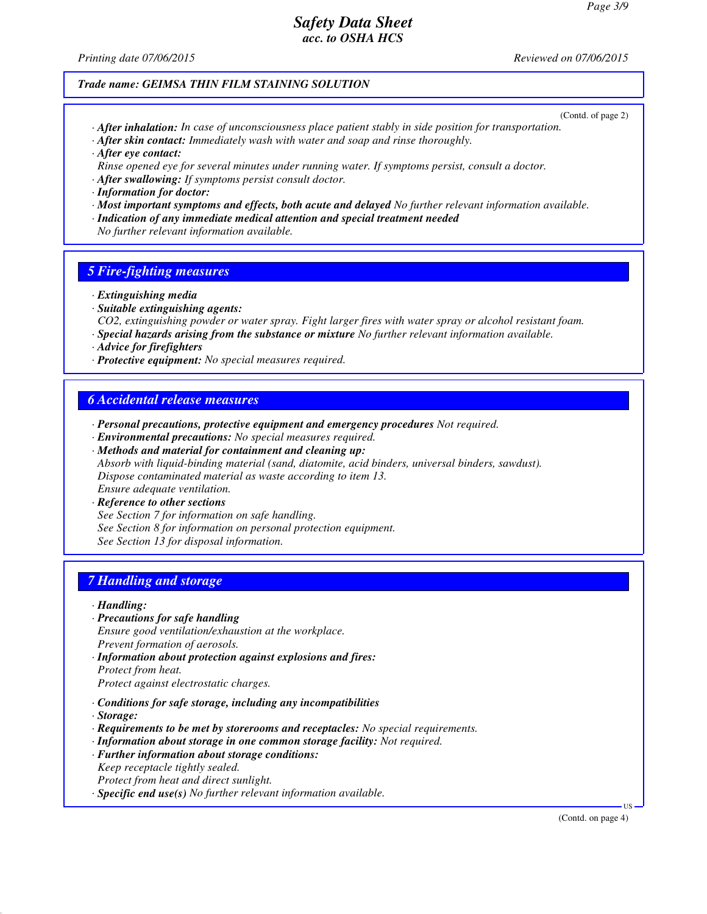**Trade name: GEIMSA THIN FILM STAINING SOLUTION**

(Contd. of page 2)

· **After inhalation:** In case of unconsciousness place patient stably in side position for transportation.
· **After skin contact:** Immediately wash with water and soap and rinse thoroughly.
· **After eye contact:**
Rinse opened eye for several minutes under running water. If symptoms persist, consult a doctor.
· **After swallowing:** If symptoms persist consult doctor.
· **Information for doctor:**
· **Most important symptoms and effects, both acute and delayed** No further relevant information available.
· **Indication of any immediate medical attention and special treatment needed**
No further relevant information available.

## 5 Fire-fighting measures

· **Extinguishing media**
· **Suitable extinguishing agents:**
$CO_2$, extinguishing powder or water spray. Fight larger fires with water spray or alcohol resistant foam.
· **Special hazards arising from the substance or mixture** No further relevant information available.
· **Advice for firefighters**
· **Protective equipment:** No special measures required.

## 6 Accidental release measures

· **Personal precautions, protective equipment and emergency procedures** Not required.
· **Environmental precautions:** No special measures required.
· **Methods and material for containment and cleaning up:**
Absorb with liquid-binding material (sand, diatomite, acid binders, universal binders, sawdust).
Dispose contaminated material as waste according to item 13.
Ensure adequate ventilation.
· **Reference to other sections**
See Section 7 for information on safe handling.
See Section 8 for information on personal protection equipment.
See Section 13 for disposal information.

## 7 Handling and storage

· **Handling:**
· **Precautions for safe handling**
Ensure good ventilation/exhaustion at the workplace.
Prevent formation of aerosols.
· **Information about protection against explosions and fires:**
Protect from heat.
Protect against electrostatic charges.

· **Conditions for safe storage, including any incompatibilities**
· **Storage:**
· **Requirements to be met by storerooms and receptacles:** No special requirements.
· **Information about storage in one common storage facility:** Not required.
· **Further information about storage conditions:**
Keep receptacle tightly sealed.
Protect from heat and direct sunlight.
· **Specific end use(s)** No further relevant information available.

(Contd. on page 4)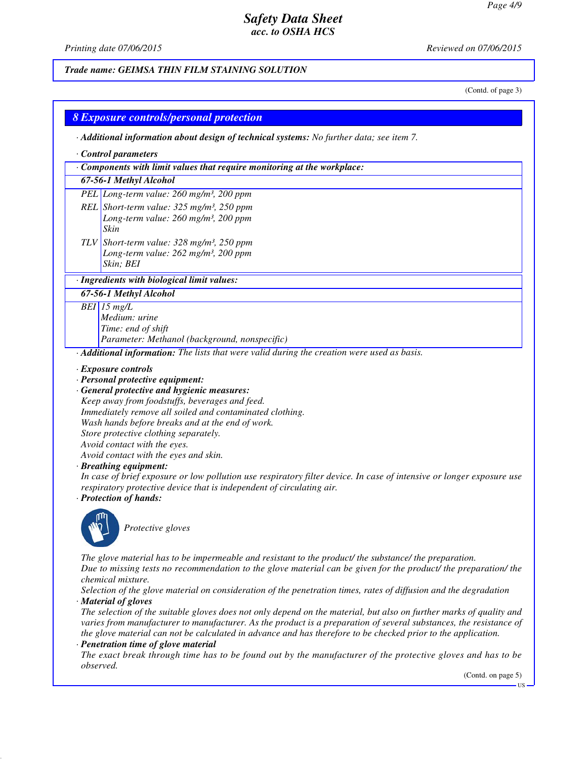Trade name: GEIMSA THIN FILM STAINING SOLUTION

(Contd. of page 3)

## 8 Exposure controls/personal protection

· **Additional information about design of technical systems:** No further data; see item 7.

· **Control parameters**

| · Components with limit values that require monitoring at the workplace: | |
|---|---|
| **67-56-1 Methyl Alcohol** | |
| PEL | Long-term value: 260 mg/m³, 200 ppm |
| REL | Short-term value: 325 mg/m³, 250 ppm<br>Long-term value: 260 mg/m³, 200 ppm<br>Skin |
| TLV | Short-term value: 328 mg/m³, 250 ppm<br>Long-term value: 262 mg/m³, 200 ppm<br>Skin; BEI |

| · Ingredients with biological limit values: | |
|---|---|
| **67-56-1 Methyl Alcohol** | |
| BEI | 15 mg/L<br>Medium: urine<br>Time: end of shift<br>Parameter: Methanol (background, nonspecific) |

· **Additional information:** The lists that were valid during the creation were used as basis.

· **Exposure controls**
· **Personal protective equipment:**
· **General protective and hygienic measures:**
Keep away from foodstuffs, beverages and feed.
Immediately remove all soiled and contaminated clothing.
Wash hands before breaks and at the end of work.
Store protective clothing separately.
Avoid contact with the eyes.
Avoid contact with the eyes and skin.

· **Breathing equipment:**
In case of brief exposure or low pollution use respiratory filter device. In case of intensive or longer exposure use respiratory protective device that is independent of circulating air.

· **Protection of hands:**

Protective gloves

The glove material has to be impermeable and resistant to the product/ the substance/ the preparation.
Due to missing tests no recommendation to the glove material can be given for the product/ the preparation/ the chemical mixture.
Selection of the glove material on consideration of the penetration times, rates of diffusion and the degradation

· **Material of gloves**
The selection of the suitable gloves does not only depend on the material, but also on further marks of quality and varies from manufacturer to manufacturer. As the product is a preparation of several substances, the resistance of the glove material can not be calculated in advance and has therefore to be checked prior to the application.

· **Penetration time of glove material**
The exact break through time has to be found out by the manufacturer of the protective gloves and has to be observed.

(Contd. on page 5)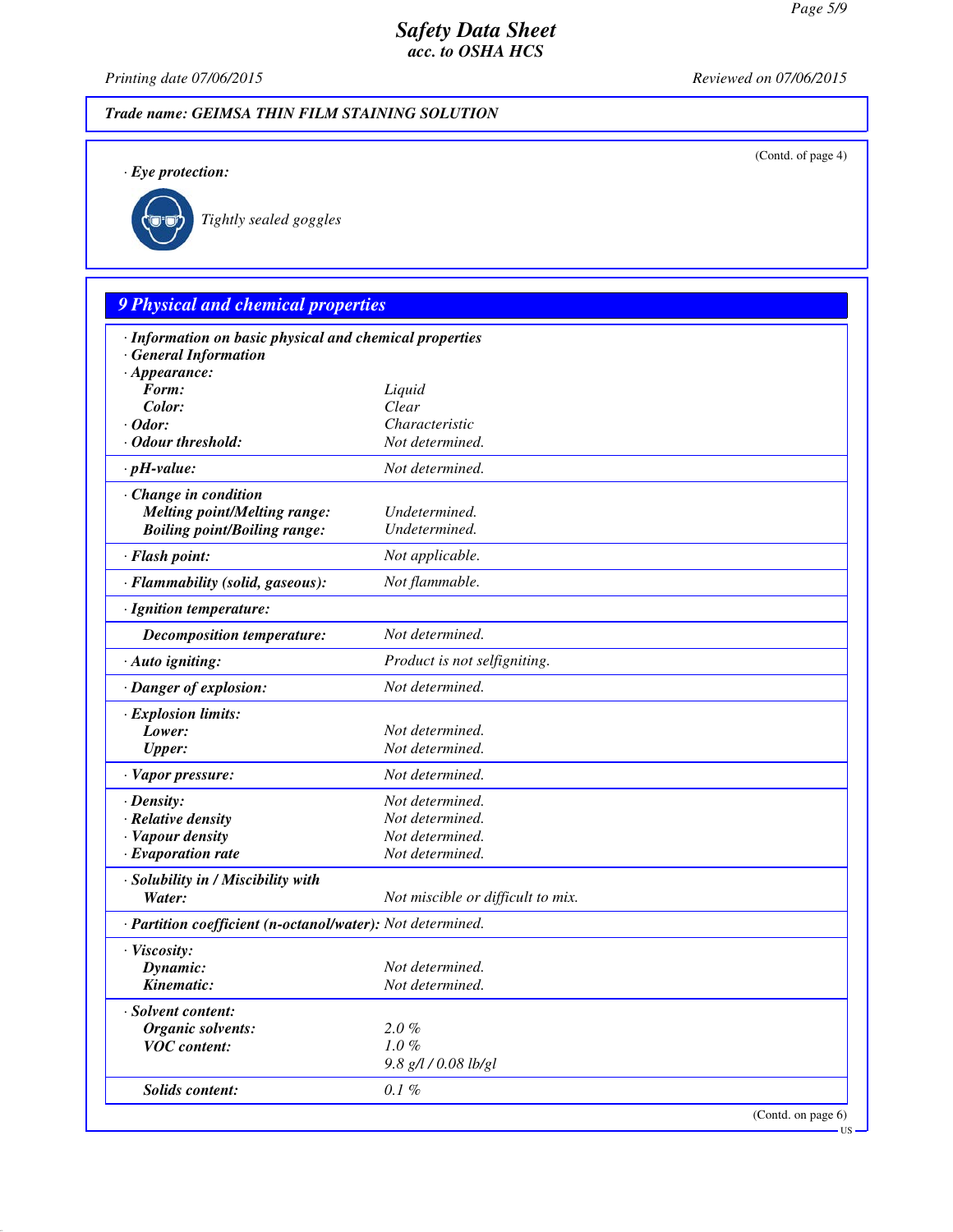**Trade name: GEIMSA THIN FILM STAINING SOLUTION**

(Contd. of page 4)

· **Eye protection:**

Tightly sealed goggles

## 9 Physical and chemical properties

| | |
|---|---|
| · **Information on basic physical and chemical properties** | |
| · **General Information** | |
| · **Appearance:** | |
| **Form:** | Liquid |
| **Color:** | Clear |
| · **Odor:** | Characteristic |
| · **Odour threshold:** | Not determined. |
| · **pH-value:** | Not determined. |
| · **Change in condition** | |
| **Melting point/Melting range:** | Undetermined. |
| **Boiling point/Boiling range:** | Undetermined. |
| · **Flash point:** | Not applicable. |
| · **Flammability (solid, gaseous):** | Not flammable. |
| · **Ignition temperature:** | |
| **Decomposition temperature:** | Not determined. |
| · **Auto igniting:** | Product is not selfigniting. |
| · **Danger of explosion:** | Not determined. |
| · **Explosion limits:** | |
| **Lower:** | Not determined. |
| **Upper:** | Not determined. |
| · **Vapor pressure:** | Not determined. |
| · **Density:** | Not determined. |
| · **Relative density** | Not determined. |
| · **Vapour density** | Not determined. |
| · **Evaporation rate** | Not determined. |
| · **Solubility in / Miscibility with** | |
| **Water:** | Not miscible or difficult to mix. |
| · **Partition coefficient (n-octanol/water):** | Not determined. |
| · **Viscosity:** | |
| **Dynamic:** | Not determined. |
| **Kinematic:** | Not determined. |
| · **Solvent content:** | |
| **Organic solvents:** | 2.0 % |
| **VOC content:** | 1.0 % |
| | 9.8 g/l / 0.08 lb/gl |
| **Solids content:** | 0.1 % |

(Contd. on page 6)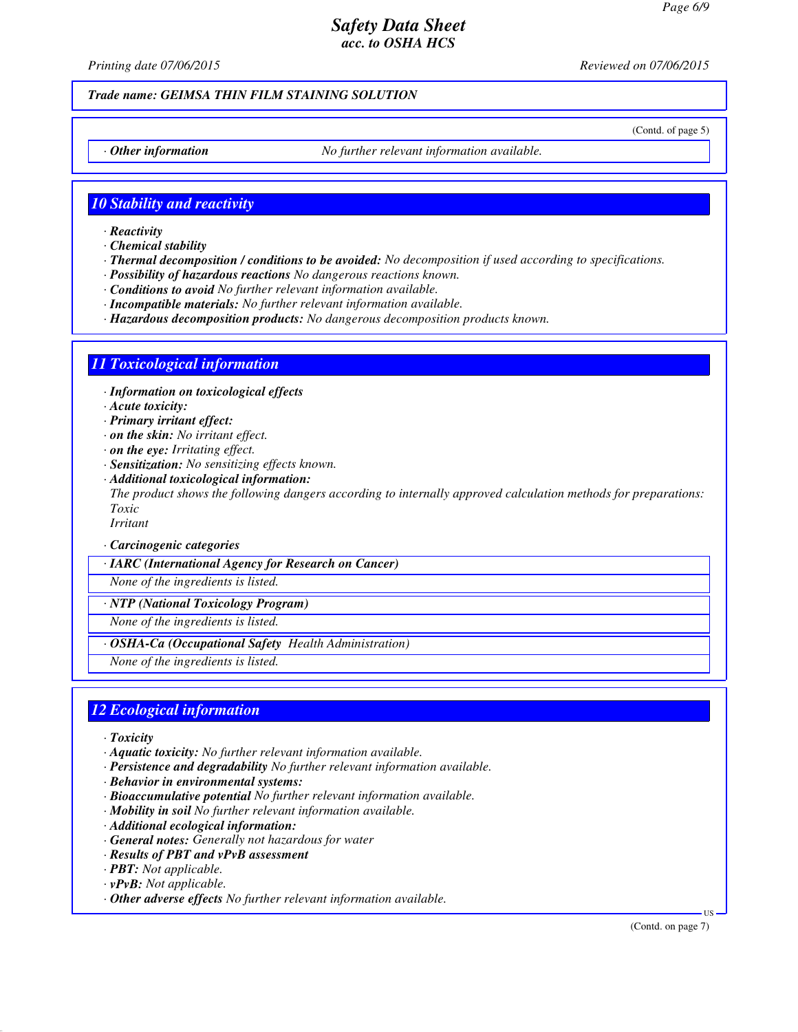(Contd. of page 5)

· **Other information** No further relevant information available.

## 10 Stability and reactivity

· **Reactivity**
· **Chemical stability**
· **Thermal decomposition / conditions to be avoided:** No decomposition if used according to specifications.
· **Possibility of hazardous reactions** No dangerous reactions known.
· **Conditions to avoid** No further relevant information available.
· **Incompatible materials:** No further relevant information available.
· **Hazardous decomposition products:** No dangerous decomposition products known.

## 11 Toxicological information

· **Information on toxicological effects**
· **Acute toxicity:**
· **Primary irritant effect:**
· **on the skin:** No irritant effect.
· **on the eye:** Irritating effect.
· **Sensitization:** No sensitizing effects known.
· **Additional toxicological information:**
The product shows the following dangers according to internally approved calculation methods for preparations:
Toxic
Irritant

· **Carcinogenic categories**

· **IARC (International Agency for Research on Cancer)**
None of the ingredients is listed.

· **NTP (National Toxicology Program)**
None of the ingredients is listed.

· **OSHA-Ca (Occupational Safety Health Administration)**
None of the ingredients is listed.

## 12 Ecological information

· **Toxicity**
· **Aquatic toxicity:** No further relevant information available.
· **Persistence and degradability** No further relevant information available.
· **Behavior in environmental systems:**
· **Bioaccumulative potential** No further relevant information available.
· **Mobility in soil** No further relevant information available.
· **Additional ecological information:**
· **General notes:** Generally not hazardous for water
· **Results of PBT and vPvB assessment**
· **PBT:** Not applicable.
· **vPvB:** Not applicable.
· **Other adverse effects** No further relevant information available.

(Contd. on page 7)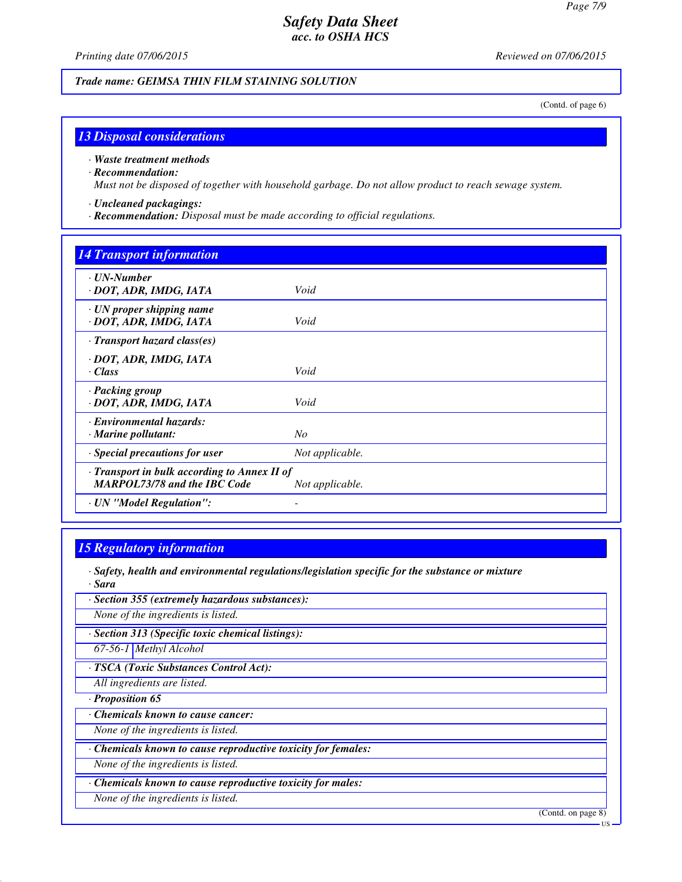*Safety Data Sheet*
*acc. to OSHA HCS*

*Printing date 07/06/2015* *Reviewed on 07/06/2015*

***Trade name: GEIMSA THIN FILM STAINING SOLUTION***

(Contd. of page 6)

## 13 Disposal considerations

· ***Waste treatment methods***
· ***Recommendation:***
*Must not be disposed of together with household garbage. Do not allow product to reach sewage system.*

· ***Uncleaned packagings:***
· ***Recommendation:*** *Disposal must be made according to official regulations.*

## 14 Transport information

| | |
|---|---|
| · **UN-Number**<br>· **DOT, ADR, IMDG, IATA** | *Void* |
| · **UN proper shipping name**<br>· **DOT, ADR, IMDG, IATA** | *Void* |
| · **Transport hazard class(es)**<br>· **DOT, ADR, IMDG, IATA**<br>· **Class** | *Void* |
| · **Packing group**<br>· **DOT, ADR, IMDG, IATA** | *Void* |
| · **Environmental hazards:**<br>· **Marine pollutant:** | *No* |
| · **Special precautions for user** | *Not applicable.* |
| · **Transport in bulk according to Annex II of MARPOL73/78 and the IBC Code** | *Not applicable.* |
| · **UN "Model Regulation":** | - |

## 15 Regulatory information

· ***Safety, health and environmental regulations/legislation specific for the substance or mixture***
· ***Sara***

· ***Section 355 (extremely hazardous substances):***
*None of the ingredients is listed.*

· ***Section 313 (Specific toxic chemical listings):***

| | |
|---|---|
| 67-56-1 | Methyl Alcohol |

· ***TSCA (Toxic Substances Control Act):***
*All ingredients are listed.*

· ***Proposition 65***

· ***Chemicals known to cause cancer:***
*None of the ingredients is listed.*

· ***Chemicals known to cause reproductive toxicity for females:***
*None of the ingredients is listed.*

· ***Chemicals known to cause reproductive toxicity for males:***
*None of the ingredients is listed.*

(Contd. on page 8)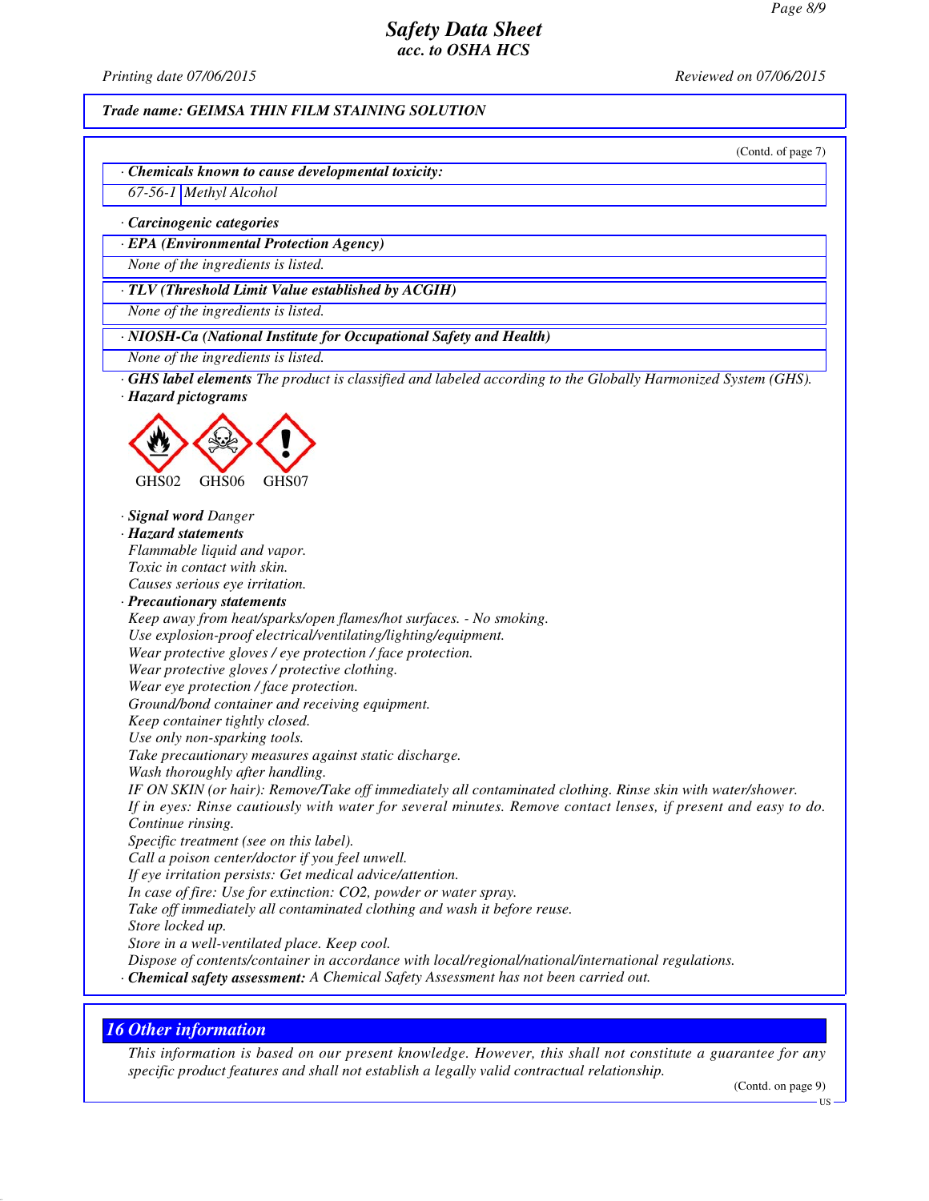# Safety Data Sheet
## acc. to OSHA HCS

Printing date 07/06/2015 Reviewed on 07/06/2015

**Trade name: GEIMSA THIN FILM STAINING SOLUTION**

(Contd. of page 7)

**· Chemicals known to cause developmental toxicity:**

| 67-56-1 | Methyl Alcohol |
|---|---|

**· Carcinogenic categories**

**· EPA (Environmental Protection Agency)**

None of the ingredients is listed.

**· TLV (Threshold Limit Value established by ACGIH)**

None of the ingredients is listed.

**· NIOSH-Ca (National Institute for Occupational Safety and Health)**

None of the ingredients is listed.

**· GHS label elements** The product is classified and labeled according to the Globally Harmonized System (GHS).

**· Hazard pictograms**

GHS02 GHS06 GHS07

**· Signal word** Danger

**· Hazard statements**

Flammable liquid and vapor.
Toxic in contact with skin.
Causes serious eye irritation.

**· Precautionary statements**

Keep away from heat/sparks/open flames/hot surfaces. - No smoking.
Use explosion-proof electrical/ventilating/lighting/equipment.
Wear protective gloves / eye protection / face protection.
Wear protective gloves / protective clothing.
Wear eye protection / face protection.
Ground/bond container and receiving equipment.
Keep container tightly closed.
Use only non-sparking tools.
Take precautionary measures against static discharge.
Wash thoroughly after handling.
IF ON SKIN (or hair): Remove/Take off immediately all contaminated clothing. Rinse skin with water/shower.
If in eyes: Rinse cautiously with water for several minutes. Remove contact lenses, if present and easy to do. Continue rinsing.
Specific treatment (see on this label).
Call a poison center/doctor if you feel unwell.
If eye irritation persists: Get medical advice/attention.
In case of fire: Use for extinction: $CO_2$, powder or water spray.
Take off immediately all contaminated clothing and wash it before reuse.
Store locked up.
Store in a well-ventilated place. Keep cool.
Dispose of contents/container in accordance with local/regional/national/international regulations.

**· Chemical safety assessment:** A Chemical Safety Assessment has not been carried out.

## 16 Other information

This information is based on our present knowledge. However, this shall not constitute a guarantee for any specific product features and shall not establish a legally valid contractual relationship.

(Contd. on page 9)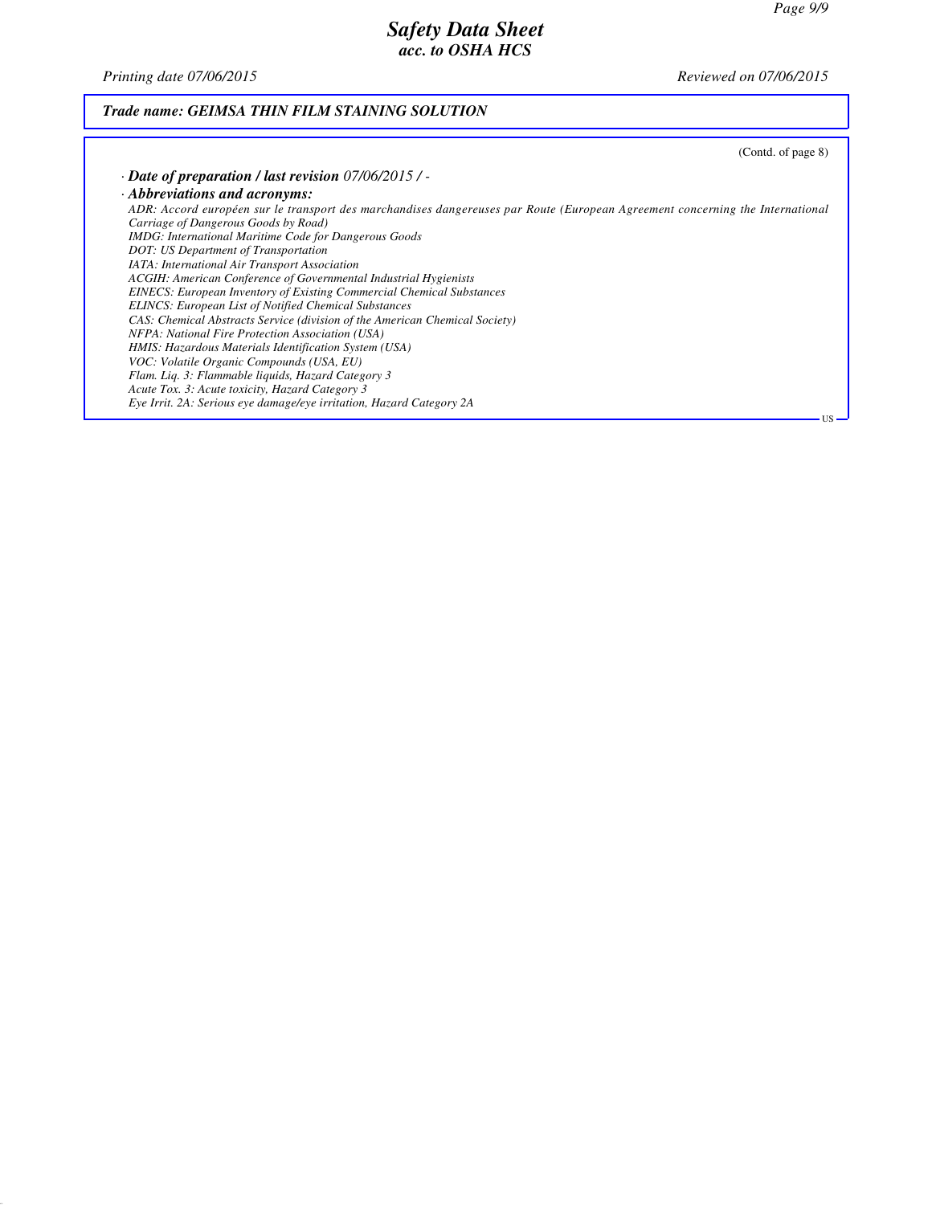**Trade name: GEIMSA THIN FILM STAINING SOLUTION**

(Contd. of page 8)

· **Date of preparation / last revision** *07/06/2015 / -*

· **Abbreviations and acronyms:**

*ADR: Accord européen sur le transport des marchandises dangereuses par Route (European Agreement concerning the International Carriage of Dangerous Goods by Road)*
*IMDG: International Maritime Code for Dangerous Goods*
*DOT: US Department of Transportation*
*IATA: International Air Transport Association*
*ACGIH: American Conference of Governmental Industrial Hygienists*
*EINECS: European Inventory of Existing Commercial Chemical Substances*
*ELINCS: European List of Notified Chemical Substances*
*CAS: Chemical Abstracts Service (division of the American Chemical Society)*
*NFPA: National Fire Protection Association (USA)*
*HMIS: Hazardous Materials Identification System (USA)*
*VOC: Volatile Organic Compounds (USA, EU)*
*Flam. Liq. 3: Flammable liquids, Hazard Category 3*
*Acute Tox. 3: Acute toxicity, Hazard Category 3*
*Eye Irrit. 2A: Serious eye damage/eye irritation, Hazard Category 2A*

US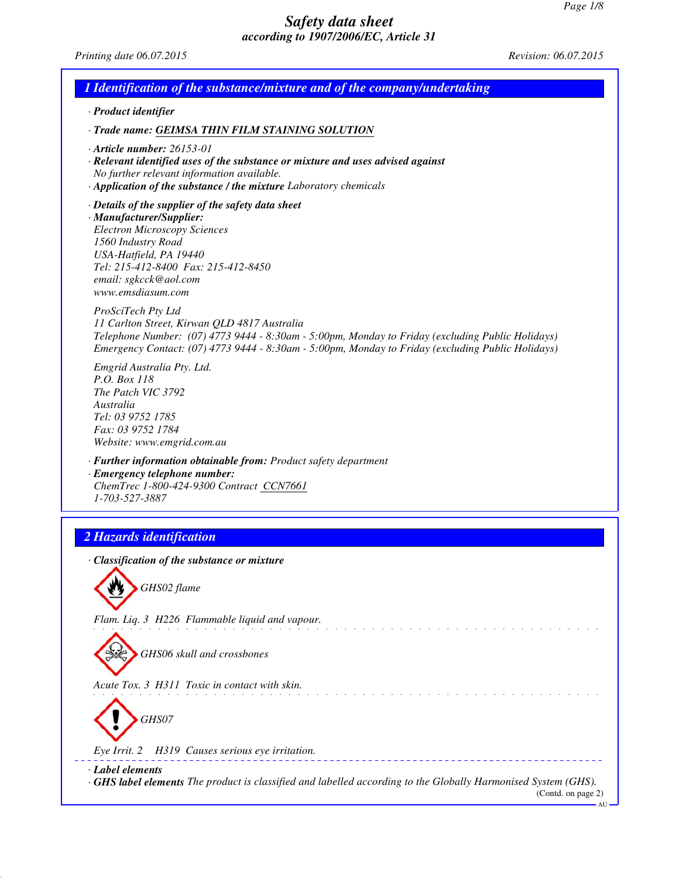# Safety data sheet

### according to 1907/2006/EC, Article 31

Printing date 06.07.2015 | Revision: 06.07.2015

## 1 Identification of the substance/mixture and of the company/undertaking

· **Product identifier**

· **Trade name: GEIMSA THIN FILM STAINING SOLUTION**

· **Article number:** 26153-01

· **Relevant identified uses of the substance or mixture and uses advised against**
No further relevant information available.

· **Application of the substance / the mixture** Laboratory chemicals

· **Details of the supplier of the safety data sheet**

· **Manufacturer/Supplier:**
Electron Microscopy Sciences
1560 Industry Road
USA-Hatfield, PA 19440
Tel: 215-412-8400 Fax: 215-412-8450
email: sgkcck@aol.com
www.emsdiasum.com

ProSciTech Pty Ltd
11 Carlton Street, Kirwan QLD 4817 Australia
Telephone Number: (07) 4773 9444 - 8:30am - 5:00pm, Monday to Friday (excluding Public Holidays)
Emergency Contact: (07) 4773 9444 - 8:30am - 5:00pm, Monday to Friday (excluding Public Holidays)

Emgrid Australia Pty. Ltd.
P.O. Box 118
The Patch VIC 3792
Australia
Tel: 03 9752 1785
Fax: 03 9752 1784
Website: www.emgrid.com.au

· **Further information obtainable from:** Product safety department

· **Emergency telephone number:**
ChemTrec 1-800-424-9300 Contract CCN7661
1-703-527-3887

## 2 Hazards identification

· **Classification of the substance or mixture**

GHS02 flame

Flam. Liq. 3 H226 Flammable liquid and vapour.

GHS06 skull and crossbones

Acute Tox. 3 H311 Toxic in contact with skin.

GHS07

Eye Irrit. 2 H319 Causes serious eye irritation.

· **Label elements**

· **GHS label elements** The product is classified and labelled according to the Globally Harmonised System (GHS).

(Contd. on page 2)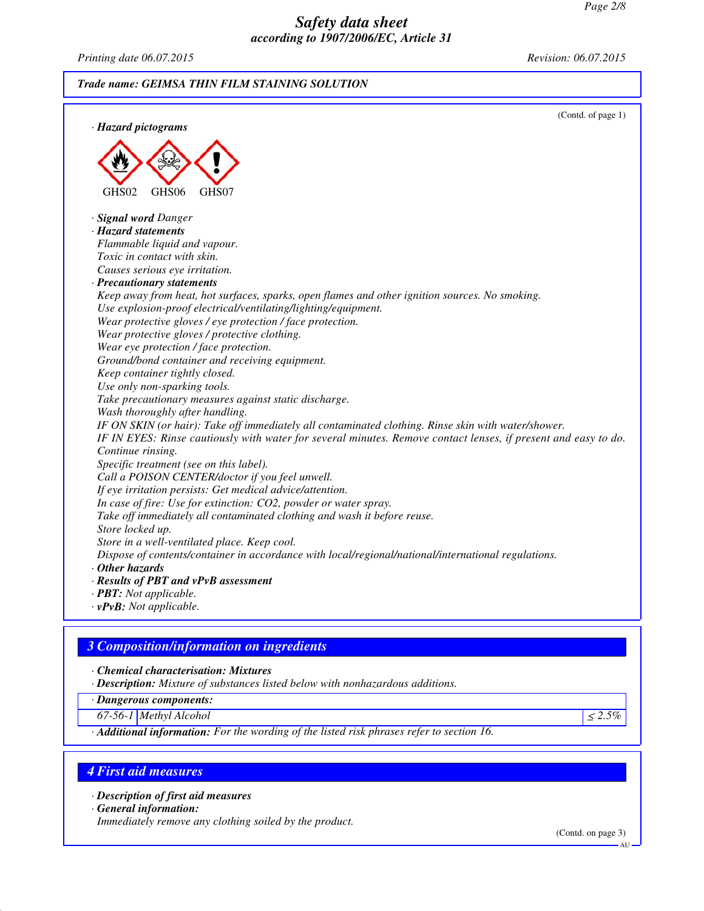## Safety data sheet

**according to 1907/2006/EC, Article 31**

Printing date 06.07.2015 Revision: 06.07.2015

**Trade name: GEIMSA THIN FILM STAINING SOLUTION**

(Contd. of page 1)

· **Hazard pictograms**

GHS02 GHS06 GHS07

· **Signal word** Danger

· **Hazard statements**

Flammable liquid and vapour.
Toxic in contact with skin.
Causes serious eye irritation.

· **Precautionary statements**

Keep away from heat, hot surfaces, sparks, open flames and other ignition sources. No smoking.
Use explosion-proof electrical/ventilating/lighting/equipment.
Wear protective gloves / eye protection / face protection.
Wear protective gloves / protective clothing.
Wear eye protection / face protection.
Ground/bond container and receiving equipment.
Keep container tightly closed.
Use only non-sparking tools.
Take precautionary measures against static discharge.
Wash thoroughly after handling.
IF ON SKIN (or hair): Take off immediately all contaminated clothing. Rinse skin with water/shower.
IF IN EYES: Rinse cautiously with water for several minutes. Remove contact lenses, if present and easy to do. Continue rinsing.
Specific treatment (see on this label).
Call a POISON CENTER/doctor if you feel unwell.
If eye irritation persists: Get medical advice/attention.
In case of fire: Use for extinction: CO2, powder or water spray.
Take off immediately all contaminated clothing and wash it before reuse.
Store locked up.
Store in a well-ventilated place. Keep cool.
Dispose of contents/container in accordance with local/regional/national/international regulations.

· **Other hazards**

· **Results of PBT and vPvB assessment**

· **PBT:** Not applicable.

· **vPvB:** Not applicable.

## 3 Composition/information on ingredients

· **Chemical characterisation: Mixtures**

· **Description:** Mixture of substances listed below with nonhazardous additions.

· **Dangerous components:**

| | | |
|---|---|---|
| 67-56-1 | Methyl Alcohol | ≤ 2.5% |

· **Additional information:** For the wording of the listed risk phrases refer to section 16.

## 4 First aid measures

· **Description of first aid measures**

· **General information:**

Immediately remove any clothing soiled by the product.

(Contd. on page 3)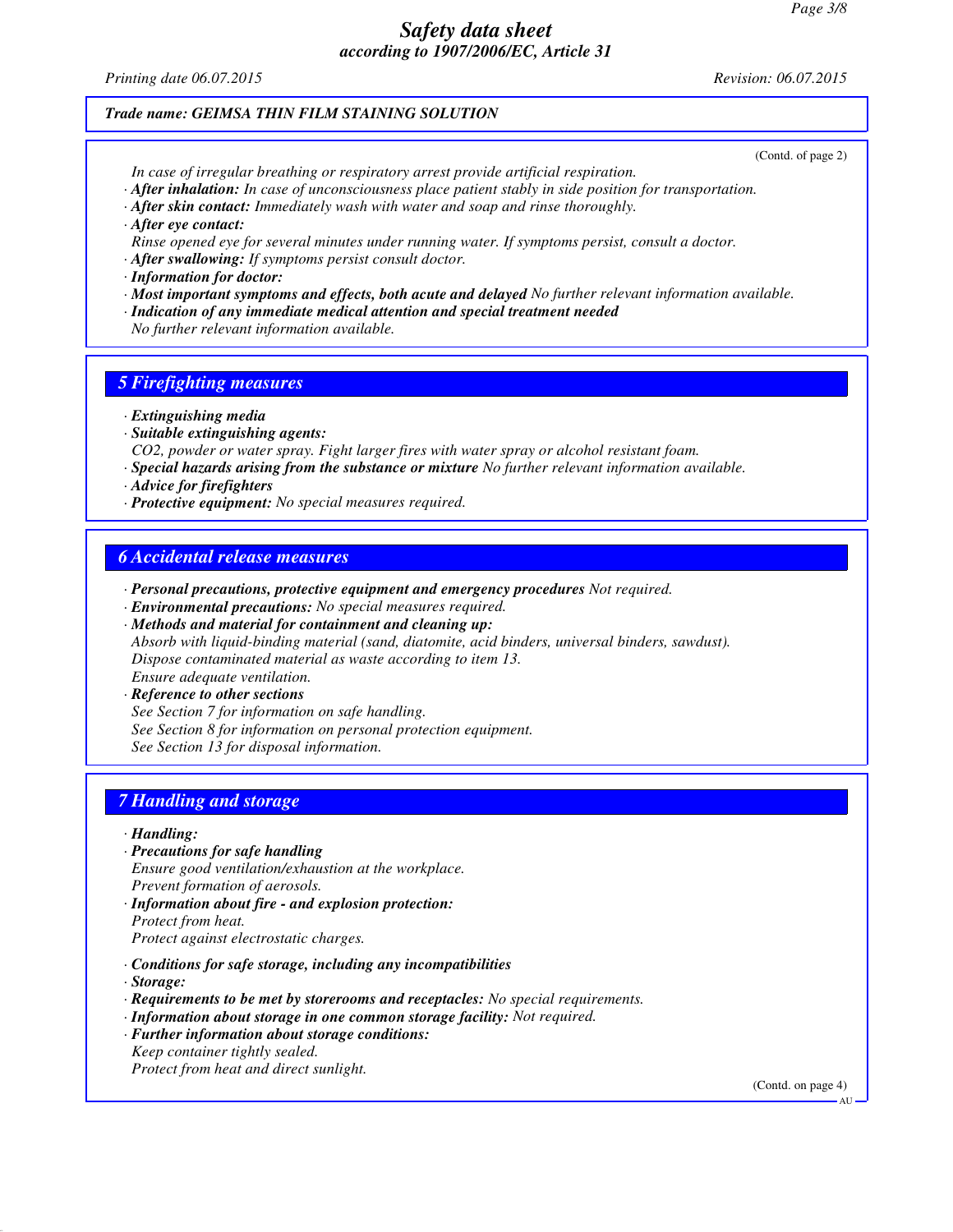(Contd. of page 2)

In case of irregular breathing or respiratory arrest provide artificial respiration.

· **After inhalation:** In case of unconsciousness place patient stably in side position for transportation.
· **After skin contact:** Immediately wash with water and soap and rinse thoroughly.
· **After eye contact:**
Rinse opened eye for several minutes under running water. If symptoms persist, consult a doctor.
· **After swallowing:** If symptoms persist consult doctor.
· **Information for doctor:**
· **Most important symptoms and effects, both acute and delayed** No further relevant information available.
· **Indication of any immediate medical attention and special treatment needed**
No further relevant information available.

## 5 Firefighting measures

· **Extinguishing media**
· **Suitable extinguishing agents:**
$CO_2$, powder or water spray. Fight larger fires with water spray or alcohol resistant foam.
· **Special hazards arising from the substance or mixture** No further relevant information available.
· **Advice for firefighters**
· **Protective equipment:** No special measures required.

## 6 Accidental release measures

· **Personal precautions, protective equipment and emergency procedures** Not required.
· **Environmental precautions:** No special measures required.
· **Methods and material for containment and cleaning up:**
Absorb with liquid-binding material (sand, diatomite, acid binders, universal binders, sawdust).
Dispose contaminated material as waste according to item 13.
Ensure adequate ventilation.
· **Reference to other sections**
See Section 7 for information on safe handling.
See Section 8 for information on personal protection equipment.
See Section 13 for disposal information.

## 7 Handling and storage

· **Handling:**
· **Precautions for safe handling**
Ensure good ventilation/exhaustion at the workplace.
Prevent formation of aerosols.
· **Information about fire - and explosion protection:**
Protect from heat.
Protect against electrostatic charges.

· **Conditions for safe storage, including any incompatibilities**
· **Storage:**
· **Requirements to be met by storerooms and receptacles:** No special requirements.
· **Information about storage in one common storage facility:** Not required.
· **Further information about storage conditions:**
Keep container tightly sealed.
Protect from heat and direct sunlight.

(Contd. on page 4)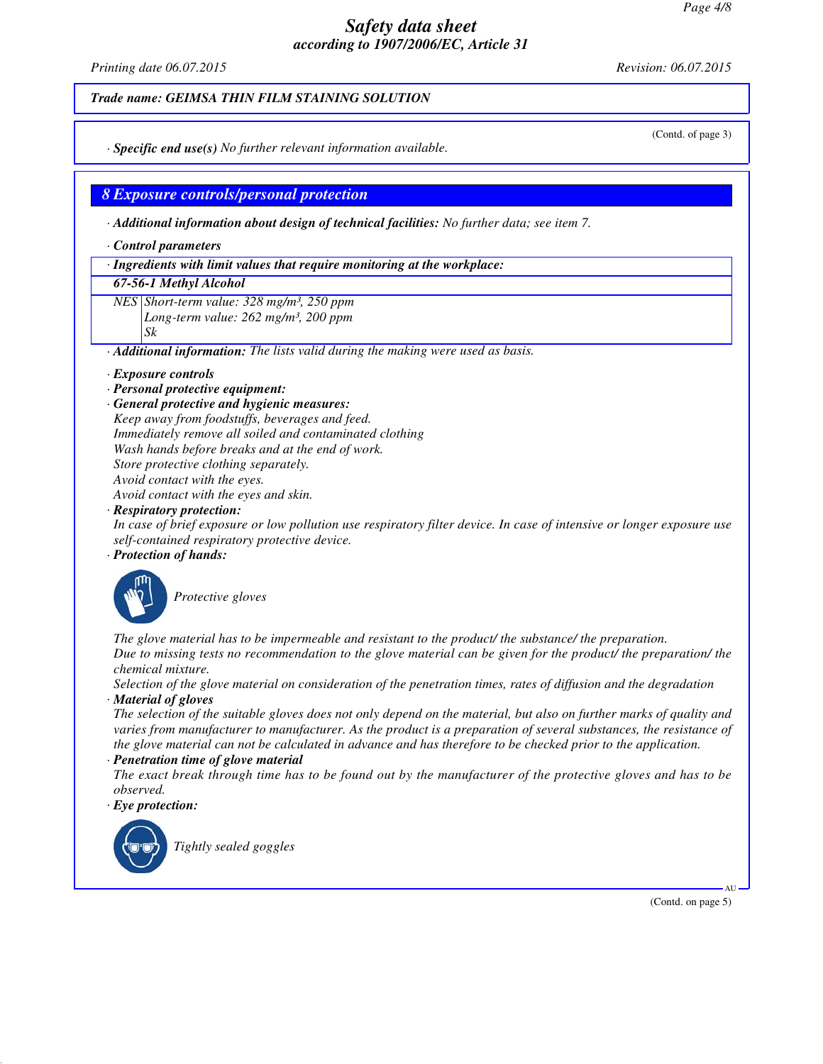**Trade name: GEIMSA THIN FILM STAINING SOLUTION**

(Contd. of page 3)

· **Specific end use(s)** No further relevant information available.

## 8 Exposure controls/personal protection

· **Additional information about design of technical facilities:** No further data; see item 7.

· **Control parameters**

| · Ingredients with limit values that require monitoring at the workplace: | |
|---|---|
| **67-56-1 Methyl Alcohol** | |
| NES | Short-term value: 328 mg/m³, 250 ppm<br>Long-term value: 262 mg/m³, 200 ppm<br>Sk |

· **Additional information:** The lists valid during the making were used as basis.

· **Exposure controls**
· **Personal protective equipment:**
· **General protective and hygienic measures:**
Keep away from foodstuffs, beverages and feed.
Immediately remove all soiled and contaminated clothing
Wash hands before breaks and at the end of work.
Store protective clothing separately.
Avoid contact with the eyes.
Avoid contact with the eyes and skin.
· **Respiratory protection:**
In case of brief exposure or low pollution use respiratory filter device. In case of intensive or longer exposure use self-contained respiratory protective device.
· **Protection of hands:**

Protective gloves

The glove material has to be impermeable and resistant to the product/ the substance/ the preparation.
Due to missing tests no recommendation to the glove material can be given for the product/ the preparation/ the chemical mixture.
Selection of the glove material on consideration of the penetration times, rates of diffusion and the degradation
· **Material of gloves**
The selection of the suitable gloves does not only depend on the material, but also on further marks of quality and varies from manufacturer to manufacturer. As the product is a preparation of several substances, the resistance of the glove material can not be calculated in advance and has therefore to be checked prior to the application.
· **Penetration time of glove material**
The exact break through time has to be found out by the manufacturer of the protective gloves and has to be observed.
· **Eye protection:**

Tightly sealed goggles

(Contd. on page 5)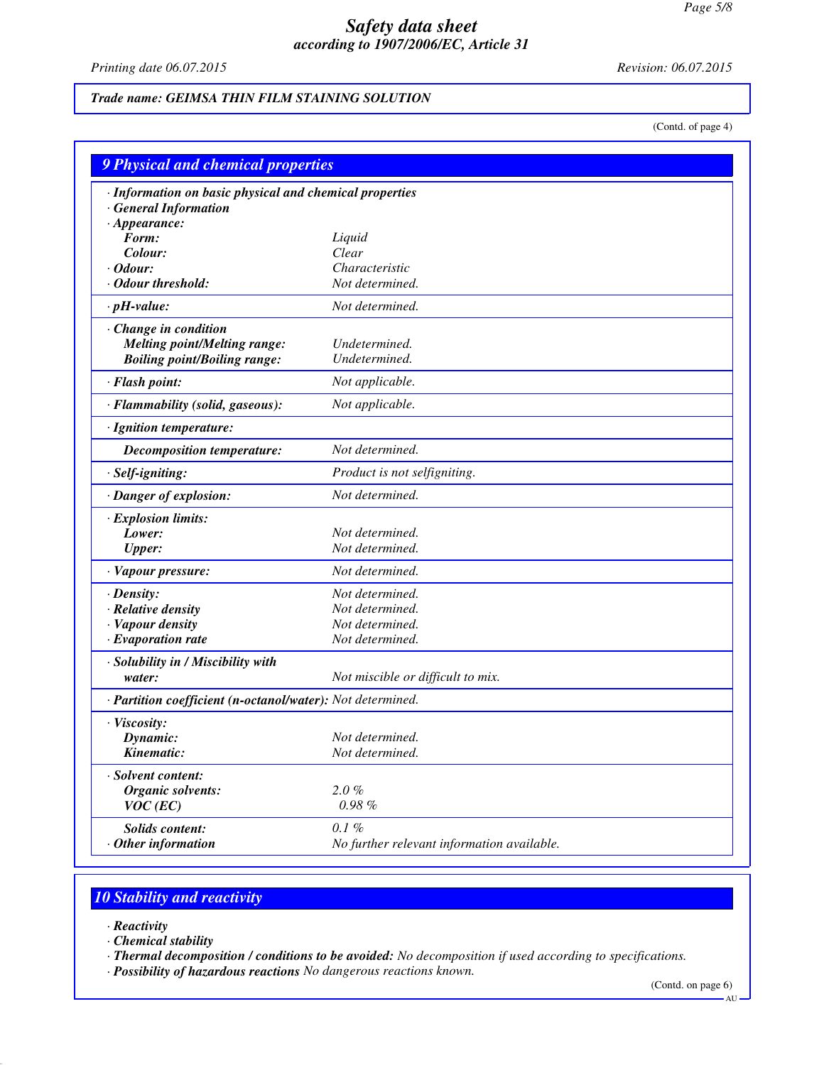# Safety data sheet
## according to 1907/2006/EC, Article 31

*Printing date 06.07.2015* *Revision: 06.07.2015*

***Trade name: GEIMSA THIN FILM STAINING SOLUTION***

(Contd. of page 4)

## 9 Physical and chemical properties

| | |
|---|---|
| **· Information on basic physical and chemical properties** | |
| **· General Information** | |
| **· Appearance:** | |
| **Form:** | *Liquid* |
| **Colour:** | *Clear* |
| **· Odour:** | *Characteristic* |
| **· Odour threshold:** | *Not determined.* |
| **· pH-value:** | *Not determined.* |
| **· Change in condition** | |
| **Melting point/Melting range:** | *Undetermined.* |
| **Boiling point/Boiling range:** | *Undetermined.* |
| **· Flash point:** | *Not applicable.* |
| **· Flammability (solid, gaseous):** | *Not applicable.* |
| **· Ignition temperature:** | |
| **Decomposition temperature:** | *Not determined.* |
| **· Self-igniting:** | *Product is not selfigniting.* |
| **· Danger of explosion:** | *Not determined.* |
| **· Explosion limits:** | |
| **Lower:** | *Not determined.* |
| **Upper:** | *Not determined.* |
| **· Vapour pressure:** | *Not determined.* |
| **· Density:** | *Not determined.* |
| **· Relative density** | *Not determined.* |
| **· Vapour density** | *Not determined.* |
| **· Evaporation rate** | *Not determined.* |
| **· Solubility in / Miscibility with water:** | *Not miscible or difficult to mix.* |
| **· Partition coefficient (n-octanol/water):** | *Not determined.* |
| **· Viscosity:** | |
| **Dynamic:** | *Not determined.* |
| **Kinematic:** | *Not determined.* |
| **· Solvent content:** | |
| **Organic solvents:** | *2.0 %* |
| **VOC (EC)** | *0.98 %* |
| **Solids content:** | *0.1 %* |
| **· Other information** | *No further relevant information available.* |

## 10 Stability and reactivity

**· Reactivity**
**· Chemical stability**
**· Thermal decomposition / conditions to be avoided:** *No decomposition if used according to specifications.*
**· Possibility of hazardous reactions** *No dangerous reactions known.*

(Contd. on page 6)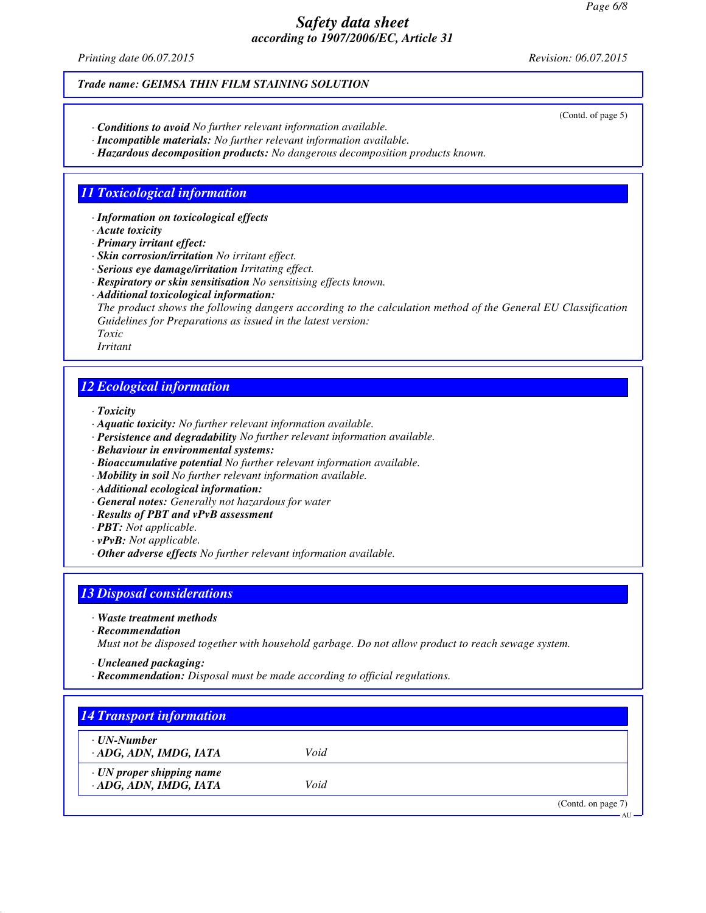(Contd. of page 5)

· **Conditions to avoid** No further relevant information available.
· **Incompatible materials:** No further relevant information available.
· **Hazardous decomposition products:** No dangerous decomposition products known.

## 11 Toxicological information

· **Information on toxicological effects**
· **Acute toxicity**
· **Primary irritant effect:**
· **Skin corrosion/irritation** No irritant effect.
· **Serious eye damage/irritation** Irritating effect.
· **Respiratory or skin sensitisation** No sensitising effects known.
· **Additional toxicological information:**
The product shows the following dangers according to the calculation method of the General EU Classification Guidelines for Preparations as issued in the latest version:
Toxic
Irritant

## 12 Ecological information

· **Toxicity**
· **Aquatic toxicity:** No further relevant information available.
· **Persistence and degradability** No further relevant information available.
· **Behaviour in environmental systems:**
· **Bioaccumulative potential** No further relevant information available.
· **Mobility in soil** No further relevant information available.
· **Additional ecological information:**
· **General notes:** Generally not hazardous for water
· **Results of PBT and vPvB assessment**
· **PBT:** Not applicable.
· **vPvB:** Not applicable.
· **Other adverse effects** No further relevant information available.

## 13 Disposal considerations

· **Waste treatment methods**
· **Recommendation**
Must not be disposed together with household garbage. Do not allow product to reach sewage system.

· **Uncleaned packaging:**
· **Recommendation:** Disposal must be made according to official regulations.

## 14 Transport information

| | |
|---|---|
| · **UN-Number** · **ADG, ADN, IMDG, IATA** | Void |
| · **UN proper shipping name** · **ADG, ADN, IMDG, IATA** | Void |

(Contd. on page 7)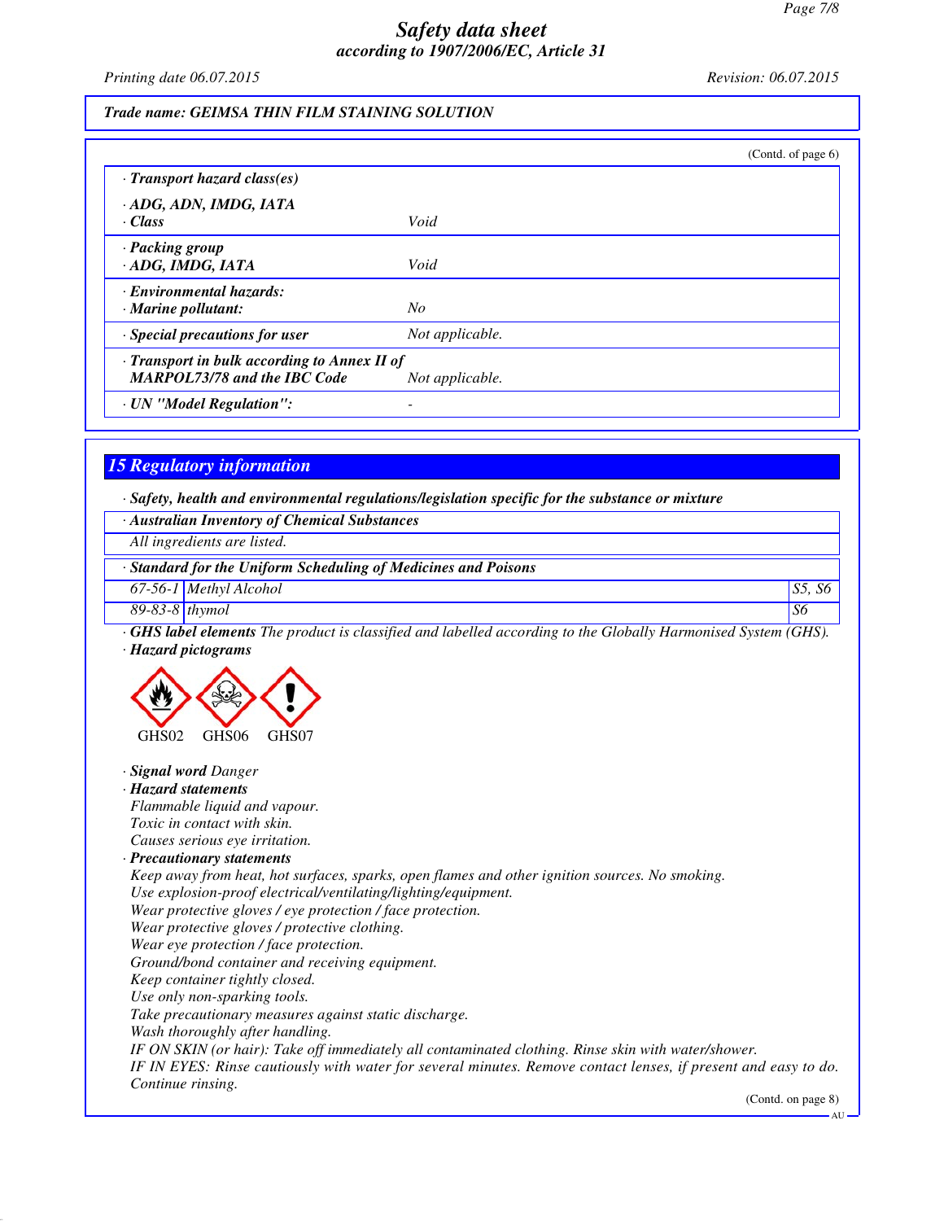(Contd. of page 6)

| | |
|---|---|
| · **Transport hazard class(es)** | |
| · **ADG, ADN, IMDG, IATA** | |
| · **Class** | *Void* |
| · **Packing group** | |
| · **ADG, IMDG, IATA** | *Void* |
| · **Environmental hazards:** | |
| · **Marine pollutant:** | *No* |
| · **Special precautions for user** | *Not applicable.* |
| · **Transport in bulk according to Annex II of MARPOL73/78 and the IBC Code** | *Not applicable.* |
| · **UN "Model Regulation":** | - |

## 15 Regulatory information

· ***Safety, health and environmental regulations/legislation specific for the substance or mixture***

· ***Australian Inventory of Chemical Substances***

*All ingredients are listed.*

· ***Standard for the Uniform Scheduling of Medicines and Poisons***

| | | |
|---|---|---|
| 67-56-1 | Methyl Alcohol | S5, S6 |
| 89-83-8 | thymol | S6 |

· ***GHS label elements*** *The product is classified and labelled according to the Globally Harmonised System (GHS).*

· ***Hazard pictograms***

GHS02 GHS06 GHS07

· ***Signal word*** *Danger*

· ***Hazard statements***

*Flammable liquid and vapour.*
*Toxic in contact with skin.*
*Causes serious eye irritation.*

· ***Precautionary statements***

*Keep away from heat, hot surfaces, sparks, open flames and other ignition sources. No smoking.*
*Use explosion-proof electrical/ventilating/lighting/equipment.*
*Wear protective gloves / eye protection / face protection.*
*Wear protective gloves / protective clothing.*
*Wear eye protection / face protection.*
*Ground/bond container and receiving equipment.*
*Keep container tightly closed.*
*Use only non-sparking tools.*
*Take precautionary measures against static discharge.*
*Wash thoroughly after handling.*
*IF ON SKIN (or hair): Take off immediately all contaminated clothing. Rinse skin with water/shower.*
*IF IN EYES: Rinse cautiously with water for several minutes. Remove contact lenses, if present and easy to do. Continue rinsing.*

(Contd. on page 8)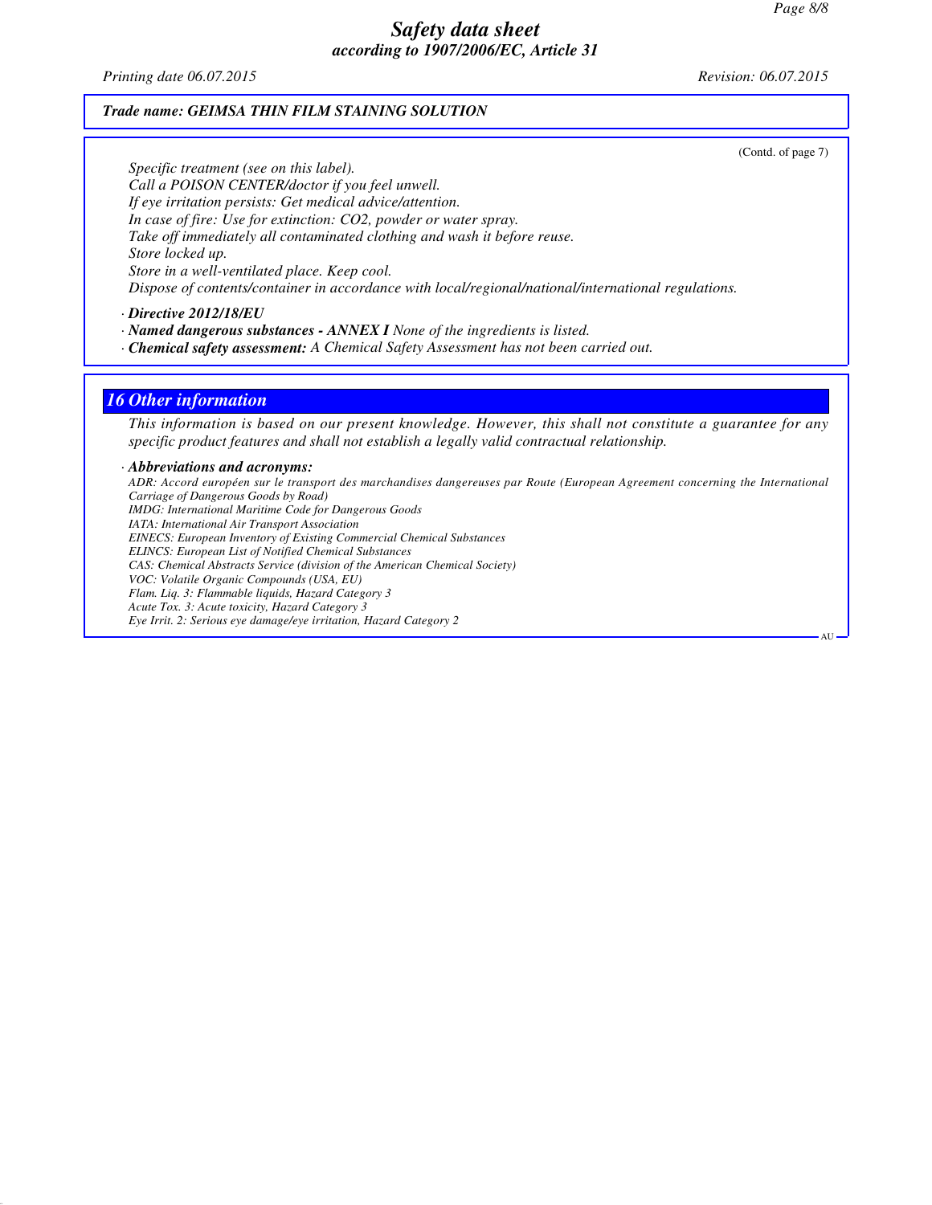*Specific treatment (see on this label).*
*Call a POISON CENTER/doctor if you feel unwell.*
*If eye irritation persists: Get medical advice/attention.*
*In case of fire: Use for extinction: $CO_2$, powder or water spray.*
*Take off immediately all contaminated clothing and wash it before reuse.*
*Store locked up.*
*Store in a well-ventilated place. Keep cool.*
*Dispose of contents/container in accordance with local/regional/national/international regulations.*

· ***Directive 2012/18/EU***
· ***Named dangerous substances - ANNEX I*** *None of the ingredients is listed.*
· ***Chemical safety assessment:*** *A Chemical Safety Assessment has not been carried out.*

## *16 Other information*

*This information is based on our present knowledge. However, this shall not constitute a guarantee for any specific product features and shall not establish a legally valid contractual relationship.*

· ***Abbreviations and acronyms:***
*ADR: Accord européen sur le transport des marchandises dangereuses par Route (European Agreement concerning the International Carriage of Dangerous Goods by Road)*
*IMDG: International Maritime Code for Dangerous Goods*
*IATA: International Air Transport Association*
*EINECS: European Inventory of Existing Commercial Chemical Substances*
*ELINCS: European List of Notified Chemical Substances*
*CAS: Chemical Abstracts Service (division of the American Chemical Society)*
*VOC: Volatile Organic Compounds (USA, EU)*
*Flam. Liq. 3: Flammable liquids, Hazard Category 3*
*Acute Tox. 3: Acute toxicity, Hazard Category 3*
*Eye Irrit. 2: Serious eye damage/eye irritation, Hazard Category 2*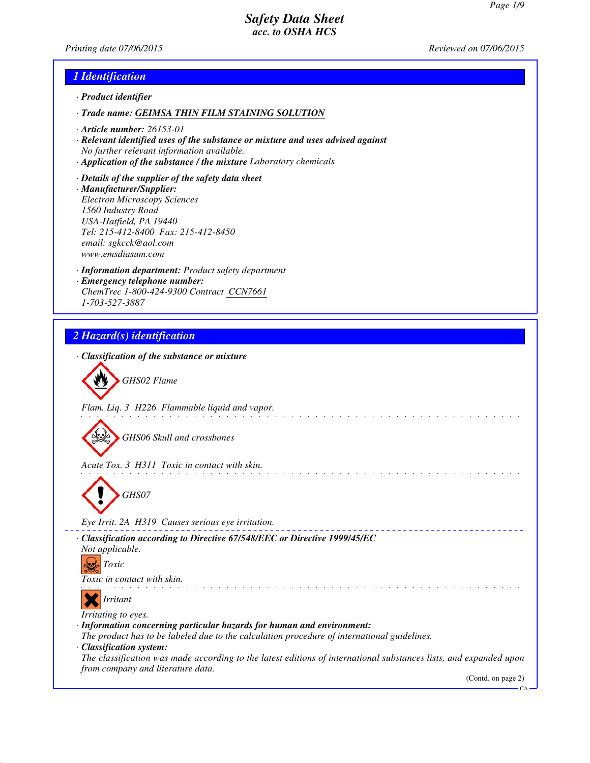# Safety Data Sheet
## acc. to OSHA HCS

Printing date 07/06/2015 Reviewed on 07/06/2015

## 1 Identification

· **Product identifier**

· **Trade name: GEIMSA THIN FILM STAINING SOLUTION**

· **Article number:** 26153-01

· **Relevant identified uses of the substance or mixture and uses advised against**
No further relevant information available.

· **Application of the substance / the mixture** Laboratory chemicals

· **Details of the supplier of the safety data sheet**

· **Manufacturer/Supplier:**
Electron Microscopy Sciences
1560 Industry Road
USA-Hatfield, PA 19440
Tel: 215-412-8400 Fax: 215-412-8450
email: sgkcck@aol.com
www.emsdiasum.com

· **Information department:** Product safety department

· **Emergency telephone number:**
ChemTrec 1-800-424-9300 Contract CCN7661
1-703-527-3887

## 2 Hazard(s) identification

· **Classification of the substance or mixture**

GHS02 Flame

Flam. Liq. 3 H226 Flammable liquid and vapor.

GHS06 Skull and crossbones

Acute Tox. 3 H311 Toxic in contact with skin.

GHS07

Eye Irrit. 2A H319 Causes serious eye irritation.

· **Classification according to Directive 67/548/EEC or Directive 1999/45/EC**
Not applicable.

Toxic

Toxic in contact with skin.

Irritant

Irritating to eyes.

· **Information concerning particular hazards for human and environment:**
The product has to be labeled due to the calculation procedure of international guidelines.

· **Classification system:**
The classification was made according to the latest editions of international substances lists, and expanded upon from company and literature data.

(Contd. on page 2)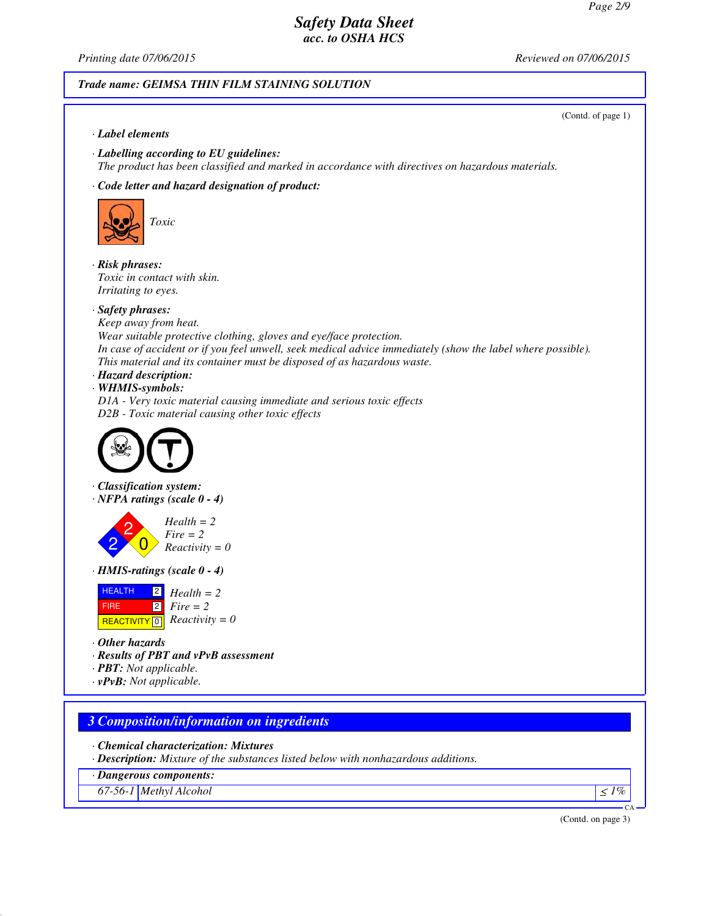**Safety Data Sheet**
*acc. to OSHA HCS*

Printing date 07/06/2015 Reviewed on 07/06/2015

**Trade name: GEIMSA THIN FILM STAINING SOLUTION**

(Contd. of page 1)

· **Label elements**

· **Labelling according to EU guidelines:**
The product has been classified and marked in accordance with directives on hazardous materials.

· **Code letter and hazard designation of product:**

Toxic

· **Risk phrases:**
Toxic in contact with skin.
Irritating to eyes.

· **Safety phrases:**
Keep away from heat.
Wear suitable protective clothing, gloves and eye/face protection.
In case of accident or if you feel unwell, seek medical advice immediately (show the label where possible).
This material and its container must be disposed of as hazardous waste.

· **Hazard description:**

· **WHMIS-symbols:**
D1A - Very toxic material causing immediate and serious toxic effects
D2B - Toxic material causing other toxic effects

· **Classification system:**

· **NFPA ratings (scale 0 - 4)**

Health = 2
Fire = 2
Reactivity = 0

· **HMIS-ratings (scale 0 - 4)**

| HEALTH | 2 | Health = 2 |
|---|---|---|
| FIRE | 2 | Fire = 2 |
| REACTIVITY | 0 | Reactivity = 0 |

· **Other hazards**

· **Results of PBT and vPvB assessment**

· **PBT:** Not applicable.

· **vPvB:** Not applicable.

## 3 Composition/information on ingredients

· **Chemical characterization: Mixtures**

· **Description:** Mixture of the substances listed below with nonhazardous additions.

| · Dangerous components: | | |
|---|---|---|
| 67-56-1 | Methyl Alcohol | ≤ 1% |

(Contd. on page 3)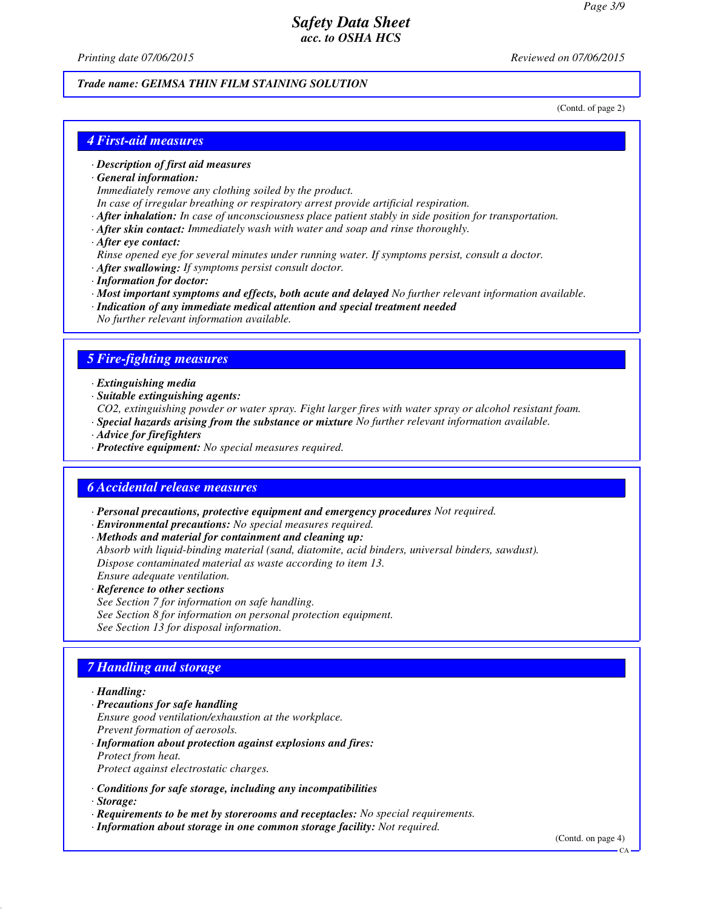**Trade name: GEIMSA THIN FILM STAINING SOLUTION**

(Contd. of page 2)

## 4 First-aid measures

· **Description of first aid measures**
· **General information:**
Immediately remove any clothing soiled by the product.
In case of irregular breathing or respiratory arrest provide artificial respiration.
· **After inhalation:** In case of unconsciousness place patient stably in side position for transportation.
· **After skin contact:** Immediately wash with water and soap and rinse thoroughly.
· **After eye contact:**
Rinse opened eye for several minutes under running water. If symptoms persist, consult a doctor.
· **After swallowing:** If symptoms persist consult doctor.
· **Information for doctor:**
· **Most important symptoms and effects, both acute and delayed** No further relevant information available.
· **Indication of any immediate medical attention and special treatment needed**
No further relevant information available.

## 5 Fire-fighting measures

· **Extinguishing media**
· **Suitable extinguishing agents:**
$CO_2$, extinguishing powder or water spray. Fight larger fires with water spray or alcohol resistant foam.
· **Special hazards arising from the substance or mixture** No further relevant information available.
· **Advice for firefighters**
· **Protective equipment:** No special measures required.

## 6 Accidental release measures

· **Personal precautions, protective equipment and emergency procedures** Not required.
· **Environmental precautions:** No special measures required.
· **Methods and material for containment and cleaning up:**
Absorb with liquid-binding material (sand, diatomite, acid binders, universal binders, sawdust).
Dispose contaminated material as waste according to item 13.
Ensure adequate ventilation.
· **Reference to other sections**
See Section 7 for information on safe handling.
See Section 8 for information on personal protection equipment.
See Section 13 for disposal information.

## 7 Handling and storage

· **Handling:**
· **Precautions for safe handling**
Ensure good ventilation/exhaustion at the workplace.
Prevent formation of aerosols.
· **Information about protection against explosions and fires:**
Protect from heat.
Protect against electrostatic charges.

· **Conditions for safe storage, including any incompatibilities**
· **Storage:**
· **Requirements to be met by storerooms and receptacles:** No special requirements.
· **Information about storage in one common storage facility:** Not required.

(Contd. on page 4)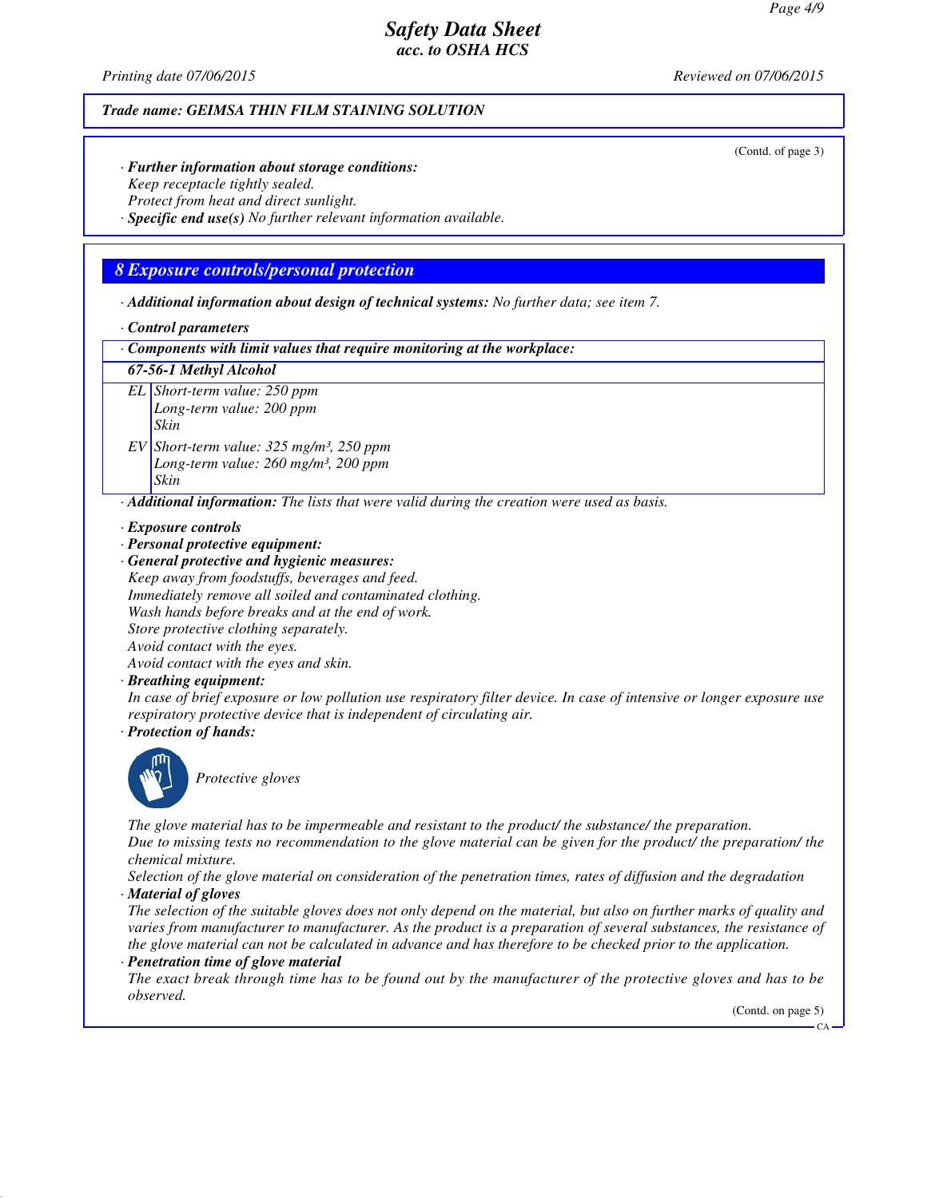Trade name: GEIMSA THIN FILM STAINING SOLUTION

(Contd. of page 3)

· **Further information about storage conditions:**
Keep receptacle tightly sealed.
Protect from heat and direct sunlight.
· **Specific end use(s)** No further relevant information available.

## 8 Exposure controls/personal protection

· **Additional information about design of technical systems:** No further data; see item 7.

· **Control parameters**

| · Components with limit values that require monitoring at the workplace: | |
|---|---|
| **67-56-1 Methyl Alcohol** | |
| EL | Short-term value: 250 ppm<br>Long-term value: 200 ppm<br>Skin |
| EV | Short-term value: 325 mg/m³, 250 ppm<br>Long-term value: 260 mg/m³, 200 ppm<br>Skin |

· **Additional information:** The lists that were valid during the creation were used as basis.

· **Exposure controls**
· **Personal protective equipment:**
· **General protective and hygienic measures:**
Keep away from foodstuffs, beverages and feed.
Immediately remove all soiled and contaminated clothing.
Wash hands before breaks and at the end of work.
Store protective clothing separately.
Avoid contact with the eyes.
Avoid contact with the eyes and skin.
· **Breathing equipment:**
In case of brief exposure or low pollution use respiratory filter device. In case of intensive or longer exposure use respiratory protective device that is independent of circulating air.
· **Protection of hands:**

Protective gloves

The glove material has to be impermeable and resistant to the product/ the substance/ the preparation.
Due to missing tests no recommendation to the glove material can be given for the product/ the preparation/ the chemical mixture.
Selection of the glove material on consideration of the penetration times, rates of diffusion and the degradation
· **Material of gloves**
The selection of the suitable gloves does not only depend on the material, but also on further marks of quality and varies from manufacturer to manufacturer. As the product is a preparation of several substances, the resistance of the glove material can not be calculated in advance and has therefore to be checked prior to the application.
· **Penetration time of glove material**
The exact break through time has to be found out by the manufacturer of the protective gloves and has to be observed.

(Contd. on page 5)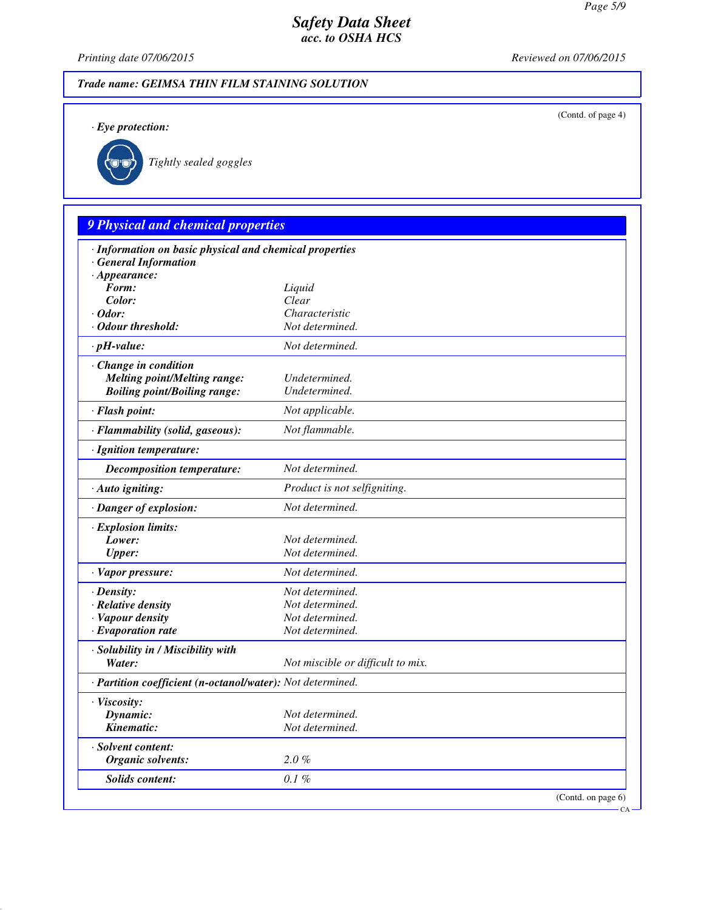**Trade name: GEIMSA THIN FILM STAINING SOLUTION**

(Contd. of page 4)

· **Eye protection:**

Tightly sealed goggles

## 9 Physical and chemical properties

| | |
|---|---|
| · **Information on basic physical and chemical properties** | |
| · **General Information** | |
| · **Appearance:** | |
| **Form:** | Liquid |
| **Color:** | Clear |
| · **Odor:** | Characteristic |
| · **Odour threshold:** | Not determined. |
| · **pH-value:** | Not determined. |
| · **Change in condition** | |
| **Melting point/Melting range:** | Undetermined. |
| **Boiling point/Boiling range:** | Undetermined. |
| · **Flash point:** | Not applicable. |
| · **Flammability (solid, gaseous):** | Not flammable. |
| · **Ignition temperature:** | |
| **Decomposition temperature:** | Not determined. |
| · **Auto igniting:** | Product is not selfigniting. |
| · **Danger of explosion:** | Not determined. |
| · **Explosion limits:** | |
| **Lower:** | Not determined. |
| **Upper:** | Not determined. |
| · **Vapor pressure:** | Not determined. |
| · **Density:** | Not determined. |
| · **Relative density** | Not determined. |
| · **Vapour density** | Not determined. |
| · **Evaporation rate** | Not determined. |
| · **Solubility in / Miscibility with** | |
| **Water:** | Not miscible or difficult to mix. |
| · **Partition coefficient (n-octanol/water):** | Not determined. |
| · **Viscosity:** | |
| **Dynamic:** | Not determined. |
| **Kinematic:** | Not determined. |
| · **Solvent content:** | |
| **Organic solvents:** | 2.0 % |
| **Solids content:** | 0.1 % |

(Contd. on page 6)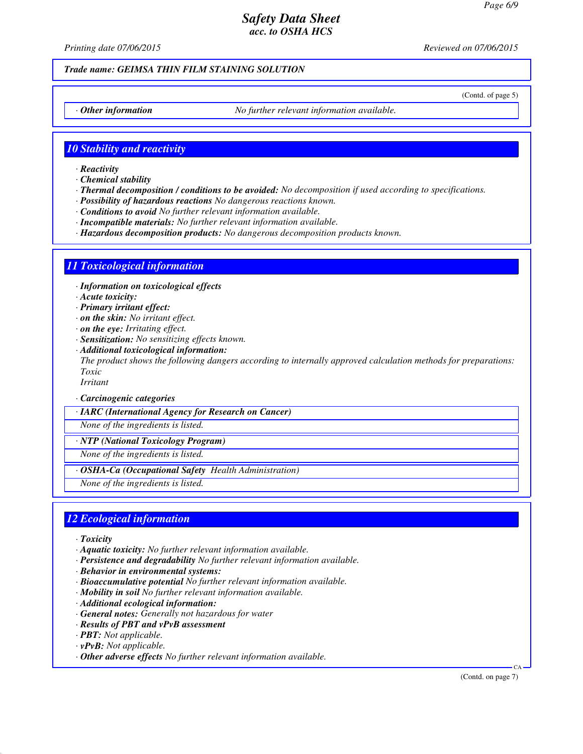## Trade name: GEIMSA THIN FILM STAINING SOLUTION

(Contd. of page 5)

· **Other information** No further relevant information available.

## 10 Stability and reactivity

· ***Reactivity***
· ***Chemical stability***
· ***Thermal decomposition / conditions to be avoided:*** *No decomposition if used according to specifications.*
· ***Possibility of hazardous reactions*** *No dangerous reactions known.*
· ***Conditions to avoid*** *No further relevant information available.*
· ***Incompatible materials:*** *No further relevant information available.*
· ***Hazardous decomposition products:*** *No dangerous decomposition products known.*

## 11 Toxicological information

· ***Information on toxicological effects***
· ***Acute toxicity:***
· ***Primary irritant effect:***
· ***on the skin:*** *No irritant effect.*
· ***on the eye:*** *Irritating effect.*
· ***Sensitization:*** *No sensitizing effects known.*
· ***Additional toxicological information:***
*The product shows the following dangers according to internally approved calculation methods for preparations:*
*Toxic*
*Irritant*

· ***Carcinogenic categories***

· ***IARC (International Agency for Research on Cancer)***
*None of the ingredients is listed.*

· ***NTP (National Toxicology Program)***
*None of the ingredients is listed.*

· ***OSHA-Ca (Occupational Safety Health Administration)***
*None of the ingredients is listed.*

## 12 Ecological information

· ***Toxicity***
· ***Aquatic toxicity:*** *No further relevant information available.*
· ***Persistence and degradability*** *No further relevant information available.*
· ***Behavior in environmental systems:***
· ***Bioaccumulative potential*** *No further relevant information available.*
· ***Mobility in soil*** *No further relevant information available.*
· ***Additional ecological information:***
· ***General notes:*** *Generally not hazardous for water*
· ***Results of PBT and vPvB assessment***
· ***PBT:*** *Not applicable.*
· ***vPvB:*** *Not applicable.*
· ***Other adverse effects*** *No further relevant information available.*

(Contd. on page 7)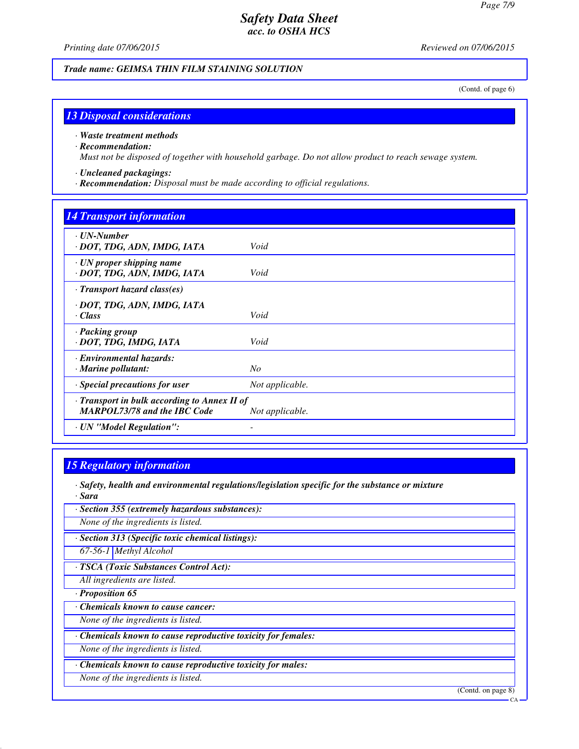**Trade name: GEIMSA THIN FILM STAINING SOLUTION**

(Contd. of page 6)

## 13 Disposal considerations

· **Waste treatment methods**
· **Recommendation:**
Must not be disposed of together with household garbage. Do not allow product to reach sewage system.

· **Uncleaned packagings:**
· **Recommendation:** Disposal must be made according to official regulations.

## 14 Transport information

| | |
|---|---|
| · **UN-Number**<br>· **DOT, TDG, ADN, IMDG, IATA** | Void |
| · **UN proper shipping name**<br>· **DOT, TDG, ADN, IMDG, IATA** | Void |
| · **Transport hazard class(es)**<br>· **DOT, TDG, ADN, IMDG, IATA**<br>· **Class** | Void |
| · **Packing group**<br>· **DOT, TDG, IMDG, IATA** | Void |
| · **Environmental hazards:**<br>· **Marine pollutant:** | No |
| · **Special precautions for user** | Not applicable. |
| · **Transport in bulk according to Annex II of MARPOL73/78 and the IBC Code** | Not applicable. |
| · **UN "Model Regulation":** | - |

## 15 Regulatory information

· **Safety, health and environmental regulations/legislation specific for the substance or mixture**
· **Sara**

· **Section 355 (extremely hazardous substances):**
None of the ingredients is listed.

· **Section 313 (Specific toxic chemical listings):**

| | |
|---|---|
| 67-56-1 | Methyl Alcohol |

· **TSCA (Toxic Substances Control Act):**
All ingredients are listed.

· **Proposition 65**

· **Chemicals known to cause cancer:**
None of the ingredients is listed.

· **Chemicals known to cause reproductive toxicity for females:**
None of the ingredients is listed.

· **Chemicals known to cause reproductive toxicity for males:**
None of the ingredients is listed.

(Contd. on page 8)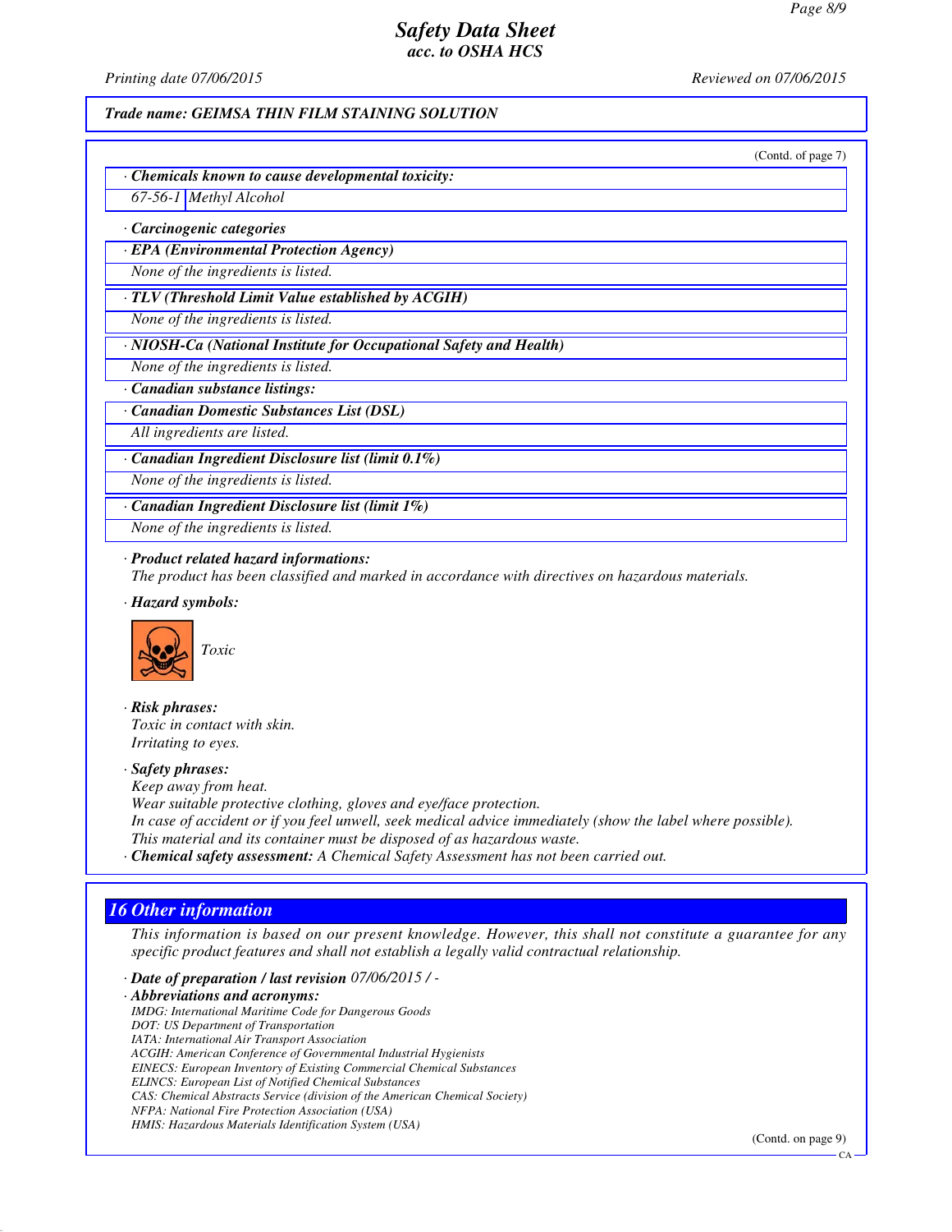**Trade name: GEIMSA THIN FILM STAINING SOLUTION**

(Contd. of page 7)

· **Chemicals known to cause developmental toxicity:**

| | |
|---|---|
| 67-56-1 | Methyl Alcohol |

· **Carcinogenic categories**

· **EPA (Environmental Protection Agency)**

None of the ingredients is listed.

· **TLV (Threshold Limit Value established by ACGIH)**

None of the ingredients is listed.

· **NIOSH-Ca (National Institute for Occupational Safety and Health)**

None of the ingredients is listed.

· **Canadian substance listings:**

· **Canadian Domestic Substances List (DSL)**

All ingredients are listed.

· **Canadian Ingredient Disclosure list (limit 0.1%)**

None of the ingredients is listed.

· **Canadian Ingredient Disclosure list (limit 1%)**

None of the ingredients is listed.

· **Product related hazard informations:**
The product has been classified and marked in accordance with directives on hazardous materials.

· **Hazard symbols:**

Toxic

· **Risk phrases:**
Toxic in contact with skin.
Irritating to eyes.

· **Safety phrases:**
Keep away from heat.
Wear suitable protective clothing, gloves and eye/face protection.
In case of accident or if you feel unwell, seek medical advice immediately (show the label where possible).
This material and its container must be disposed of as hazardous waste.

· **Chemical safety assessment:** A Chemical Safety Assessment has not been carried out.

## 16 Other information

This information is based on our present knowledge. However, this shall not constitute a guarantee for any specific product features and shall not establish a legally valid contractual relationship.

· **Date of preparation / last revision** 07/06/2015 / -

· **Abbreviations and acronyms:**
IMDG: International Maritime Code for Dangerous Goods
DOT: US Department of Transportation
IATA: International Air Transport Association
ACGIH: American Conference of Governmental Industrial Hygienists
EINECS: European Inventory of Existing Commercial Chemical Substances
ELINCS: European List of Notified Chemical Substances
CAS: Chemical Abstracts Service (division of the American Chemical Society)
NFPA: National Fire Protection Association (USA)
HMIS: Hazardous Materials Identification System (USA)

(Contd. on page 9)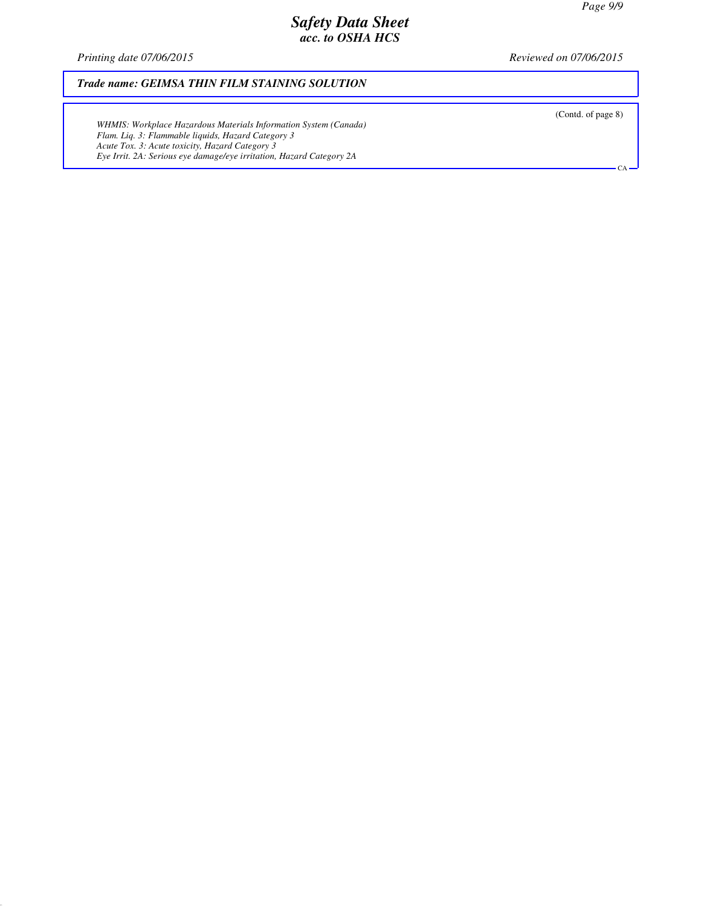**Trade name: GEIMSA THIN FILM STAINING SOLUTION**

(Contd. of page 8)

*WHMIS: Workplace Hazardous Materials Information System (Canada)*
*Flam. Liq. 3: Flammable liquids, Hazard Category 3*
*Acute Tox. 3: Acute toxicity, Hazard Category 3*
*Eye Irrit. 2A: Serious eye damage/eye irritation, Hazard Category 2A*

CA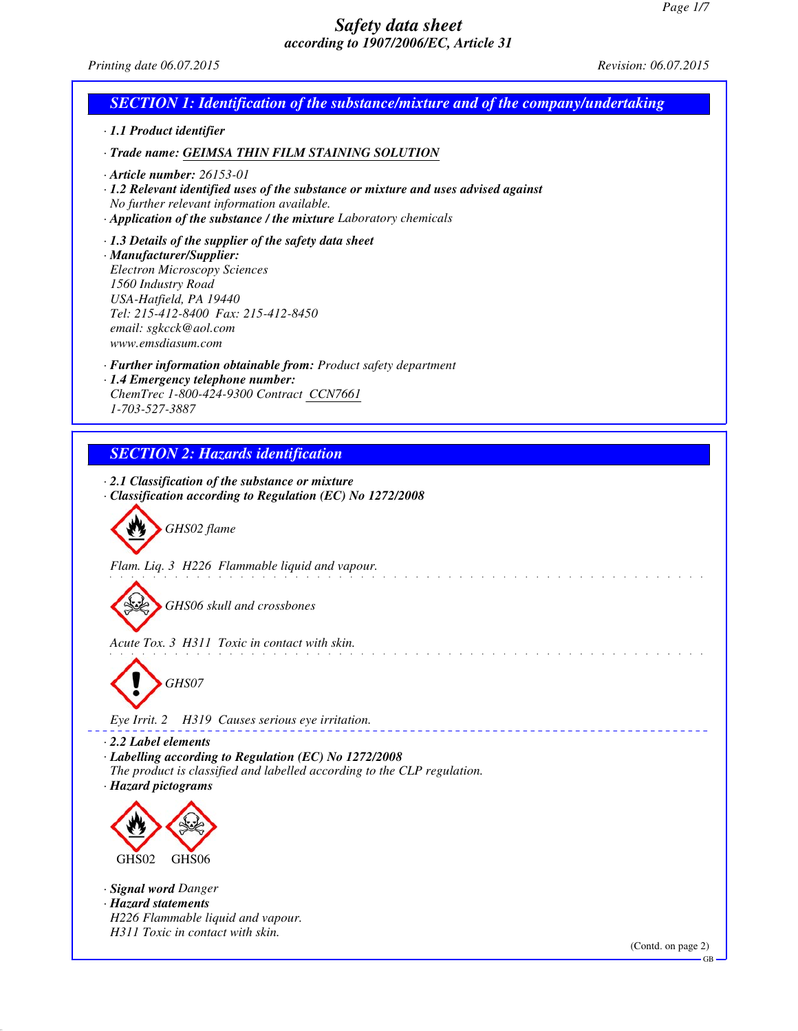# Safety data sheet

*according to 1907/2006/EC, Article 31*

Printing date 06.07.2015 Revision: 06.07.2015

## SECTION 1: Identification of the substance/mixture and of the company/undertaking

· **1.1 Product identifier**

· **Trade name: GEIMSA THIN FILM STAINING SOLUTION**

· **Article number:** 26153-01

· **1.2 Relevant identified uses of the substance or mixture and uses advised against**
No further relevant information available.

· **Application of the substance / the mixture** Laboratory chemicals

· **1.3 Details of the supplier of the safety data sheet**

· **Manufacturer/Supplier:**
Electron Microscopy Sciences
1560 Industry Road
USA-Hatfield, PA 19440
Tel: 215-412-8400 Fax: 215-412-8450
email: sgkcck@aol.com
www.emsdiasum.com

· **Further information obtainable from:** Product safety department

· **1.4 Emergency telephone number:**
ChemTrec 1-800-424-9300 Contract CCN7661
1-703-527-3887

## SECTION 2: Hazards identification

· **2.1 Classification of the substance or mixture**

· **Classification according to Regulation (EC) No 1272/2008**

GHS02 flame

Flam. Liq. 3 H226 Flammable liquid and vapour.

GHS06 skull and crossbones

Acute Tox. 3 H311 Toxic in contact with skin.

GHS07

Eye Irrit. 2 H319 Causes serious eye irritation.

· **2.2 Label elements**

· **Labelling according to Regulation (EC) No 1272/2008**
The product is classified and labelled according to the CLP regulation.

· **Hazard pictograms**

GHS02 GHS06

· **Signal word** Danger

· **Hazard statements**
H226 Flammable liquid and vapour.
H311 Toxic in contact with skin.

(Contd. on page 2)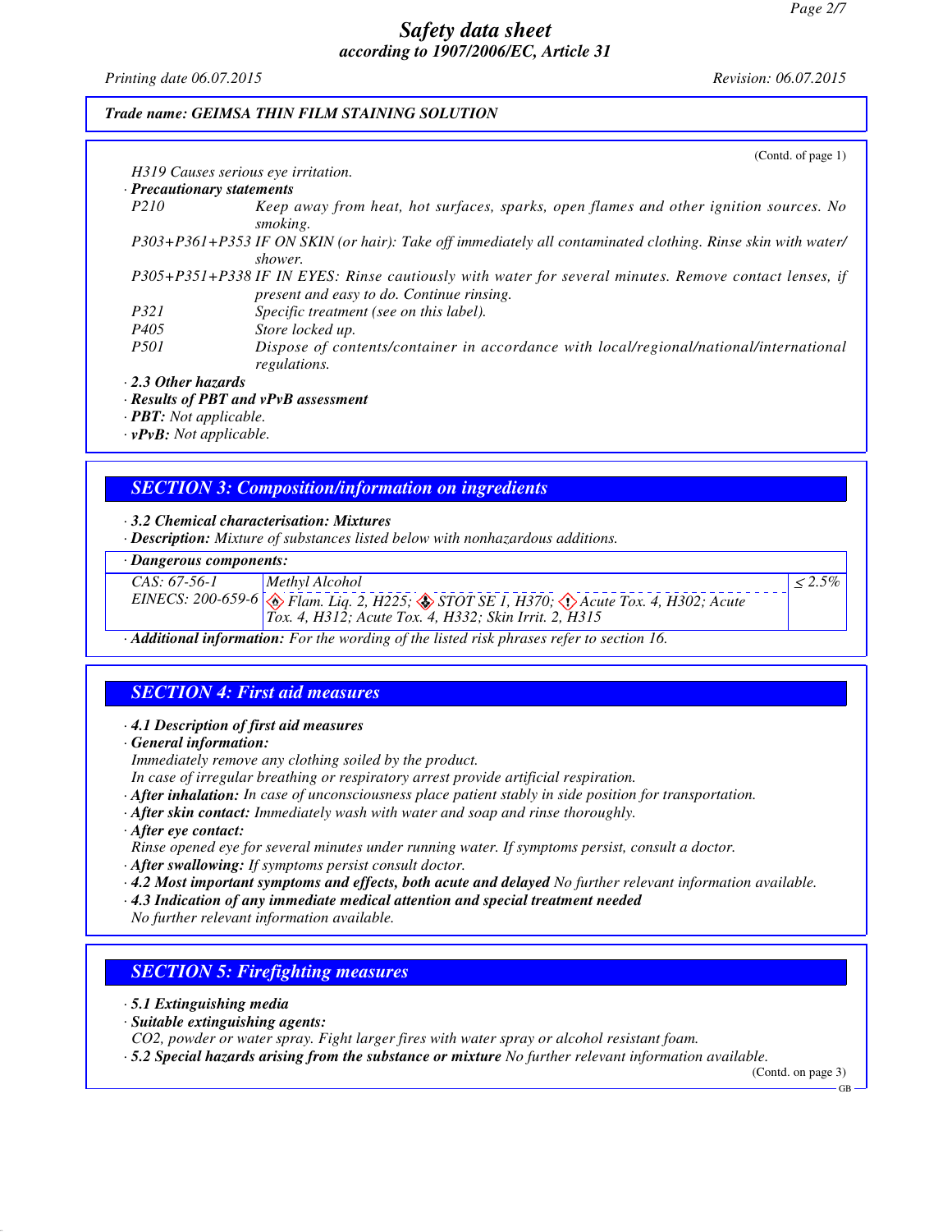*Safety data sheet*
*according to 1907/2006/EC, Article 31*

Printing date 06.07.2015 | Revision: 06.07.2015

**Trade name: GEIMSA THIN FILM STAINING SOLUTION**

(Contd. of page 1)

H319 Causes serious eye irritation.

· **Precautionary statements**

| | |
|---|---|
| P210 | Keep away from heat, hot surfaces, sparks, open flames and other ignition sources. No smoking. |
| P303+P361+P353 | IF ON SKIN (or hair): Take off immediately all contaminated clothing. Rinse skin with water/shower. |
| P305+P351+P338 | IF IN EYES: Rinse cautiously with water for several minutes. Remove contact lenses, if present and easy to do. Continue rinsing. |
| P321 | Specific treatment (see on this label). |
| P405 | Store locked up. |
| P501 | Dispose of contents/container in accordance with local/regional/national/international regulations. |

· **2.3 Other hazards**

· **Results of PBT and vPvB assessment**

· **PBT:** Not applicable.

· **vPvB:** Not applicable.

## SECTION 3: Composition/information on ingredients

· **3.2 Chemical characterisation: Mixtures**

· **Description:** Mixture of substances listed below with nonhazardous additions.

| · Dangerous components: | | |
|---|---|---|
| CAS: 67-56-1<br>EINECS: 200-659-6 | Methyl Alcohol<br>Flam. Liq. 2, H225; STOT SE 1, H370; Acute Tox. 4, H302; Acute Tox. 4, H312; Acute Tox. 4, H332; Skin Irrit. 2, H315 | ≤ 2.5% |

· **Additional information:** For the wording of the listed risk phrases refer to section 16.

## SECTION 4: First aid measures

· **4.1 Description of first aid measures**

· **General information:**

Immediately remove any clothing soiled by the product.

In case of irregular breathing or respiratory arrest provide artificial respiration.

· **After inhalation:** In case of unconsciousness place patient stably in side position for transportation.

· **After skin contact:** Immediately wash with water and soap and rinse thoroughly.

· **After eye contact:**

Rinse opened eye for several minutes under running water. If symptoms persist, consult a doctor.

· **After swallowing:** If symptoms persist consult doctor.

· **4.2 Most important symptoms and effects, both acute and delayed** No further relevant information available.

· **4.3 Indication of any immediate medical attention and special treatment needed**

No further relevant information available.

## SECTION 5: Firefighting measures

· **5.1 Extinguishing media**

· **Suitable extinguishing agents:**

$CO_2$, powder or water spray. Fight larger fires with water spray or alcohol resistant foam.

· **5.2 Special hazards arising from the substance or mixture** No further relevant information available.

(Contd. on page 3)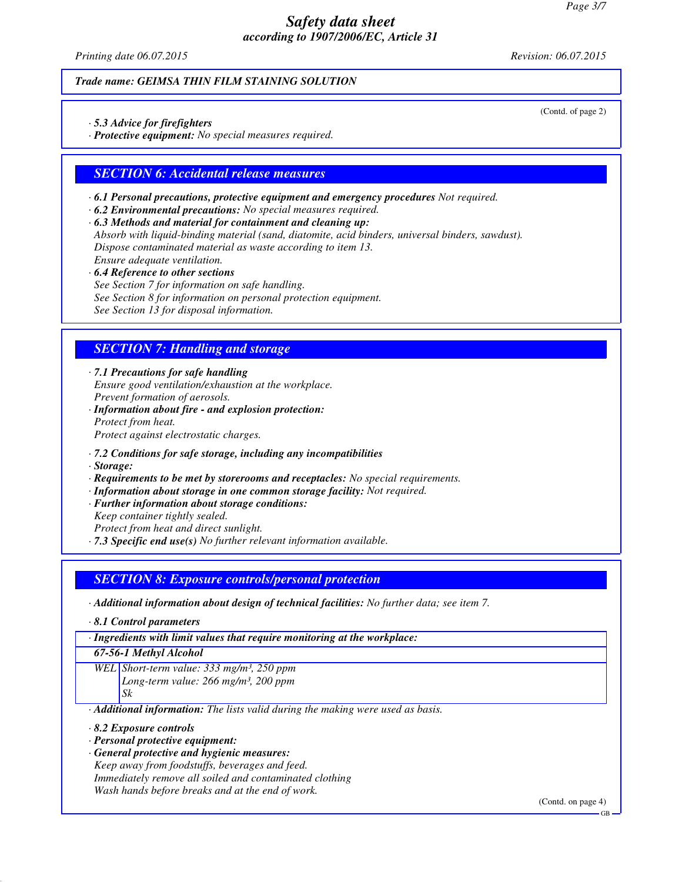**Trade name: GEIMSA THIN FILM STAINING SOLUTION**

(Contd. of page 2)

· **5.3 Advice for firefighters**
· **Protective equipment:** No special measures required.

## SECTION 6: Accidental release measures

· **6.1 Personal precautions, protective equipment and emergency procedures** Not required.
· **6.2 Environmental precautions:** No special measures required.
· **6.3 Methods and material for containment and cleaning up:**
Absorb with liquid-binding material (sand, diatomite, acid binders, universal binders, sawdust).
Dispose contaminated material as waste according to item 13.
Ensure adequate ventilation.
· **6.4 Reference to other sections**
See Section 7 for information on safe handling.
See Section 8 for information on personal protection equipment.
See Section 13 for disposal information.

## SECTION 7: Handling and storage

· **7.1 Precautions for safe handling**
Ensure good ventilation/exhaustion at the workplace.
Prevent formation of aerosols.
· **Information about fire - and explosion protection:**
Protect from heat.
Protect against electrostatic charges.

· **7.2 Conditions for safe storage, including any incompatibilities**
· **Storage:**
· **Requirements to be met by storerooms and receptacles:** No special requirements.
· **Information about storage in one common storage facility:** Not required.
· **Further information about storage conditions:**
Keep container tightly sealed.
Protect from heat and direct sunlight.
· **7.3 Specific end use(s)** No further relevant information available.

## SECTION 8: Exposure controls/personal protection

· **Additional information about design of technical facilities:** No further data; see item 7.

· **8.1 Control parameters**

| · **Ingredients with limit values that require monitoring at the workplace:** | |
|---|---|
| **67-56-1 Methyl Alcohol** | |
| WEL | Short-term value: 333 mg/m³, 250 ppm<br>Long-term value: 266 mg/m³, 200 ppm<br>Sk |

· **Additional information:** The lists valid during the making were used as basis.

· **8.2 Exposure controls**
· **Personal protective equipment:**
· **General protective and hygienic measures:**
Keep away from foodstuffs, beverages and feed.
Immediately remove all soiled and contaminated clothing
Wash hands before breaks and at the end of work.

(Contd. on page 4)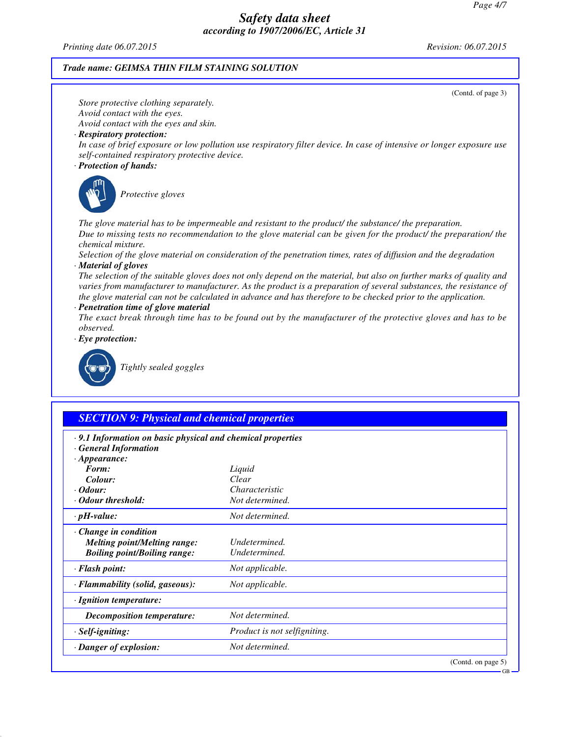*Trade name: GEIMSA THIN FILM STAINING SOLUTION*

(Contd. of page 3)

Store protective clothing separately.
Avoid contact with the eyes.
Avoid contact with the eyes and skin.

· **Respiratory protection:**
In case of brief exposure or low pollution use respiratory filter device. In case of intensive or longer exposure use self-contained respiratory protective device.

· **Protection of hands:**

Protective gloves

The glove material has to be impermeable and resistant to the product/ the substance/ the preparation.
Due to missing tests no recommendation to the glove material can be given for the product/ the preparation/ the chemical mixture.
Selection of the glove material on consideration of the penetration times, rates of diffusion and the degradation

· **Material of gloves**
The selection of the suitable gloves does not only depend on the material, but also on further marks of quality and varies from manufacturer to manufacturer. As the product is a preparation of several substances, the resistance of the glove material can not be calculated in advance and has therefore to be checked prior to the application.

· **Penetration time of glove material**
The exact break through time has to be found out by the manufacturer of the protective gloves and has to be observed.

· **Eye protection:**

Tightly sealed goggles

## SECTION 9: Physical and chemical properties

· **9.1 Information on basic physical and chemical properties**
· **General Information**

| | |
|---|---|
| · **Appearance:** | |
| **Form:** | Liquid |
| **Colour:** | Clear |
| · **Odour:** | Characteristic |
| · **Odour threshold:** | Not determined. |
| · **pH-value:** | Not determined. |
| · **Change in condition** | |
| **Melting point/Melting range:** | Undetermined. |
| **Boiling point/Boiling range:** | Undetermined. |
| · **Flash point:** | Not applicable. |
| · **Flammability (solid, gaseous):** | Not applicable. |
| · **Ignition temperature:** | |
| **Decomposition temperature:** | Not determined. |
| · **Self-igniting:** | Product is not selfigniting. |
| · **Danger of explosion:** | Not determined. |

(Contd. on page 5)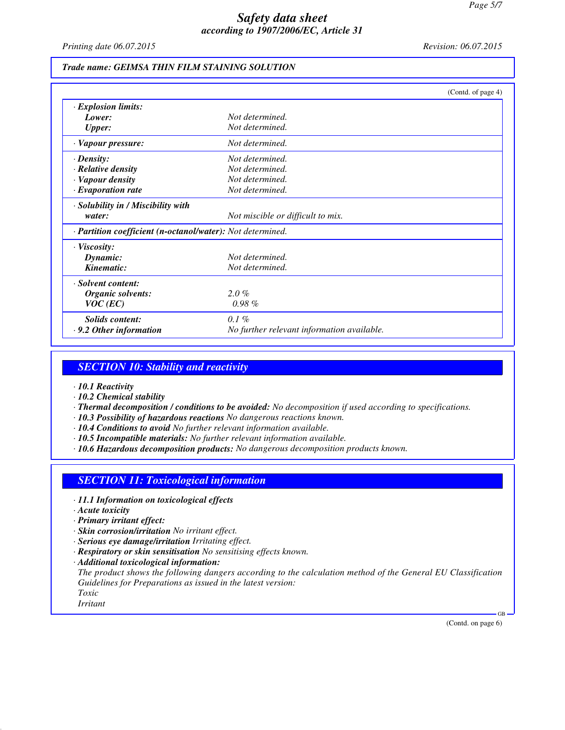**Trade name: GEIMSA THIN FILM STAINING SOLUTION**

(Contd. of page 4)

| | |
|---|---|
| **· Explosion limits:** | |
| **Lower:** | Not determined. |
| **Upper:** | Not determined. |
| **· Vapour pressure:** | Not determined. |
| **· Density:** | Not determined. |
| **· Relative density** | Not determined. |
| **· Vapour density** | Not determined. |
| **· Evaporation rate** | Not determined. |
| **· Solubility in / Miscibility with water:** | Not miscible or difficult to mix. |
| **· Partition coefficient (n-octanol/water):** | Not determined. |
| **· Viscosity:** | |
| **Dynamic:** | Not determined. |
| **Kinematic:** | Not determined. |
| **· Solvent content:** | |
| **Organic solvents:** | 2.0 % |
| **VOC (EC)** | 0.98 % |
| **Solids content:** | 0.1 % |
| **· 9.2 Other information** | No further relevant information available. |

## SECTION 10: Stability and reactivity

- **10.1 Reactivity**
- **10.2 Chemical stability**
- **Thermal decomposition / conditions to be avoided:** No decomposition if used according to specifications.
- **10.3 Possibility of hazardous reactions** No dangerous reactions known.
- **10.4 Conditions to avoid** No further relevant information available.
- **10.5 Incompatible materials:** No further relevant information available.
- **10.6 Hazardous decomposition products:** No dangerous decomposition products known.

## SECTION 11: Toxicological information

- **11.1 Information on toxicological effects**
- **Acute toxicity**
- **Primary irritant effect:**
- **Skin corrosion/irritation** No irritant effect.
- **Serious eye damage/irritation** Irritating effect.
- **Respiratory or skin sensitisation** No sensitising effects known.
- **Additional toxicological information:**
  The product shows the following dangers according to the calculation method of the General EU Classification Guidelines for Preparations as issued in the latest version:
  Toxic
  Irritant

(Contd. on page 6)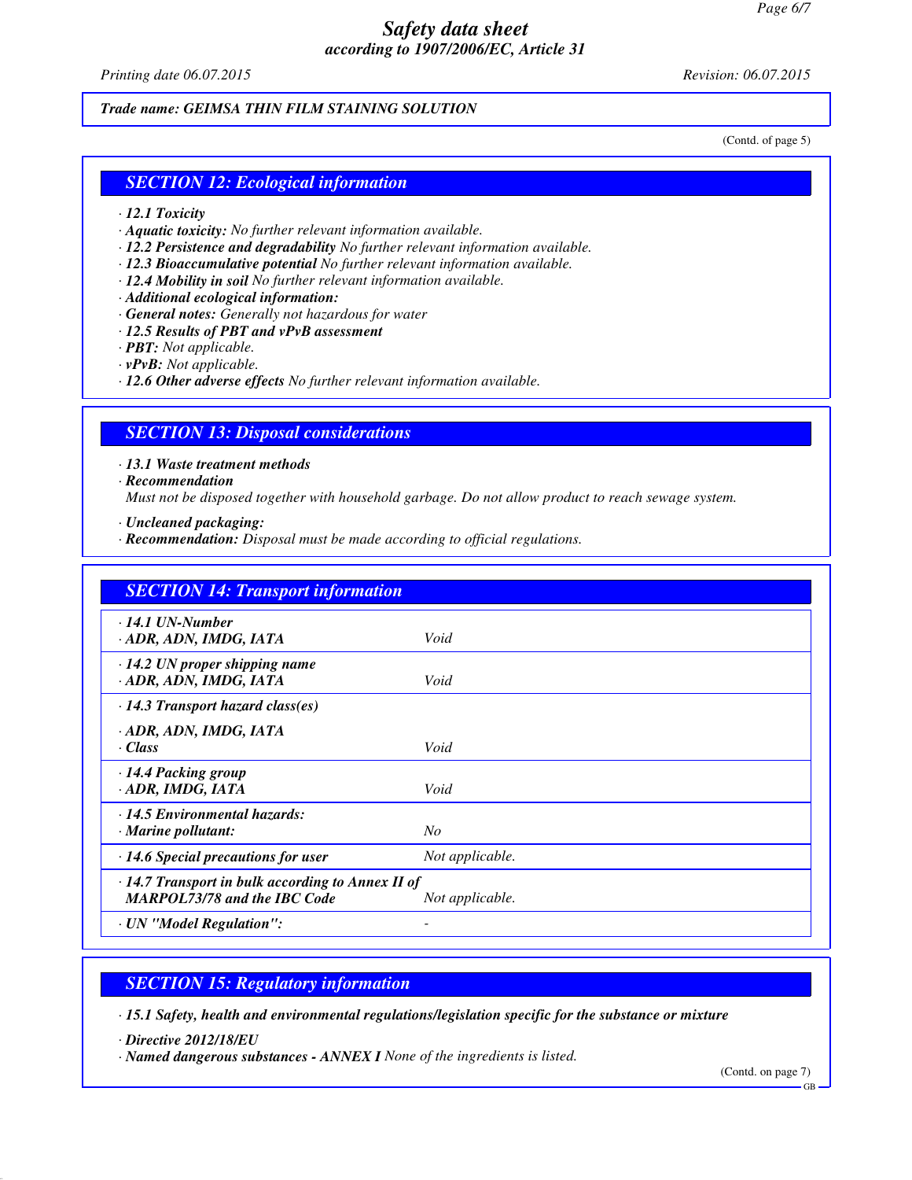Trade name: GEIMSA THIN FILM STAINING SOLUTION

(Contd. of page 5)

## SECTION 12: Ecological information

- **12.1 Toxicity**
- **Aquatic toxicity:** No further relevant information available.
- **12.2 Persistence and degradability** No further relevant information available.
- **12.3 Bioaccumulative potential** No further relevant information available.
- **12.4 Mobility in soil** No further relevant information available.
- **Additional ecological information:**
- **General notes:** Generally not hazardous for water
- **12.5 Results of PBT and vPvB assessment**
- **PBT:** Not applicable.
- **vPvB:** Not applicable.
- **12.6 Other adverse effects** No further relevant information available.

## SECTION 13: Disposal considerations

- **13.1 Waste treatment methods**
- **Recommendation**

  Must not be disposed together with household garbage. Do not allow product to reach sewage system.

- **Uncleaned packaging:**
- **Recommendation:** Disposal must be made according to official regulations.

## SECTION 14: Transport information

| | |
|---|---|
| **14.1 UN-Number**<br>**ADR, ADN, IMDG, IATA** | Void |
| **14.2 UN proper shipping name**<br>**ADR, ADN, IMDG, IATA** | Void |
| **14.3 Transport hazard class(es)**<br>**ADR, ADN, IMDG, IATA**<br>**Class** | Void |
| **14.4 Packing group**<br>**ADR, IMDG, IATA** | Void |
| **14.5 Environmental hazards:**<br>**Marine pollutant:** | No |
| **14.6 Special precautions for user** | Not applicable. |
| **14.7 Transport in bulk according to Annex II of MARPOL73/78 and the IBC Code** | Not applicable. |
| **UN "Model Regulation":** | - |

## SECTION 15: Regulatory information

- **15.1 Safety, health and environmental regulations/legislation specific for the substance or mixture**
- **Directive 2012/18/EU**
- **Named dangerous substances - ANNEX I** None of the ingredients is listed.

(Contd. on page 7)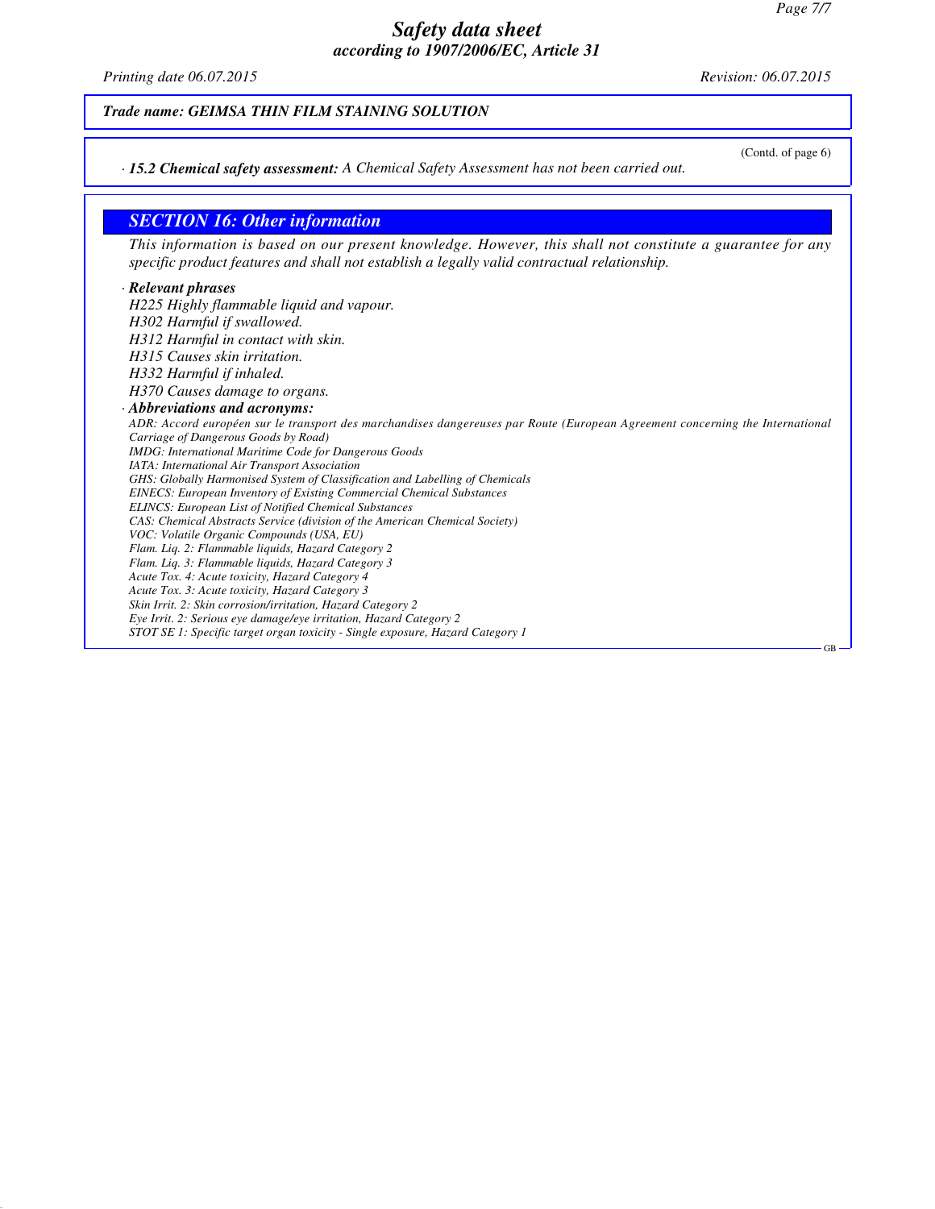# Safety data sheet
## according to 1907/2006/EC, Article 31

*Printing date 06.07.2015* *Revision: 06.07.2015*

**Trade name: GEIMSA THIN FILM STAINING SOLUTION**

(Contd. of page 6)

· **15.2 Chemical safety assessment:** A Chemical Safety Assessment has not been carried out.

## SECTION 16: Other information

This information is based on our present knowledge. However, this shall not constitute a guarantee for any specific product features and shall not establish a legally valid contractual relationship.

· **Relevant phrases**

H225 Highly flammable liquid and vapour.
H302 Harmful if swallowed.
H312 Harmful in contact with skin.
H315 Causes skin irritation.
H332 Harmful if inhaled.
H370 Causes damage to organs.

· **Abbreviations and acronyms:**

ADR: Accord européen sur le transport des marchandises dangereuses par Route (European Agreement concerning the International Carriage of Dangerous Goods by Road)
IMDG: International Maritime Code for Dangerous Goods
IATA: International Air Transport Association
GHS: Globally Harmonised System of Classification and Labelling of Chemicals
EINECS: European Inventory of Existing Commercial Chemical Substances
ELINCS: European List of Notified Chemical Substances
CAS: Chemical Abstracts Service (division of the American Chemical Society)
VOC: Volatile Organic Compounds (USA, EU)
Flam. Liq. 2: Flammable liquids, Hazard Category 2
Flam. Liq. 3: Flammable liquids, Hazard Category 3
Acute Tox. 4: Acute toxicity, Hazard Category 4
Acute Tox. 3: Acute toxicity, Hazard Category 3
Skin Irrit. 2: Skin corrosion/irritation, Hazard Category 2
Eye Irrit. 2: Serious eye damage/eye irritation, Hazard Category 2
STOT SE 1: Specific target organ toxicity - Single exposure, Hazard Category 1

GB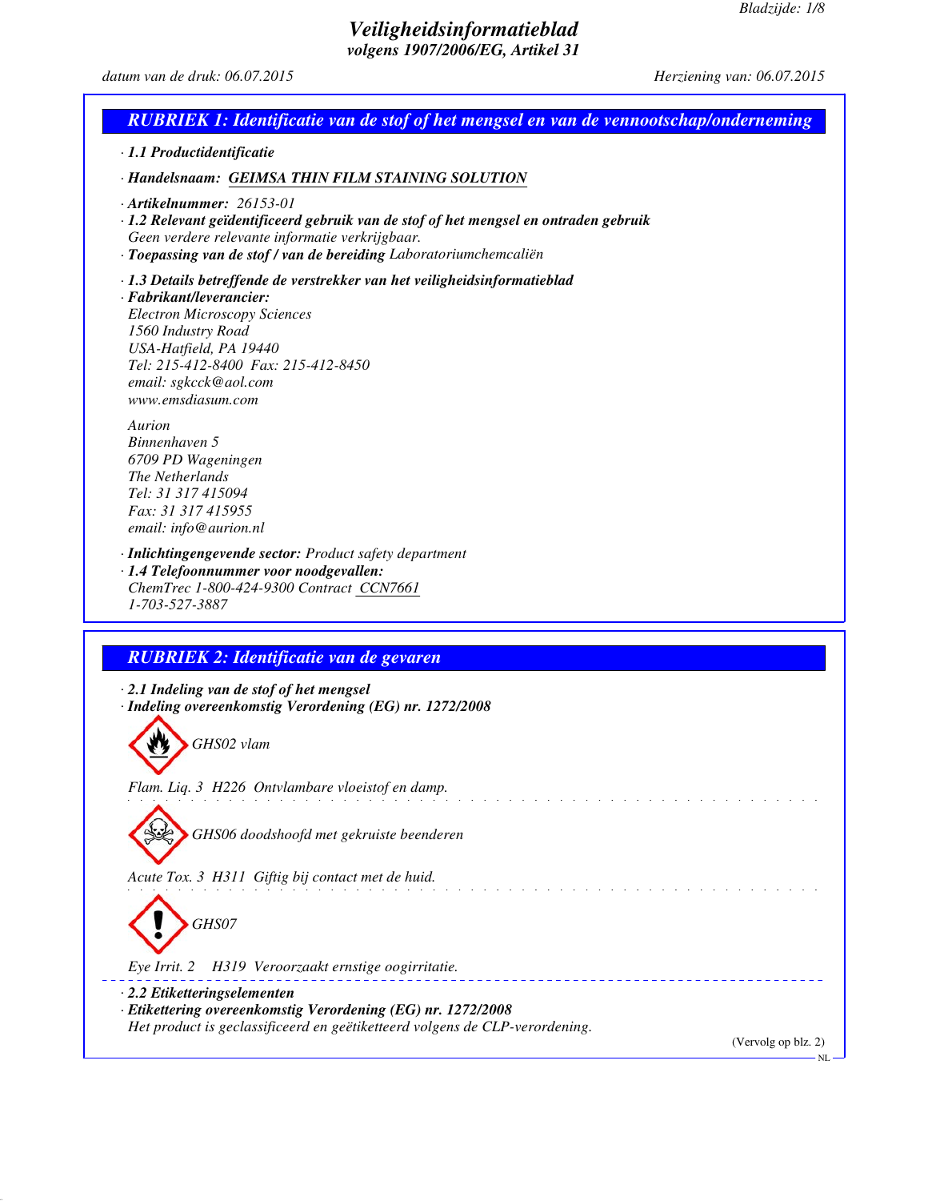# Veiligheidsinformatieblad

*volgens 1907/2006/EG, Artikel 31*

*datum van de druk: 06.07.2015* *Herziening van: 06.07.2015*

## RUBRIEK 1: Identificatie van de stof of het mengsel en van de vennootschap/onderneming

· **1.1 Productidentificatie**

· **Handelsnaam:** GEIMSA THIN FILM STAINING SOLUTION

· **Artikelnummer:** 26153-01

· **1.2 Relevant geïdentificeerd gebruik van de stof of het mengsel en ontraden gebruik**
Geen verdere relevante informatie verkrijgbaar.

· **Toepassing van de stof / van de bereiding** Laboratoriumchemcaliën

· **1.3 Details betreffende de verstrekker van het veiligheidsinformatieblad**

· **Fabrikant/leverancier:**
Electron Microscopy Sciences
1560 Industry Road
USA-Hatfield, PA 19440
Tel: 215-412-8400 Fax: 215-412-8450
email: sgkcck@aol.com
www.emsdiasum.com

Aurion
Binnenhaven 5
6709 PD Wageningen
The Netherlands
Tel: 31 317 415094
Fax: 31 317 415955
email: info@aurion.nl

· **Inlichtingengevende sector:** Product safety department

· **1.4 Telefoonnummer voor noodgevallen:**
ChemTrec 1-800-424-9300 Contract CCN7661
1-703-527-3887

## RUBRIEK 2: Identificatie van de gevaren

· **2.1 Indeling van de stof of het mengsel**

· **Indeling overeenkomstig Verordening (EG) nr. 1272/2008**

GHS02 vlam

Flam. Liq. 3 H226 Ontvlambare vloeistof en damp.

GHS06 doodshoofd met gekruiste beenderen

Acute Tox. 3 H311 Giftig bij contact met de huid.

GHS07

Eye Irrit. 2 H319 Veroorzaakt ernstige oogirritatie.

· **2.2 Etiketteringselementen**

· **Etikettering overeenkomstig Verordening (EG) nr. 1272/2008**
Het product is geclassificeerd en geëtiketteerd volgens de CLP-verordening.

(Vervolg op blz. 2)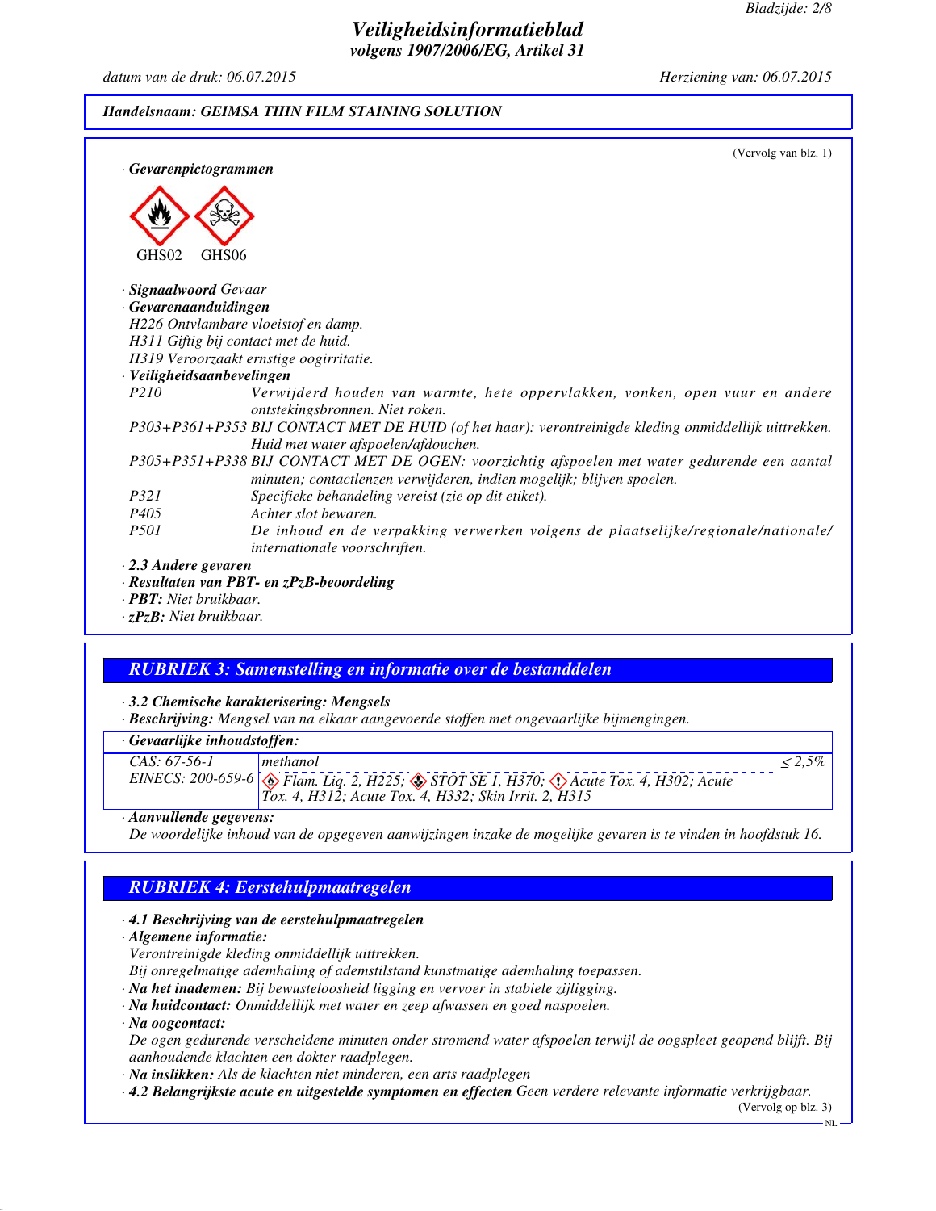## Veiligheidsinformatieblad
### volgens 1907/2006/EG, Artikel 31

*datum van de druk: 06.07.2015* — *Herziening van: 06.07.2015*

**Handelsnaam: GEIMSA THIN FILM STAINING SOLUTION**

(Vervolg van blz. 1)

· **Gevarenpictogrammen**

GHS02 GHS06

· **Signaalwoord** Gevaar

· **Gevarenaanduidingen**

H226 Ontvlambare vloeistof en damp.
H311 Giftig bij contact met de huid.
H319 Veroorzaakt ernstige oogirritatie.

· **Veiligheidsaanbevelingen**

| | |
|---|---|
| P210 | Verwijderd houden van warmte, hete oppervlakken, vonken, open vuur en andere ontstekingsbronnen. Niet roken. |
| P303+P361+P353 | BIJ CONTACT MET DE HUID (of het haar): verontreinigde kleding onmiddellijk uittrekken. Huid met water afspoelen/afdouchen. |
| P305+P351+P338 | BIJ CONTACT MET DE OGEN: voorzichtig afspoelen met water gedurende een aantal minuten; contactlenzen verwijderen, indien mogelijk; blijven spoelen. |
| P321 | Specifieke behandeling vereist (zie op dit etiket). |
| P405 | Achter slot bewaren. |
| P501 | De inhoud en de verpakking verwerken volgens de plaatselijke/regionale/nationale/internationale voorschriften. |

· **2.3 Andere gevaren**

· **Resultaten van PBT- en zPzB-beoordeling**

· **PBT:** Niet bruikbaar.

· **zPzB:** Niet bruikbaar.

## RUBRIEK 3: Samenstelling en informatie over de bestanddelen

· **3.2 Chemische karakterisering: Mengsels**

· **Beschrijving:** Mengsel van na elkaar aangevoerde stoffen met ongevaarlijke bijmengingen.

· **Gevaarlijke inhoudstoffen:**

| | | |
|---|---|---|
| CAS: 67-56-1<br>EINECS: 200-659-6 | methanol<br>Flam. Liq. 2, H225; STOT SE 1, H370; Acute Tox. 4, H302; Acute Tox. 4, H312; Acute Tox. 4, H332; Skin Irrit. 2, H315 | ≤ 2,5% |

· **Aanvullende gegevens:**

De woordelijke inhoud van de opgegeven aanwijzingen inzake de mogelijke gevaren is te vinden in hoofdstuk 16.

## RUBRIEK 4: Eerstehulpmaatregelen

· **4.1 Beschrijving van de eerstehulpmaatregelen**

· **Algemene informatie:**

Verontreinigde kleding onmiddellijk uittrekken.
Bij onregelmatige ademhaling of ademstilstand kunstmatige ademhaling toepassen.

· **Na het inademen:** Bij bewusteloosheid ligging en vervoer in stabiele zijligging.

· **Na huidcontact:** Onmiddellijk met water en zeep afwassen en goed naspoelen.

· **Na oogcontact:**

De ogen gedurende verscheidene minuten onder stromend water afspoelen terwijl de oogspleet geopend blijft. Bij aanhoudende klachten een dokter raadplegen.

· **Na inslikken:** Als de klachten niet minderen, een arts raadplegen

· **4.2 Belangrijkste acute en uitgestelde symptomen en effecten** Geen verdere relevante informatie verkrijgbaar.

(Vervolg op blz. 3)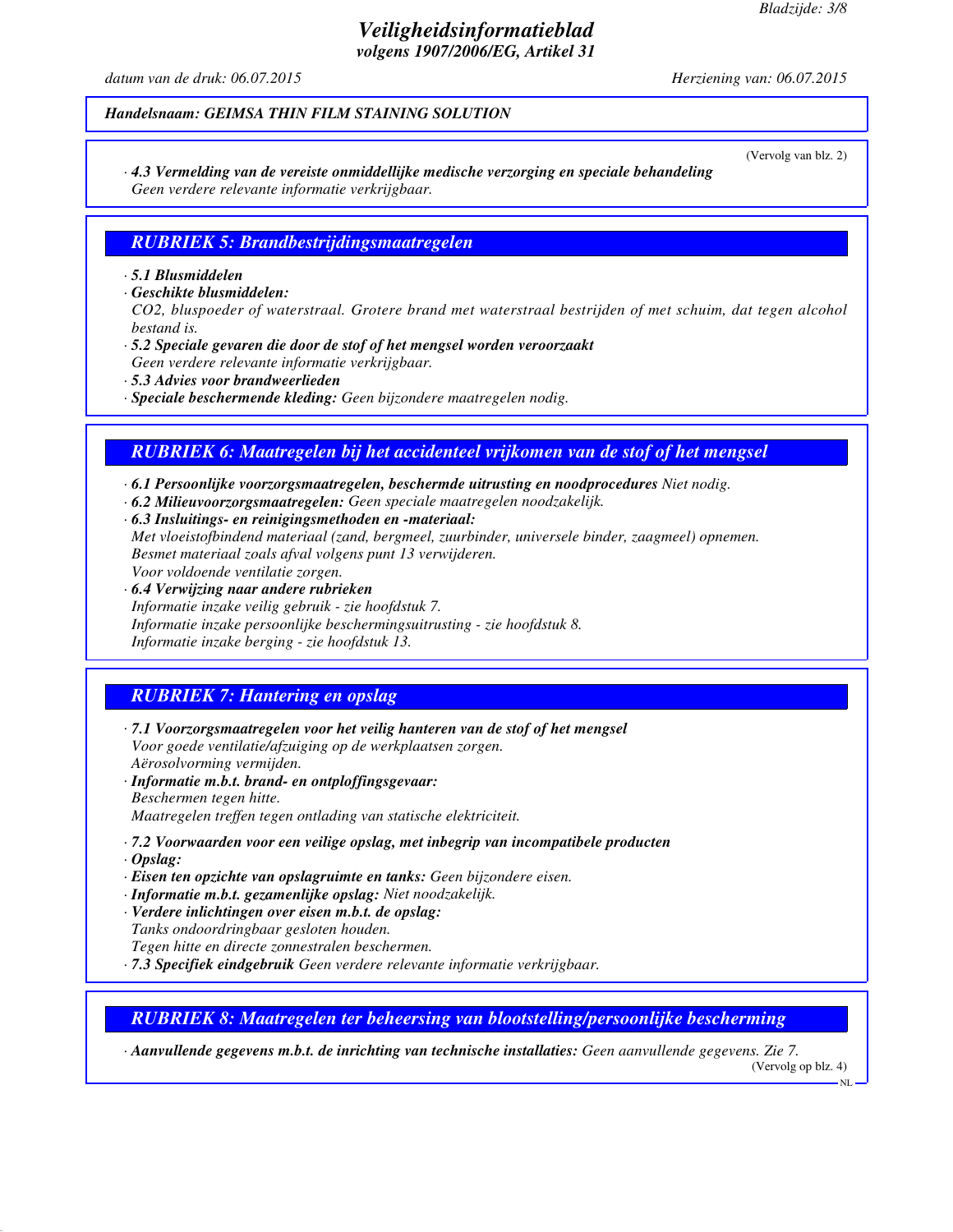# Veiligheidsinformatieblad
*volgens 1907/2006/EG, Artikel 31*

*datum van de druk: 06.07.2015* *Herziening van: 06.07.2015*

***Handelsnaam: GEIMSA THIN FILM STAINING SOLUTION***

(Vervolg van blz. 2)

· ***4.3 Vermelding van de vereiste onmiddellijke medische verzorging en speciale behandeling***
*Geen verdere relevante informatie verkrijgbaar.*

## RUBRIEK 5: Brandbestrijdingsmaatregelen

· ***5.1 Blusmiddelen***
· ***Geschikte blusmiddelen:***
*CO2, bluspoeder of waterstraal. Grotere brand met waterstraal bestrijden of met schuim, dat tegen alcohol bestand is.*
· ***5.2 Speciale gevaren die door de stof of het mengsel worden veroorzaakt***
*Geen verdere relevante informatie verkrijgbaar.*
· ***5.3 Advies voor brandweerlieden***
· ***Speciale beschermende kleding:*** *Geen bijzondere maatregelen nodig.*

## RUBRIEK 6: Maatregelen bij het accidenteel vrijkomen van de stof of het mengsel

· ***6.1 Persoonlijke voorzorgsmaatregelen, beschermde uitrusting en noodprocedures*** *Niet nodig.*
· ***6.2 Milieuvoorzorgsmaatregelen:*** *Geen speciale maatregelen noodzakelijk.*
· ***6.3 Insluitings- en reinigingsmethoden en -materiaal:***
*Met vloeistofbindend materiaal (zand, bergmeel, zuurbinder, universele binder, zaagmeel) opnemen.*
*Besmet materiaal zoals afval volgens punt 13 verwijderen.*
*Voor voldoende ventilatie zorgen.*
· ***6.4 Verwijzing naar andere rubrieken***
*Informatie inzake veilig gebruik - zie hoofdstuk 7.*
*Informatie inzake persoonlijke beschermingsuitrusting - zie hoofdstuk 8.*
*Informatie inzake berging - zie hoofdstuk 13.*

## RUBRIEK 7: Hantering en opslag

· ***7.1 Voorzorgsmaatregelen voor het veilig hanteren van de stof of het mengsel***
*Voor goede ventilatie/afzuiging op de werkplaatsen zorgen.*
*Aërosolvorming vermijden.*
· ***Informatie m.b.t. brand- en ontploffingsgevaar:***
*Beschermen tegen hitte.*
*Maatregelen treffen tegen ontlading van statische elektriciteit.*

· ***7.2 Voorwaarden voor een veilige opslag, met inbegrip van incompatibele producten***
· ***Opslag:***
· ***Eisen ten opzichte van opslagruimte en tanks:*** *Geen bijzondere eisen.*
· ***Informatie m.b.t. gezamenlijke opslag:*** *Niet noodzakelijk.*
· ***Verdere inlichtingen over eisen m.b.t. de opslag:***
*Tanks ondoordringbaar gesloten houden.*
*Tegen hitte en directe zonnestralen beschermen.*
· ***7.3 Specifiek eindgebruik*** *Geen verdere relevante informatie verkrijgbaar.*

## RUBRIEK 8: Maatregelen ter beheersing van blootstelling/persoonlijke bescherming

· ***Aanvullende gegevens m.b.t. de inrichting van technische installaties:*** *Geen aanvullende gegevens. Zie 7.*

(Vervolg op blz. 4)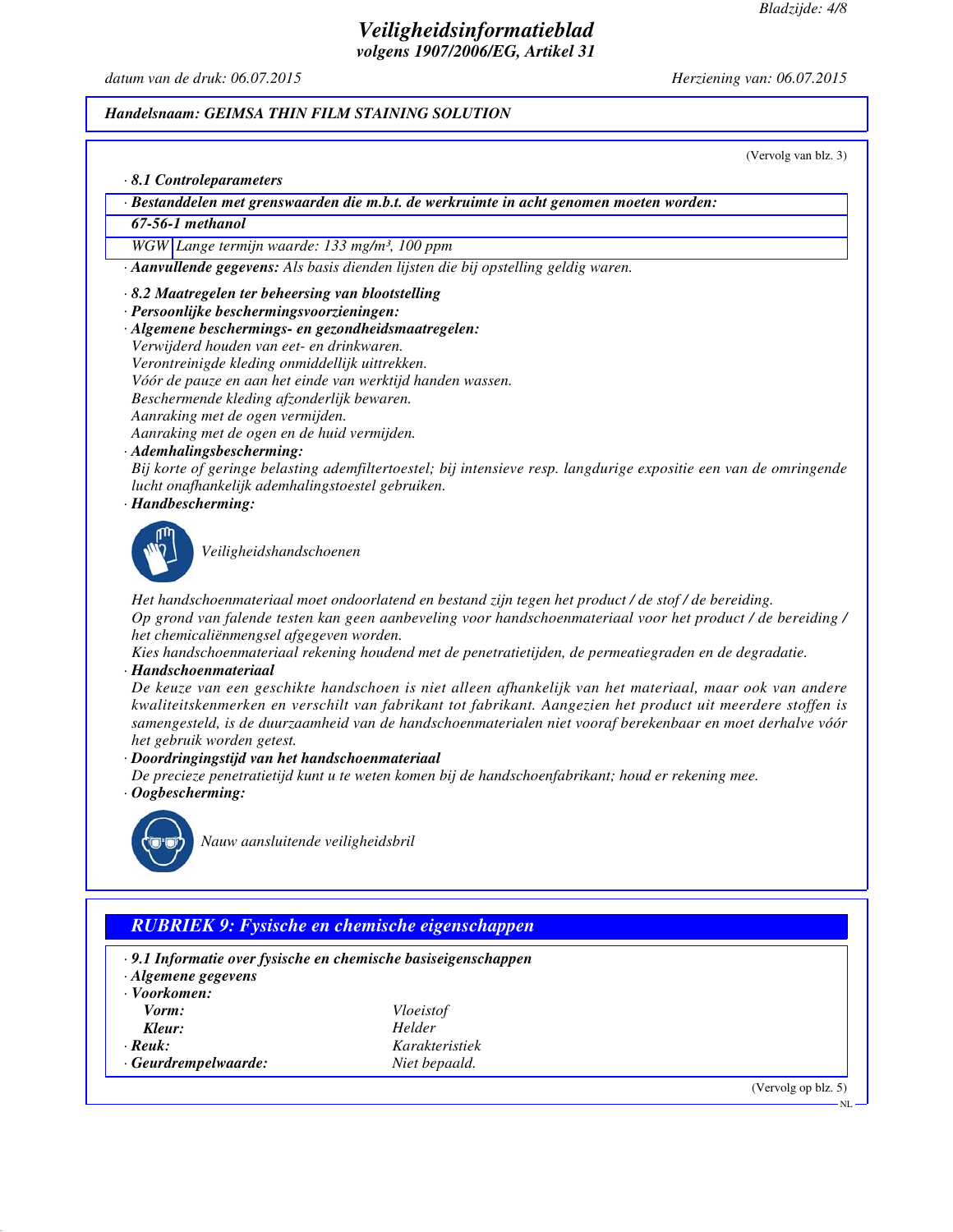## Veiligheidsinformatieblad
### volgens 1907/2006/EG, Artikel 31

datum van de druk: 06.07.2015 Herziening van: 06.07.2015

**Handelsnaam: GEIMSA THIN FILM STAINING SOLUTION**

(Vervolg van blz. 3)

· **8.1 Controleparameters**

· **Bestanddelen met grenswaarden die m.b.t. de werkruimte in acht genomen moeten worden:**

| 67-56-1 methanol | |
|---|---|
| WGW | Lange termijn waarde: 133 mg/m³, 100 ppm |

· **Aanvullende gegevens:** Als basis dienden lijsten die bij opstelling geldig waren.

· **8.2 Maatregelen ter beheersing van blootstelling**
· **Persoonlijke beschermingsvoorzieningen:**
· **Algemene beschermings- en gezondheidsmaatregelen:**
Verwijderd houden van eet- en drinkwaren.
Verontreinigde kleding onmiddellijk uittrekken.
Vóór de pauze en aan het einde van werktijd handen wassen.
Beschermende kleding afzonderlijk bewaren.
Aanraking met de ogen vermijden.
Aanraking met de ogen en de huid vermijden.
· **Ademhalingsbescherming:**
Bij korte of geringe belasting ademfiltertoestel; bij intensieve resp. langdurige expositie een van de omringende lucht onafhankelijk ademhalingstoestel gebruiken.
· **Handbescherming:**

Veiligheidshandschoenen

Het handschoenmateriaal moet ondoorlatend en bestand zijn tegen het product / de stof / de bereiding.
Op grond van falende testen kan geen aanbeveling voor handschoenmateriaal voor het product / de bereiding / het chemicaliënmengsel afgegeven worden.
Kies handschoenmateriaal rekening houdend met de penetratietijden, de permeatiegraden en de degradatie.
· **Handschoenmateriaal**
De keuze van een geschikte handschoen is niet alleen afhankelijk van het materiaal, maar ook van andere kwaliteitskenmerken en verschilt van fabrikant tot fabrikant. Aangezien het product uit meerdere stoffen is samengesteld, is de duurzaamheid van de handschoenmaterialen niet vooraf berekenbaar en moet derhalve vóór het gebruik worden getest.
· **Doordringingstijd van het handschoenmateriaal**
De precieze penetratietijd kunt u te weten komen bij de handschoenfabrikant; houd er rekening mee.
· **Oogbescherming:**

Nauw aansluitende veiligheidsbril

## RUBRIEK 9: Fysische en chemische eigenschappen

· **9.1 Informatie over fysische en chemische basiseigenschappen**
· **Algemene gegevens**
· **Voorkomen:**

| | |
|---|---|
| **Vorm:** | Vloeistof |
| **Kleur:** | Helder |
| · **Reuk:** | Karakteristiek |
| · **Geurdrempelwaarde:** | Niet bepaald. |

(Vervolg op blz. 5)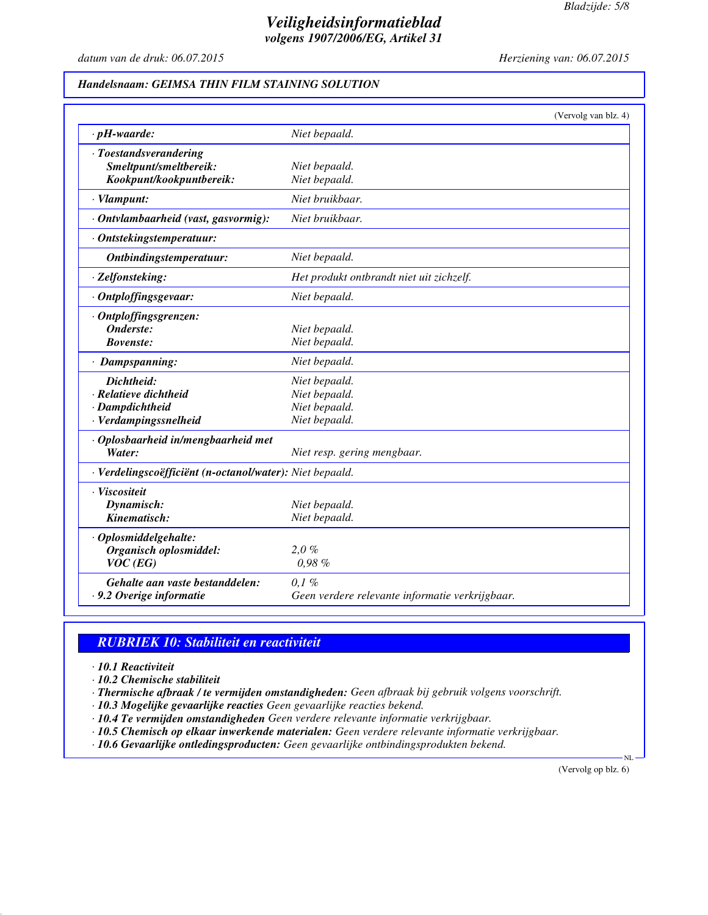*Handelsnaam: GEIMSA THIN FILM STAINING SOLUTION*

(Vervolg van blz. 4)

| | |
|---|---|
| · **pH-waarde:** | Niet bepaald. |
| · **Toestandsverandering** | |
| **Smeltpunt/smeltbereik:** | Niet bepaald. |
| **Kookpunt/kookpuntbereik:** | Niet bepaald. |
| · **Vlampunt:** | Niet bruikbaar. |
| · **Ontvlambaarheid (vast, gasvormig):** | Niet bruikbaar. |
| · **Ontstekingstemperatuur:** | |
| **Ontbindingstemperatuur:** | Niet bepaald. |
| · **Zelfonsteking:** | Het produkt ontbrandt niet uit zichzelf. |
| · **Ontploffingsgevaar:** | Niet bepaald. |
| · **Ontploffingsgrenzen:** | |
| **Onderste:** | Niet bepaald. |
| **Bovenste:** | Niet bepaald. |
| · **Dampspanning:** | Niet bepaald. |
| **Dichtheid:** | Niet bepaald. |
| · **Relatieve dichtheid** | Niet bepaald. |
| · **Dampdichtheid** | Niet bepaald. |
| · **Verdampingssnelheid** | Niet bepaald. |
| · **Oplosbaarheid in/mengbaarheid met** | |
| **Water:** | Niet resp. gering mengbaar. |
| · **Verdelingscoëfficiënt (n-octanol/water):** | Niet bepaald. |
| · **Viscositeit** | |
| **Dynamisch:** | Niet bepaald. |
| **Kinematisch:** | Niet bepaald. |
| · **Oplosmiddelgehalte:** | |
| **Organisch oplosmiddel:** | 2,0 % |
| **VOC (EG)** | 0,98 % |
| **Gehalte aan vaste bestanddelen:** | 0,1 % |
| · **9.2 Overige informatie** | Geen verdere relevante informatie verkrijgbaar. |

## RUBRIEK 10: Stabiliteit en reactiviteit

· **10.1 Reactiviteit**
· **10.2 Chemische stabiliteit**
· **Thermische afbraak / te vermijden omstandigheden:** Geen afbraak bij gebruik volgens voorschrift.
· **10.3 Mogelijke gevaarlijke reacties** Geen gevaarlijke reacties bekend.
· **10.4 Te vermijden omstandigheden** Geen verdere relevante informatie verkrijgbaar.
· **10.5 Chemisch op elkaar inwerkende materialen:** Geen verdere relevante informatie verkrijgbaar.
· **10.6 Gevaarlijke ontledingsproducten:** Geen gevaarlijke ontbindingsprodukten bekend.

(Vervolg op blz. 6)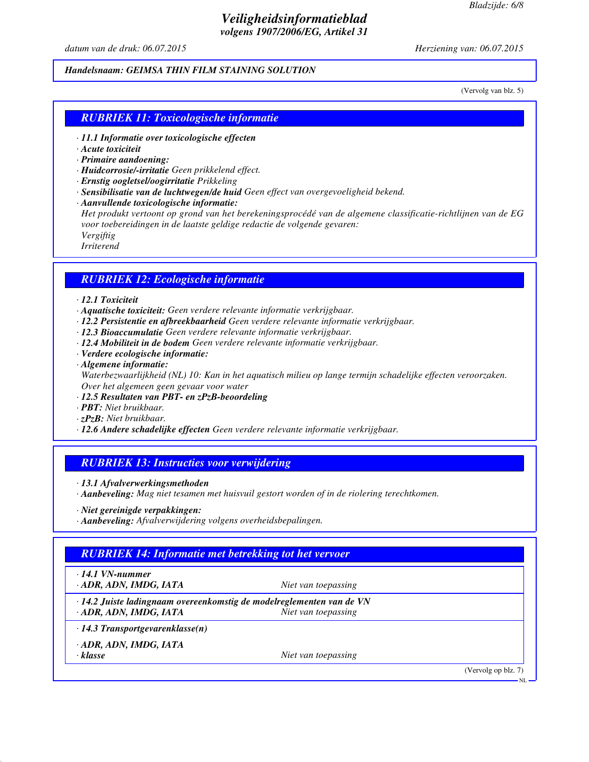# Veiligheidsinformatieblad

*volgens 1907/2006/EG, Artikel 31*

*datum van de druk: 06.07.2015* — *Herziening van: 06.07.2015*

***Handelsnaam: GEIMSA THIN FILM STAINING SOLUTION***

(Vervolg van blz. 5)

## RUBRIEK 11: Toxicologische informatie

· ***11.1 Informatie over toxicologische effecten***
· ***Acute toxiciteit***
· ***Primaire aandoening:***
· ***Huidcorrosie/-irritatie*** *Geen prikkelend effect.*
· ***Ernstig oogletsel/oogirritatie*** *Prikkeling*
· ***Sensibilisatie van de luchtwegen/de huid*** *Geen effect van overgevoeligheid bekend.*
· ***Aanvullende toxicologische informatie:***
*Het produkt vertoont op grond van het berekeningsprocédé van de algemene classificatie-richtlijnen van de EG voor toebereidingen in de laatste geldige redactie de volgende gevaren:*
*Vergiftig*
*Irriterend*

## RUBRIEK 12: Ecologische informatie

· ***12.1 Toxiciteit***
· ***Aquatische toxiciteit:*** *Geen verdere relevante informatie verkrijgbaar.*
· ***12.2 Persistentie en afbreekbaarheid*** *Geen verdere relevante informatie verkrijgbaar.*
· ***12.3 Bioaccumulatie*** *Geen verdere relevante informatie verkrijgbaar.*
· ***12.4 Mobiliteit in de bodem*** *Geen verdere relevante informatie verkrijgbaar.*
· ***Verdere ecologische informatie:***
· ***Algemene informatie:***
*Waterbezwaarlijkheid (NL) 10: Kan in het aquatisch milieu op lange termijn schadelijke effecten veroorzaken.*
*Over het algemeen geen gevaar voor water*
· ***12.5 Resultaten van PBT- en zPzB-beoordeling***
· ***PBT:*** *Niet bruikbaar.*
· ***zPzB:*** *Niet bruikbaar.*
· ***12.6 Andere schadelijke effecten*** *Geen verdere relevante informatie verkrijgbaar.*

## RUBRIEK 13: Instructies voor verwijdering

· ***13.1 Afvalverwerkingsmethoden***
· ***Aanbeveling:*** *Mag niet tesamen met huisvuil gestort worden of in de riolering terechtkomen.*

· ***Niet gereinigde verpakkingen:***
· ***Aanbeveling:*** *Afvalverwijdering volgens overheidsbepalingen.*

## RUBRIEK 14: Informatie met betrekking tot het vervoer

| | |
|---|---|
| · ***14.1 VN-nummer*** | |
| · ***ADR, ADN, IMDG, IATA*** | *Niet van toepassing* |
| · ***14.2 Juiste ladingnaam overeenkomstig de modelreglementen van de VN*** | |
| · ***ADR, ADN, IMDG, IATA*** | *Niet van toepassing* |
| · ***14.3 Transportgevarenklasse(n)*** | |
| · ***ADR, ADN, IMDG, IATA*** | |
| · ***klasse*** | *Niet van toepassing* |

(Vervolg op blz. 7)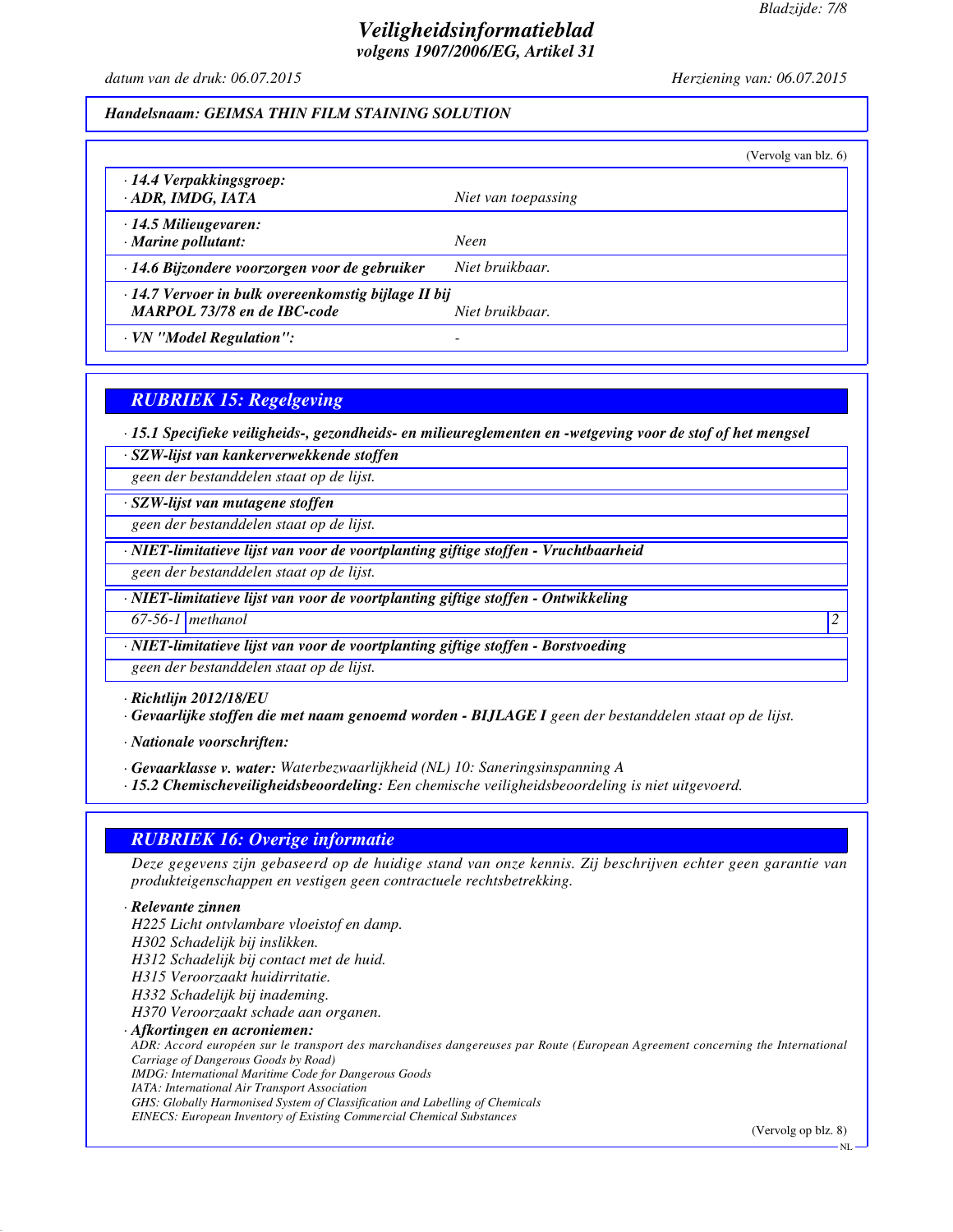**Handelsnaam: GEIMSA THIN FILM STAINING SOLUTION**

(Vervolg van blz. 6)

| | |
|---|---|
| · ***14.4 Verpakkingsgroep:*** <br> · ***ADR, IMDG, IATA*** | *Niet van toepassing* |
| · ***14.5 Milieugevaren:*** <br> · ***Marine pollutant:*** | *Neen* |
| · ***14.6 Bijzondere voorzorgen voor de gebruiker*** | *Niet bruikbaar.* |
| · ***14.7 Vervoer in bulk overeenkomstig bijlage II bij MARPOL 73/78 en de IBC-code*** | *Niet bruikbaar.* |
| · ***VN "Model Regulation":*** | - |

## RUBRIEK 15: Regelgeving

· ***15.1 Specifieke veiligheids-, gezondheids- en milieureglementen en -wetgeving voor de stof of het mengsel***

· ***SZW-lijst van kankerverwekkende stoffen***

*geen der bestanddelen staat op de lijst.*

· ***SZW-lijst van mutagene stoffen***

*geen der bestanddelen staat op de lijst.*

· ***NIET-limitatieve lijst van voor de voortplanting giftige stoffen - Vruchtbaarheid***

*geen der bestanddelen staat op de lijst.*

· ***NIET-limitatieve lijst van voor de voortplanting giftige stoffen - Ontwikkeling***

| | | |
|---|---|---|
| *67-56-1* | *methanol* | *2* |

· ***NIET-limitatieve lijst van voor de voortplanting giftige stoffen - Borstvoeding***

*geen der bestanddelen staat op de lijst.*

· ***Richtlijn 2012/18/EU***

· ***Gevaarlijke stoffen die met naam genoemd worden - BIJLAGE I*** *geen der bestanddelen staat op de lijst.*

· ***Nationale voorschriften:***

· ***Gevaarklasse v. water:*** *Waterbezwaarlijkheid (NL) 10: Saneringsinspanning A*

· ***15.2 Chemischeveiligheidsbeoordeling:*** *Een chemische veiligheidsbeoordeling is niet uitgevoerd.*

## RUBRIEK 16: Overige informatie

*Deze gegevens zijn gebaseerd op de huidige stand van onze kennis. Zij beschrijven echter geen garantie van produkteigenschappen en vestigen geen contractuele rechtsbetrekking.*

· ***Relevante zinnen***

*H225 Licht ontvlambare vloeistof en damp.*
*H302 Schadelijk bij inslikken.*
*H312 Schadelijk bij contact met de huid.*
*H315 Veroorzaakt huidirritatie.*
*H332 Schadelijk bij inademing.*
*H370 Veroorzaakt schade aan organen.*

· ***Afkortingen en acroniemen:***

*ADR: Accord européen sur le transport des marchandises dangereuses par Route (European Agreement concerning the International Carriage of Dangerous Goods by Road)*
*IMDG: International Maritime Code for Dangerous Goods*
*IATA: International Air Transport Association*
*GHS: Globally Harmonised System of Classification and Labelling of Chemicals*
*EINECS: European Inventory of Existing Commercial Chemical Substances*

(Vervolg op blz. 8)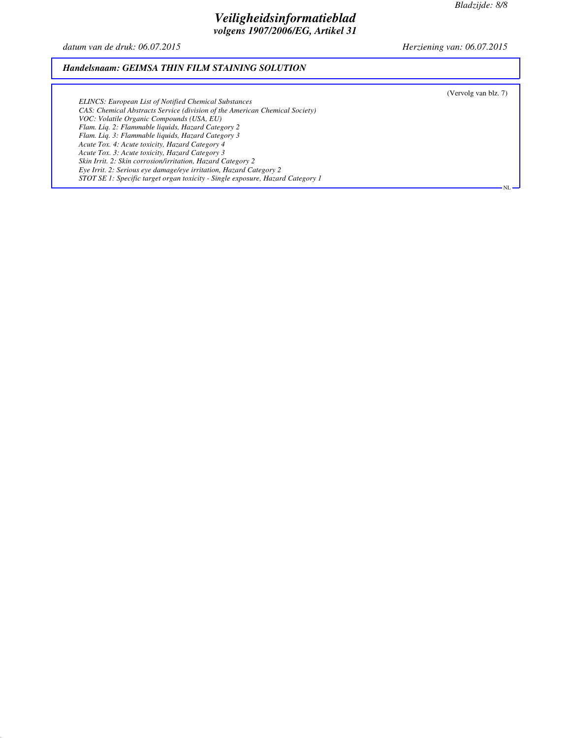## Handelsnaam: GEIMSA THIN FILM STAINING SOLUTION

(Vervolg van blz. 7)

*ELINCS: European List of Notified Chemical Substances*
*CAS: Chemical Abstracts Service (division of the American Chemical Society)*
*VOC: Volatile Organic Compounds (USA, EU)*
*Flam. Liq. 2: Flammable liquids, Hazard Category 2*
*Flam. Liq. 3: Flammable liquids, Hazard Category 3*
*Acute Tox. 4: Acute toxicity, Hazard Category 4*
*Acute Tox. 3: Acute toxicity, Hazard Category 3*
*Skin Irrit. 2: Skin corrosion/irritation, Hazard Category 2*
*Eye Irrit. 2: Serious eye damage/eye irritation, Hazard Category 2*
*STOT SE 1: Specific target organ toxicity - Single exposure, Hazard Category 1*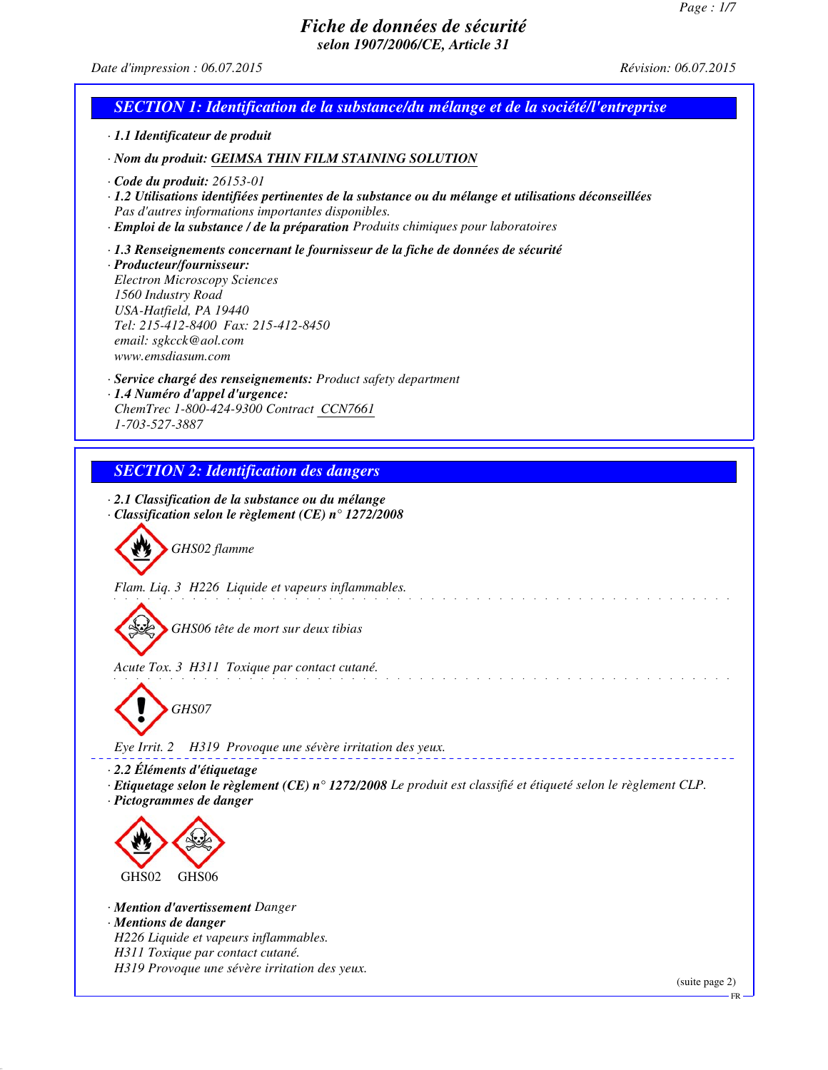# Fiche de données de sécurité
## selon 1907/2006/CE, Article 31

Date d'impression : 06.07.2015 Révision: 06.07.2015

## SECTION 1: Identification de la substance/du mélange et de la société/l'entreprise

· **1.1 Identificateur de produit**

· **Nom du produit:** GEIMSA THIN FILM STAINING SOLUTION

· **Code du produit:** 26153-01
· **1.2 Utilisations identifiées pertinentes de la substance ou du mélange et utilisations déconseillées**
Pas d'autres informations importantes disponibles.
· **Emploi de la substance / de la préparation** Produits chimiques pour laboratoires

· **1.3 Renseignements concernant le fournisseur de la fiche de données de sécurité**
· **Producteur/fournisseur:**
Electron Microscopy Sciences
1560 Industry Road
USA-Hatfield, PA 19440
Tel: 215-412-8400 Fax: 215-412-8450
email: sgkcck@aol.com
www.emsdiasum.com

· **Service chargé des renseignements:** Product safety department
· **1.4 Numéro d'appel d'urgence:**
ChemTrec 1-800-424-9300 Contract CCN7661
1-703-527-3887

## SECTION 2: Identification des dangers

· **2.1 Classification de la substance ou du mélange**
· **Classification selon le règlement (CE) n° 1272/2008**

GHS02 flamme

Flam. Liq. 3 H226 Liquide et vapeurs inflammables.

GHS06 tête de mort sur deux tibias

Acute Tox. 3 H311 Toxique par contact cutané.

GHS07

Eye Irrit. 2 H319 Provoque une sévère irritation des yeux.

· **2.2 Éléments d'étiquetage**
· **Etiquetage selon le règlement (CE) n° 1272/2008** Le produit est classifié et étiqueté selon le règlement CLP.
· **Pictogrammes de danger**

GHS02 GHS06

· **Mention d'avertissement** Danger
· **Mentions de danger**
H226 Liquide et vapeurs inflammables.
H311 Toxique par contact cutané.
H319 Provoque une sévère irritation des yeux.

(suite page 2)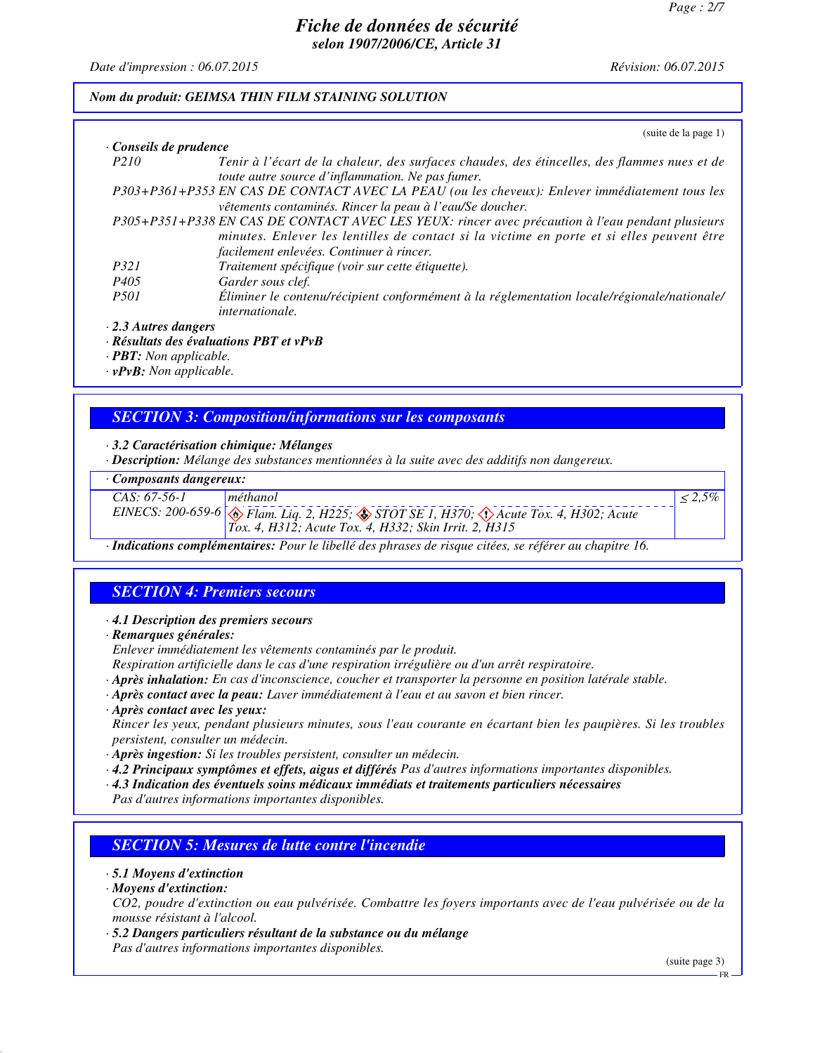**Nom du produit: GEIMSA THIN FILM STAINING SOLUTION**

(suite de la page 1)

· **Conseils de prudence**

P210 Tenir à l'écart de la chaleur, des surfaces chaudes, des étincelles, des flammes nues et de toute autre source d'inflammation. Ne pas fumer.

P303+P361+P353 EN CAS DE CONTACT AVEC LA PEAU (ou les cheveux): Enlever immédiatement tous les vêtements contaminés. Rincer la peau à l'eau/Se doucher.

P305+P351+P338 EN CAS DE CONTACT AVEC LES YEUX: rincer avec précaution à l'eau pendant plusieurs minutes. Enlever les lentilles de contact si la victime en porte et si elles peuvent être facilement enlevées. Continuer à rincer.

P321 Traitement spécifique (voir sur cette étiquette).

P405 Garder sous clef.

P501 Éliminer le contenu/récipient conformément à la réglementation locale/régionale/nationale/internationale.

· **2.3 Autres dangers**

· **Résultats des évaluations PBT et vPvB**

· **PBT:** Non applicable.

· **vPvB:** Non applicable.

## SECTION 3: Composition/informations sur les composants

· **3.2 Caractérisation chimique: Mélanges**

· **Description:** Mélange des substances mentionnées à la suite avec des additifs non dangereux.

| · Composants dangereux: | | |
|---|---|---|
| CAS: 67-56-1<br>EINECS: 200-659-6 | méthanol<br>Flam. Liq. 2, H225; STOT SE 1, H370; Acute Tox. 4, H302; Acute Tox. 4, H312; Acute Tox. 4, H332; Skin Irrit. 2, H315 | ≤ 2,5% |

· **Indications complémentaires:** Pour le libellé des phrases de risque citées, se référer au chapitre 16.

## SECTION 4: Premiers secours

· **4.1 Description des premiers secours**

· **Remarques générales:**

Enlever immédiatement les vêtements contaminés par le produit.

Respiration artificielle dans le cas d'une respiration irrégulière ou d'un arrêt respiratoire.

· **Après inhalation:** En cas d'inconscience, coucher et transporter la personne en position latérale stable.

· **Après contact avec la peau:** Laver immédiatement à l'eau et au savon et bien rincer.

· **Après contact avec les yeux:**

Rincer les yeux, pendant plusieurs minutes, sous l'eau courante en écartant bien les paupières. Si les troubles persistent, consulter un médecin.

· **Après ingestion:** Si les troubles persistent, consulter un médecin.

· **4.2 Principaux symptômes et effets, aigus et différés** Pas d'autres informations importantes disponibles.

· **4.3 Indication des éventuels soins médicaux immédiats et traitements particuliers nécessaires**

Pas d'autres informations importantes disponibles.

## SECTION 5: Mesures de lutte contre l'incendie

· **5.1 Moyens d'extinction**

· **Moyens d'extinction:**

$CO_2$, poudre d'extinction ou eau pulvérisée. Combattre les foyers importants avec de l'eau pulvérisée ou de la mousse résistant à l'alcool.

· **5.2 Dangers particuliers résultant de la substance ou du mélange**

Pas d'autres informations importantes disponibles.

(suite page 3)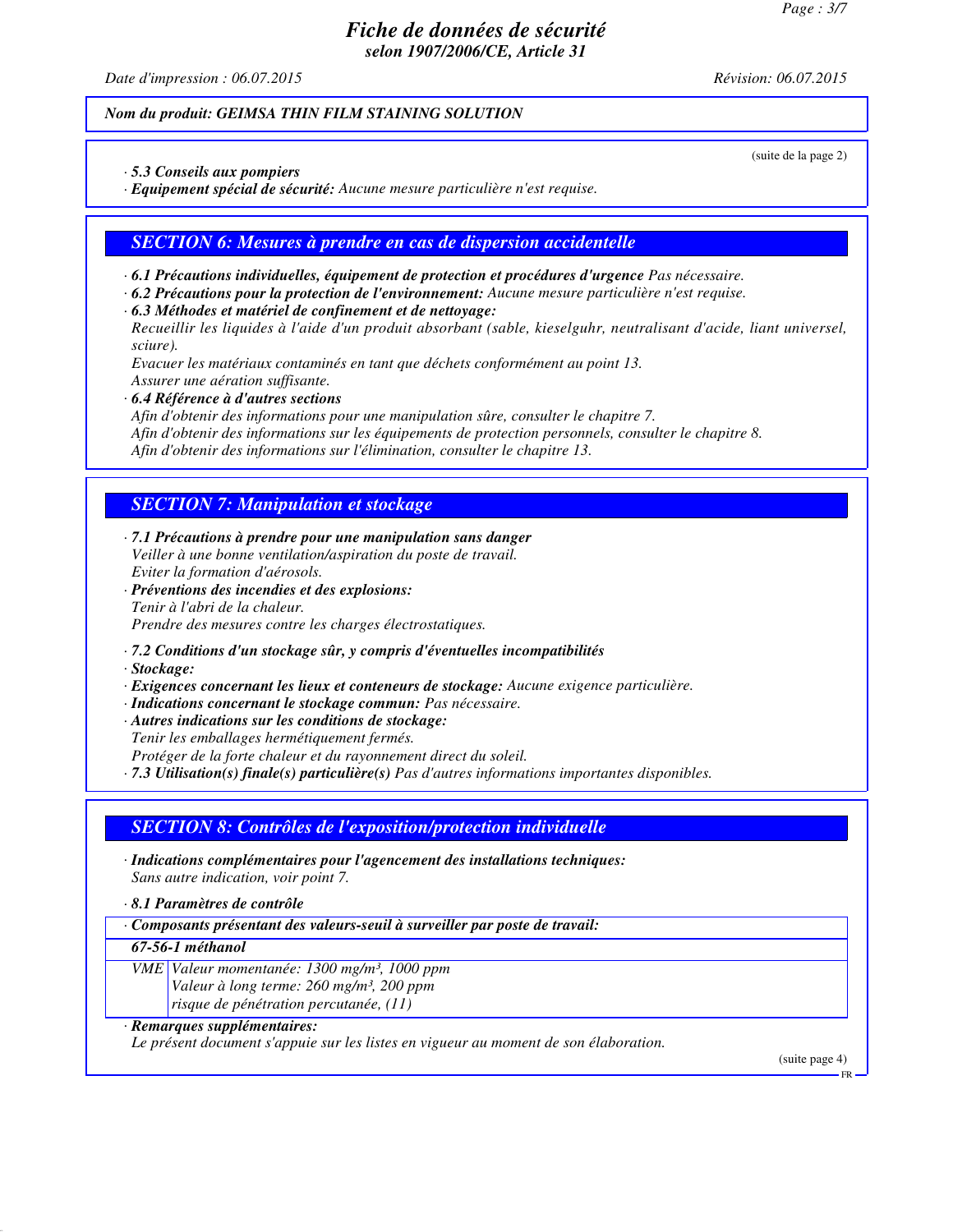(suite de la page 2)

· **5.3 Conseils aux pompiers**

· **Equipement spécial de sécurité:** *Aucune mesure particulière n'est requise.*

## SECTION 6: Mesures à prendre en cas de dispersion accidentelle

· **6.1 Précautions individuelles, équipement de protection et procédures d'urgence** *Pas nécessaire.*

· **6.2 Précautions pour la protection de l'environnement:** *Aucune mesure particulière n'est requise.*

· **6.3 Méthodes et matériel de confinement et de nettoyage:**

*Recueillir les liquides à l'aide d'un produit absorbant (sable, kieselguhr, neutralisant d'acide, liant universel, sciure).*

*Evacuer les matériaux contaminés en tant que déchets conformément au point 13.*

*Assurer une aération suffisante.*

· **6.4 Référence à d'autres sections**

*Afin d'obtenir des informations pour une manipulation sûre, consulter le chapitre 7.*

*Afin d'obtenir des informations sur les équipements de protection personnels, consulter le chapitre 8.*

*Afin d'obtenir des informations sur l'élimination, consulter le chapitre 13.*

## SECTION 7: Manipulation et stockage

· **7.1 Précautions à prendre pour une manipulation sans danger**

*Veiller à une bonne ventilation/aspiration du poste de travail.*

*Eviter la formation d'aérosols.*

· **Préventions des incendies et des explosions:**

*Tenir à l'abri de la chaleur.*

*Prendre des mesures contre les charges électrostatiques.*

· **7.2 Conditions d'un stockage sûr, y compris d'éventuelles incompatibilités**

· **Stockage:**

· **Exigences concernant les lieux et conteneurs de stockage:** *Aucune exigence particulière.*

· **Indications concernant le stockage commun:** *Pas nécessaire.*

· **Autres indications sur les conditions de stockage:**

*Tenir les emballages hermétiquement fermés.*

*Protéger de la forte chaleur et du rayonnement direct du soleil.*

· **7.3 Utilisation(s) finale(s) particulière(s)** *Pas d'autres informations importantes disponibles.*

## SECTION 8: Contrôles de l'exposition/protection individuelle

· **Indications complémentaires pour l'agencement des installations techniques:**

*Sans autre indication, voir point 7.*

· **8.1 Paramètres de contrôle**

| · **Composants présentant des valeurs-seuil à surveiller par poste de travail:** | |
|---|---|
| **67-56-1 méthanol** | |
| VME | *Valeur momentanée: 1300 mg/m³, 1000 ppm*<br>*Valeur à long terme: 260 mg/m³, 200 ppm*<br>*risque de pénétration percutanée, (11)* |

· **Remarques supplémentaires:**

*Le présent document s'appuie sur les listes en vigueur au moment de son élaboration.*

(suite page 4)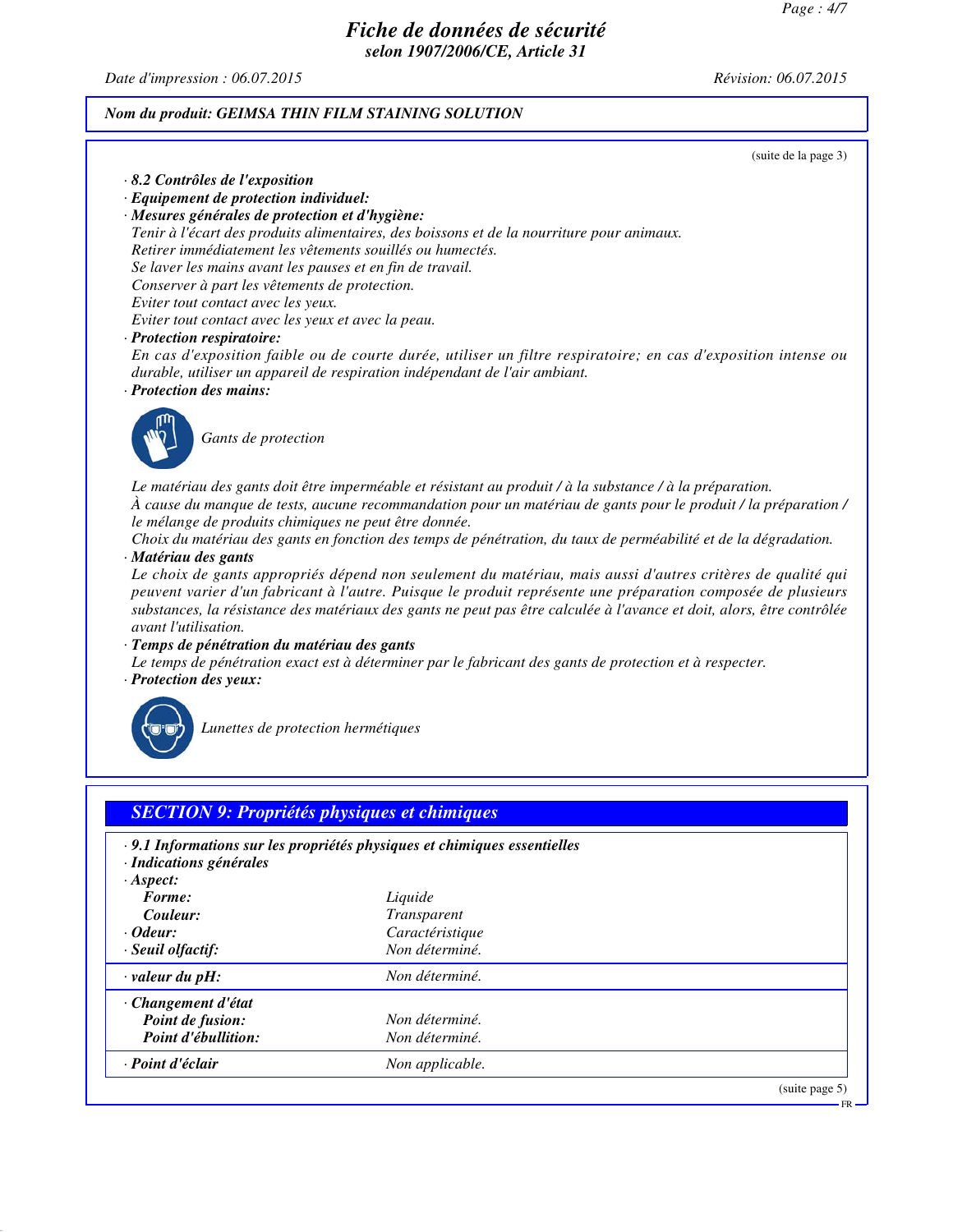Nom du produit: GEIMSA THIN FILM STAINING SOLUTION

(suite de la page 3)

· **8.2 Contrôles de l'exposition**

· **Equipement de protection individuel:**

· **Mesures générales de protection et d'hygiène:**

*Tenir à l'écart des produits alimentaires, des boissons et de la nourriture pour animaux.*
*Retirer immédiatement les vêtements souillés ou humectés.*
*Se laver les mains avant les pauses et en fin de travail.*
*Conserver à part les vêtements de protection.*
*Eviter tout contact avec les yeux.*
*Eviter tout contact avec les yeux et avec la peau.*

· **Protection respiratoire:**

*En cas d'exposition faible ou de courte durée, utiliser un filtre respiratoire; en cas d'exposition intense ou durable, utiliser un appareil de respiration indépendant de l'air ambiant.*

· **Protection des mains:**

*Gants de protection*

*Le matériau des gants doit être imperméable et résistant au produit / à la substance / à la préparation.*
*À cause du manque de tests, aucune recommandation pour un matériau de gants pour le produit / la préparation / le mélange de produits chimiques ne peut être donnée.*
*Choix du matériau des gants en fonction des temps de pénétration, du taux de perméabilité et de la dégradation.*

· **Matériau des gants**

*Le choix de gants appropriés dépend non seulement du matériau, mais aussi d'autres critères de qualité qui peuvent varier d'un fabricant à l'autre. Puisque le produit représente une préparation composée de plusieurs substances, la résistance des matériaux des gants ne peut pas être calculée à l'avance et doit, alors, être contrôlée avant l'utilisation.*

· **Temps de pénétration du matériau des gants**

*Le temps de pénétration exact est à déterminer par le fabricant des gants de protection et à respecter.*

· **Protection des yeux:**

*Lunettes de protection hermétiques*

## SECTION 9: Propriétés physiques et chimiques

· **9.1 Informations sur les propriétés physiques et chimiques essentielles**

· **Indications générales**

| | |
|---|---|
| · **Aspect:** | |
| **Forme:** | *Liquide* |
| **Couleur:** | *Transparent* |
| · **Odeur:** | *Caractéristique* |
| · **Seuil olfactif:** | *Non déterminé.* |
| · **valeur du pH:** | *Non déterminé.* |
| · **Changement d'état** | |
| **Point de fusion:** | *Non déterminé.* |
| **Point d'ébullition:** | *Non déterminé.* |
| · **Point d'éclair** | *Non applicable.* |

(suite page 5)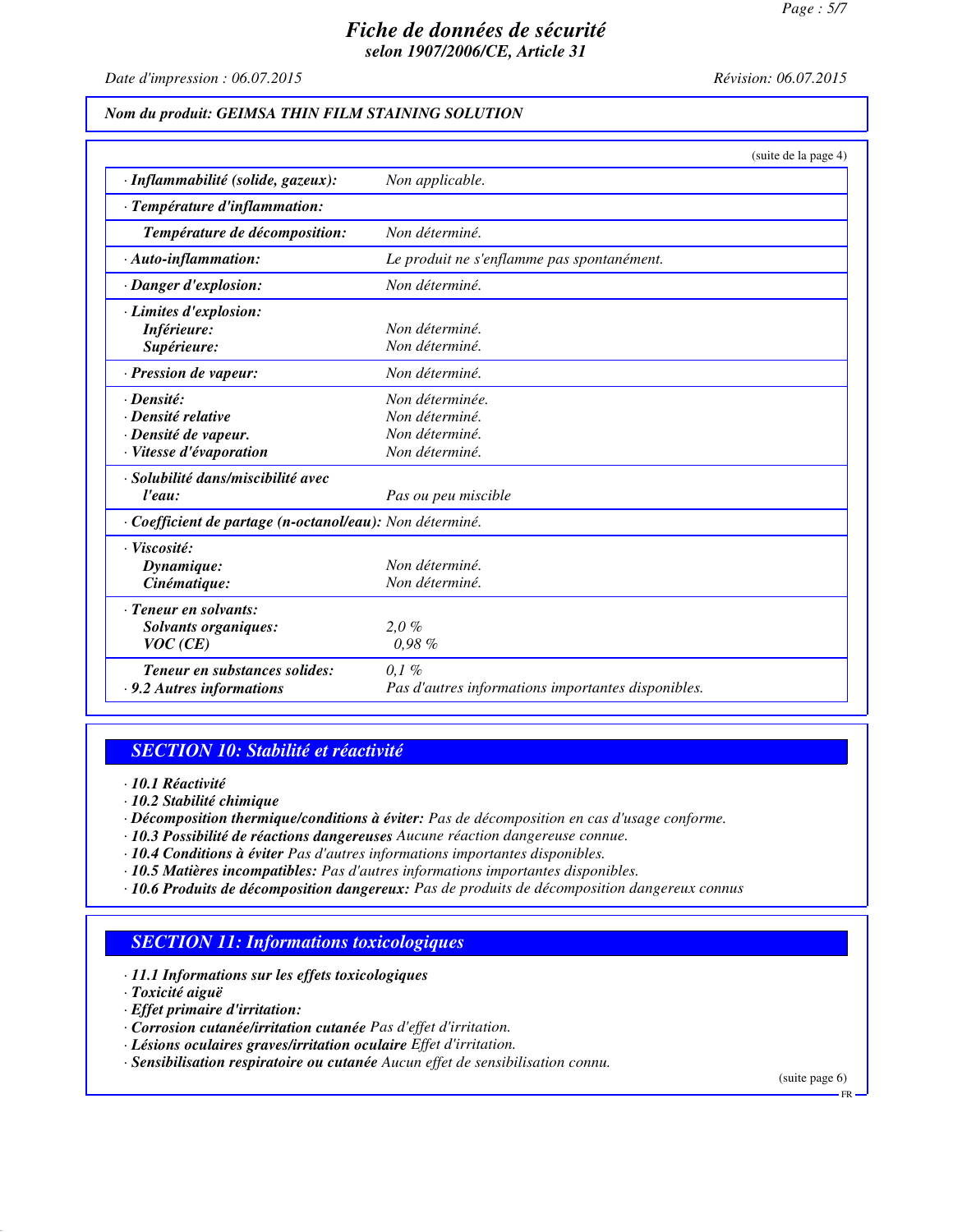**Nom du produit: GEIMSA THIN FILM STAINING SOLUTION**

(suite de la page 4)

| | |
|---|---|
| · **Inflammabilité (solide, gazeux):** | Non applicable. |
| · **Température d'inflammation:** | |
| **Température de décomposition:** | Non déterminé. |
| · **Auto-inflammation:** | Le produit ne s'enflamme pas spontanément. |
| · **Danger d'explosion:** | Non déterminé. |
| · **Limites d'explosion:** | |
| **Inférieure:** | Non déterminé. |
| **Supérieure:** | Non déterminé. |
| · **Pression de vapeur:** | Non déterminé. |
| · **Densité:** | Non déterminée. |
| · **Densité relative** | Non déterminé. |
| · **Densité de vapeur.** | Non déterminé. |
| · **Vitesse d'évaporation** | Non déterminé. |
| · **Solubilité dans/miscibilité avec l'eau:** | Pas ou peu miscible |
| · **Coefficient de partage (n-octanol/eau):** | Non déterminé. |
| · **Viscosité:** | |
| **Dynamique:** | Non déterminé. |
| **Cinématique:** | Non déterminé. |
| · **Teneur en solvants:** | |
| **Solvants organiques:** | 2,0 % |
| **VOC (CE)** | 0,98 % |
| **Teneur en substances solides:** | 0,1 % |
| · **9.2 Autres informations** | Pas d'autres informations importantes disponibles. |

## SECTION 10: Stabilité et réactivité

· **10.1 Réactivité**
· **10.2 Stabilité chimique**
· **Décomposition thermique/conditions à éviter:** Pas de décomposition en cas d'usage conforme.
· **10.3 Possibilité de réactions dangereuses** Aucune réaction dangereuse connue.
· **10.4 Conditions à éviter** Pas d'autres informations importantes disponibles.
· **10.5 Matières incompatibles:** Pas d'autres informations importantes disponibles.
· **10.6 Produits de décomposition dangereux:** Pas de produits de décomposition dangereux connus

## SECTION 11: Informations toxicologiques

· **11.1 Informations sur les effets toxicologiques**
· **Toxicité aiguë**
· **Effet primaire d'irritation:**
· **Corrosion cutanée/irritation cutanée** Pas d'effet d'irritation.
· **Lésions oculaires graves/irritation oculaire** Effet d'irritation.
· **Sensibilisation respiratoire ou cutanée** Aucun effet de sensibilisation connu.

(suite page 6)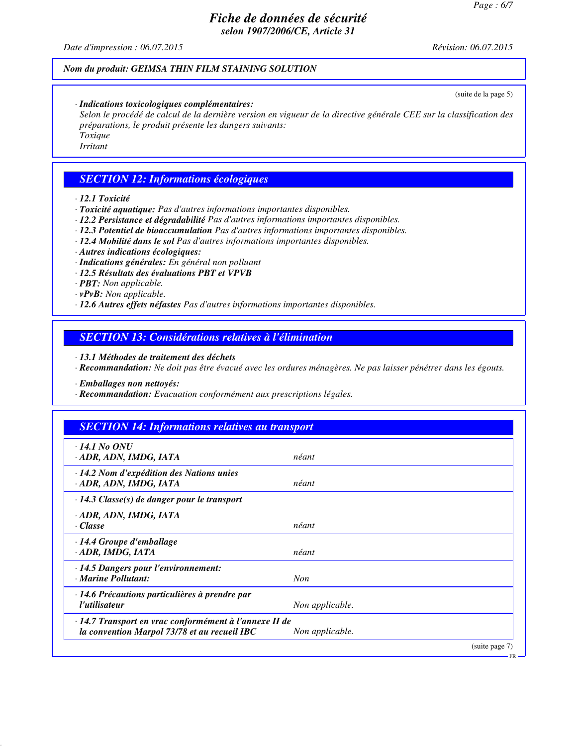Nom du produit: GEIMSA THIN FILM STAINING SOLUTION

(suite de la page 5)

· **Indications toxicologiques complémentaires:**
Selon le procédé de calcul de la dernière version en vigueur de la directive générale CEE sur la classification des préparations, le produit présente les dangers suivants:
Toxique
Irritant

## SECTION 12: Informations écologiques

· **12.1 Toxicité**
· **Toxicité aquatique:** Pas d'autres informations importantes disponibles.
· **12.2 Persistance et dégradabilité** Pas d'autres informations importantes disponibles.
· **12.3 Potentiel de bioaccumulation** Pas d'autres informations importantes disponibles.
· **12.4 Mobilité dans le sol** Pas d'autres informations importantes disponibles.
· **Autres indications écologiques:**
· **Indications générales:** En général non polluant
· **12.5 Résultats des évaluations PBT et VPVB**
· **PBT:** Non applicable.
· **vPvB:** Non applicable.
· **12.6 Autres effets néfastes** Pas d'autres informations importantes disponibles.

## SECTION 13: Considérations relatives à l'élimination

· **13.1 Méthodes de traitement des déchets**
· **Recommandation:** Ne doit pas être évacué avec les ordures ménagères. Ne pas laisser pénétrer dans les égouts.

· **Emballages non nettoyés:**
· **Recommandation:** Evacuation conformément aux prescriptions légales.

## SECTION 14: Informations relatives au transport

| | |
|---|---|
| · **14.1 No ONU**<br>· **ADR, ADN, IMDG, IATA** | néant |
| · **14.2 Nom d'expédition des Nations unies**<br>· **ADR, ADN, IMDG, IATA** | néant |
| · **14.3 Classe(s) de danger pour le transport**<br>· **ADR, ADN, IMDG, IATA**<br>· **Classe** | néant |
| · **14.4 Groupe d'emballage**<br>· **ADR, IMDG, IATA** | néant |
| · **14.5 Dangers pour l'environnement:**<br>· **Marine Pollutant:** | Non |
| · **14.6 Précautions particulières à prendre par l'utilisateur** | Non applicable. |
| · **14.7 Transport en vrac conformément à l'annexe II de la convention Marpol 73/78 et au recueil IBC** | Non applicable. |

(suite page 7)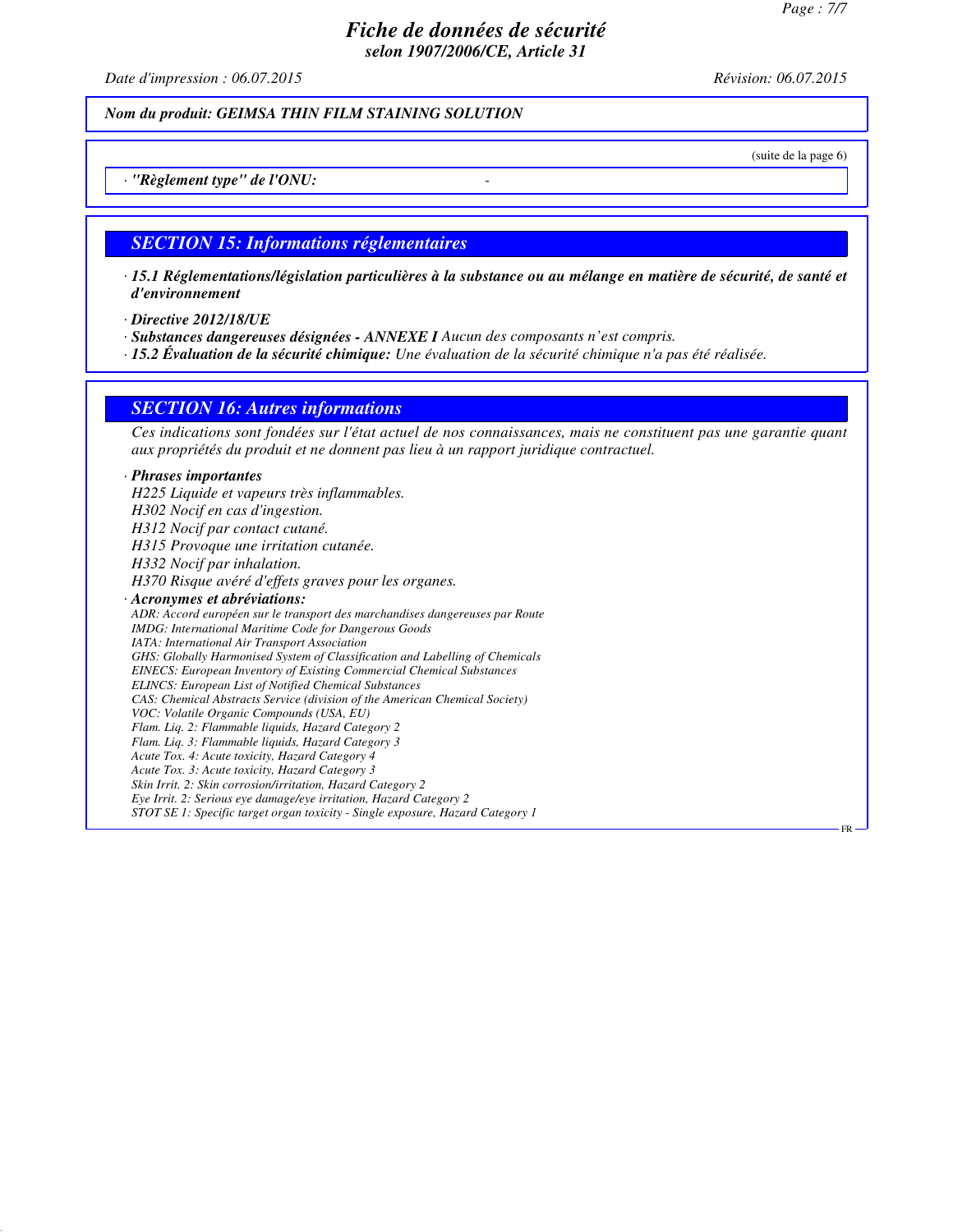(suite de la page 6)

· ***"Règlement type" de l'ONU:*** -

## SECTION 15: Informations réglementaires

· ***15.1 Réglementations/législation particulières à la substance ou au mélange en matière de sécurité, de santé et d'environnement***

· ***Directive 2012/18/UE***

· ***Substances dangereuses désignées - ANNEXE I*** *Aucun des composants n'est compris.*

· ***15.2 Évaluation de la sécurité chimique:*** *Une évaluation de la sécurité chimique n'a pas été réalisée.*

## SECTION 16: Autres informations

*Ces indications sont fondées sur l'état actuel de nos connaissances, mais ne constituent pas une garantie quant aux propriétés du produit et ne donnent pas lieu à un rapport juridique contractuel.*

· ***Phrases importantes***

*H225 Liquide et vapeurs très inflammables.*
*H302 Nocif en cas d'ingestion.*
*H312 Nocif par contact cutané.*
*H315 Provoque une irritation cutanée.*
*H332 Nocif par inhalation.*
*H370 Risque avéré d'effets graves pour les organes.*

· ***Acronymes et abréviations:***

*ADR: Accord européen sur le transport des marchandises dangereuses par Route*
*IMDG: International Maritime Code for Dangerous Goods*
*IATA: International Air Transport Association*
*GHS: Globally Harmonised System of Classification and Labelling of Chemicals*
*EINECS: European Inventory of Existing Commercial Chemical Substances*
*ELINCS: European List of Notified Chemical Substances*
*CAS: Chemical Abstracts Service (division of the American Chemical Society)*
*VOC: Volatile Organic Compounds (USA, EU)*
*Flam. Liq. 2: Flammable liquids, Hazard Category 2*
*Flam. Liq. 3: Flammable liquids, Hazard Category 3*
*Acute Tox. 4: Acute toxicity, Hazard Category 4*
*Acute Tox. 3: Acute toxicity, Hazard Category 3*
*Skin Irrit. 2: Skin corrosion/irritation, Hazard Category 2*
*Eye Irrit. 2: Serious eye damage/eye irritation, Hazard Category 2*
*STOT SE 1: Specific target organ toxicity - Single exposure, Hazard Category 1*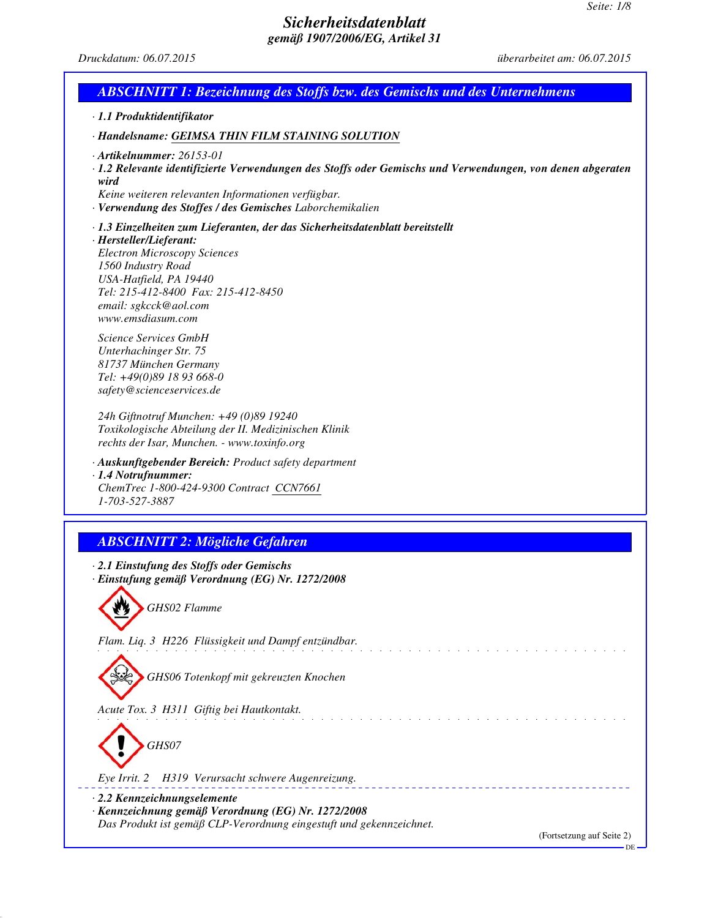# Sicherheitsdatenblatt

***gemäß 1907/2006/EG, Artikel 31***

*Druckdatum: 06.07.2015* *überarbeitet am: 06.07.2015*

## ABSCHNITT 1: Bezeichnung des Stoffs bzw. des Gemischs und des Unternehmens

· **1.1 Produktidentifikator**

· **Handelsname:** GEIMSA THIN FILM STAINING SOLUTION

· **Artikelnummer:** 26153-01

· **1.2 Relevante identifizierte Verwendungen des Stoffs oder Gemischs und Verwendungen, von denen abgeraten wird**

Keine weiteren relevanten Informationen verfügbar.

· **Verwendung des Stoffes / des Gemisches** Laborchemikalien

· **1.3 Einzelheiten zum Lieferanten, der das Sicherheitsdatenblatt bereitstellt**

· **Hersteller/Lieferant:**

Electron Microscopy Sciences
1560 Industry Road
USA-Hatfield, PA 19440
Tel: 215-412-8400 Fax: 215-412-8450
email: sgkcck@aol.com
www.emsdiasum.com

Science Services GmbH
Unterhachinger Str. 75
81737 München Germany
Tel: +49(0)89 18 93 668-0
safety@scienceservices.de

24h Giftnotruf Munchen: +49 (0)89 19240
Toxikologische Abteilung der II. Medizinischen Klinik
rechts der Isar, München. - www.toxinfo.org

· **Auskunftgebender Bereich:** Product safety department

· **1.4 Notrufnummer:**

ChemTrec 1-800-424-9300 Contract CCN7661
1-703-527-3887

## ABSCHNITT 2: Mögliche Gefahren

· **2.1 Einstufung des Stoffs oder Gemischs**

· **Einstufung gemäß Verordnung (EG) Nr. 1272/2008**

GHS02 Flamme

Flam. Liq. 3 H226 Flüssigkeit und Dampf entzündbar.

GHS06 Totenkopf mit gekreuzten Knochen

Acute Tox. 3 H311 Giftig bei Hautkontakt.

GHS07

Eye Irrit. 2 H319 Verursacht schwere Augenreizung.

· **2.2 Kennzeichnungselemente**

· **Kennzeichnung gemäß Verordnung (EG) Nr. 1272/2008**

Das Produkt ist gemäß CLP-Verordnung eingestuft und gekennzeichnet.

(Fortsetzung auf Seite 2)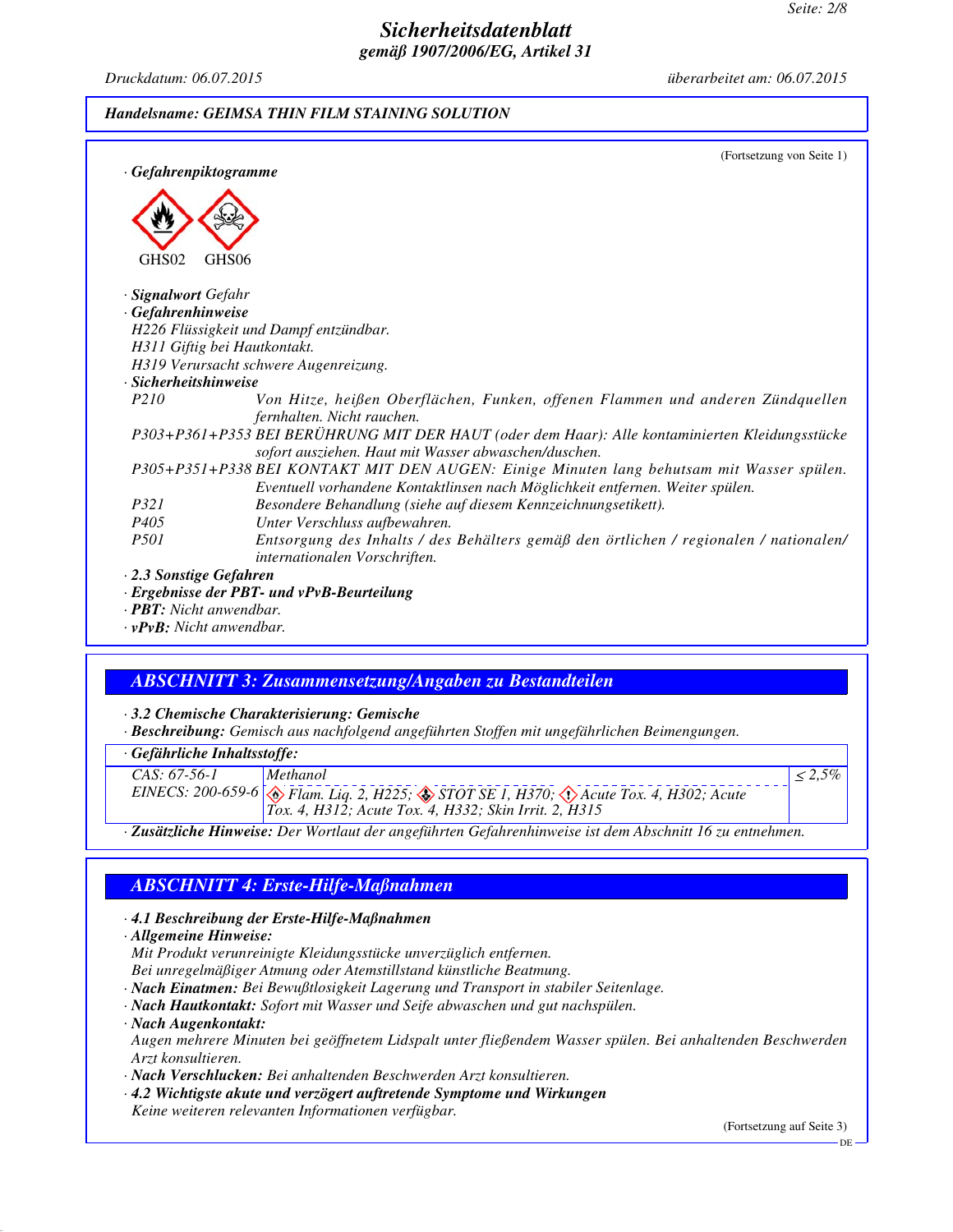Handelsname: GEIMSA THIN FILM STAINING SOLUTION

(Fortsetzung von Seite 1)

· **Gefahrenpiktogramme**

GHS02 GHS06

· **Signalwort** Gefahr

· **Gefahrenhinweise**

H226 Flüssigkeit und Dampf entzündbar.
H311 Giftig bei Hautkontakt.
H319 Verursacht schwere Augenreizung.

· **Sicherheitshinweise**

| | |
|---|---|
| P210 | Von Hitze, heißen Oberflächen, Funken, offenen Flammen und anderen Zündquellen fernhalten. Nicht rauchen. |
| P303+P361+P353 | BEI BERÜHRUNG MIT DER HAUT (oder dem Haar): Alle kontaminierten Kleidungsstücke sofort ausziehen. Haut mit Wasser abwaschen/duschen. |
| P305+P351+P338 | BEI KONTAKT MIT DEN AUGEN: Einige Minuten lang behutsam mit Wasser spülen. Eventuell vorhandene Kontaktlinsen nach Möglichkeit entfernen. Weiter spülen. |
| P321 | Besondere Behandlung (siehe auf diesem Kennzeichnungsetikett). |
| P405 | Unter Verschluss aufbewahren. |
| P501 | Entsorgung des Inhalts / des Behälters gemäß den örtlichen / regionalen / nationalen/ internationalen Vorschriften. |

· **2.3 Sonstige Gefahren**

· **Ergebnisse der PBT- und vPvB-Beurteilung**

· **PBT:** Nicht anwendbar.

· **vPvB:** Nicht anwendbar.

## ABSCHNITT 3: Zusammensetzung/Angaben zu Bestandteilen

· **3.2 Chemische Charakterisierung: Gemische**

· **Beschreibung:** Gemisch aus nachfolgend angeführten Stoffen mit ungefährlichen Beimengungen.

· **Gefährliche Inhaltsstoffe:**

| | | |
|---|---|---|
| CAS: 67-56-1<br>EINECS: 200-659-6 | Methanol<br>Flam. Liq. 2, H225; STOT SE 1, H370; Acute Tox. 4, H302; Acute Tox. 4, H312; Acute Tox. 4, H332; Skin Irrit. 2, H315 | ≤ 2,5% |

· **Zusätzliche Hinweise:** Der Wortlaut der angeführten Gefahrenhinweise ist dem Abschnitt 16 zu entnehmen.

## ABSCHNITT 4: Erste-Hilfe-Maßnahmen

· **4.1 Beschreibung der Erste-Hilfe-Maßnahmen**

· **Allgemeine Hinweise:**

Mit Produkt verunreinigte Kleidungsstücke unverzüglich entfernen.
Bei unregelmäßiger Atmung oder Atemstillstand künstliche Beatmung.

· **Nach Einatmen:** Bei Bewußtlosigkeit Lagerung und Transport in stabiler Seitenlage.

· **Nach Hautkontakt:** Sofort mit Wasser und Seife abwaschen und gut nachspülen.

· **Nach Augenkontakt:**

Augen mehrere Minuten bei geöffnetem Lidspalt unter fließendem Wasser spülen. Bei anhaltenden Beschwerden Arzt konsultieren.

· **Nach Verschlucken:** Bei anhaltenden Beschwerden Arzt konsultieren.

· **4.2 Wichtigste akute und verzögert auftretende Symptome und Wirkungen**

Keine weiteren relevanten Informationen verfügbar.

(Fortsetzung auf Seite 3)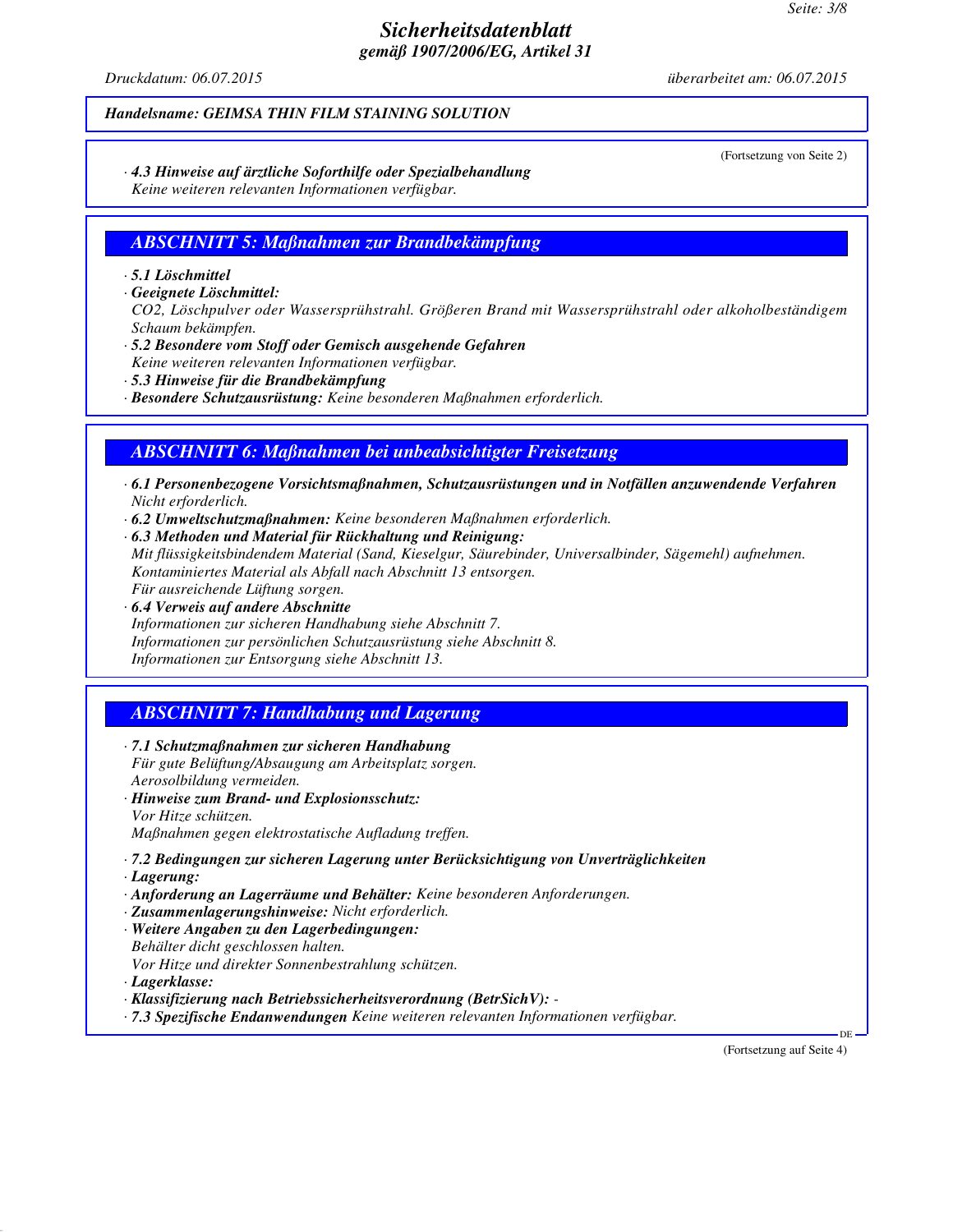*Handelsname: GEIMSA THIN FILM STAINING SOLUTION*

(Fortsetzung von Seite 2)

· **4.3 Hinweise auf ärztliche Soforthilfe oder Spezialbehandlung**
Keine weiteren relevanten Informationen verfügbar.

## ABSCHNITT 5: Maßnahmen zur Brandbekämpfung

· **5.1 Löschmittel**
· **Geeignete Löschmittel:**
CO2, Löschpulver oder Wassersprühstrahl. Größeren Brand mit Wassersprühstrahl oder alkoholbeständigem Schaum bekämpfen.
· **5.2 Besondere vom Stoff oder Gemisch ausgehende Gefahren**
Keine weiteren relevanten Informationen verfügbar.
· **5.3 Hinweise für die Brandbekämpfung**
· **Besondere Schutzausrüstung:** Keine besonderen Maßnahmen erforderlich.

## ABSCHNITT 6: Maßnahmen bei unbeabsichtigter Freisetzung

· **6.1 Personenbezogene Vorsichtsmaßnahmen, Schutzausrüstungen und in Notfällen anzuwendende Verfahren**
Nicht erforderlich.
· **6.2 Umweltschutzmaßnahmen:** Keine besonderen Maßnahmen erforderlich.
· **6.3 Methoden und Material für Rückhaltung und Reinigung:**
Mit flüssigkeitsbindendem Material (Sand, Kieselgur, Säurebinder, Universalbinder, Sägemehl) aufnehmen.
Kontaminiertes Material als Abfall nach Abschnitt 13 entsorgen.
Für ausreichende Lüftung sorgen.
· **6.4 Verweis auf andere Abschnitte**
Informationen zur sicheren Handhabung siehe Abschnitt 7.
Informationen zur persönlichen Schutzausrüstung siehe Abschnitt 8.
Informationen zur Entsorgung siehe Abschnitt 13.

## ABSCHNITT 7: Handhabung und Lagerung

· **7.1 Schutzmaßnahmen zur sicheren Handhabung**
Für gute Belüftung/Absaugung am Arbeitsplatz sorgen.
Aerosolbildung vermeiden.
· **Hinweise zum Brand- und Explosionsschutz:**
Vor Hitze schützen.
Maßnahmen gegen elektrostatische Aufladung treffen.

· **7.2 Bedingungen zur sicheren Lagerung unter Berücksichtigung von Unverträglichkeiten**
· **Lagerung:**
· **Anforderung an Lagerräume und Behälter:** Keine besonderen Anforderungen.
· **Zusammenlagerungshinweise:** Nicht erforderlich.
· **Weitere Angaben zu den Lagerbedingungen:**
Behälter dicht geschlossen halten.
Vor Hitze und direkter Sonnenbestrahlung schützen.
· **Lagerklasse:**
· **Klassifizierung nach Betriebssicherheitsverordnung (BetrSichV):** -
· **7.3 Spezifische Endanwendungen** Keine weiteren relevanten Informationen verfügbar.

(Fortsetzung auf Seite 4)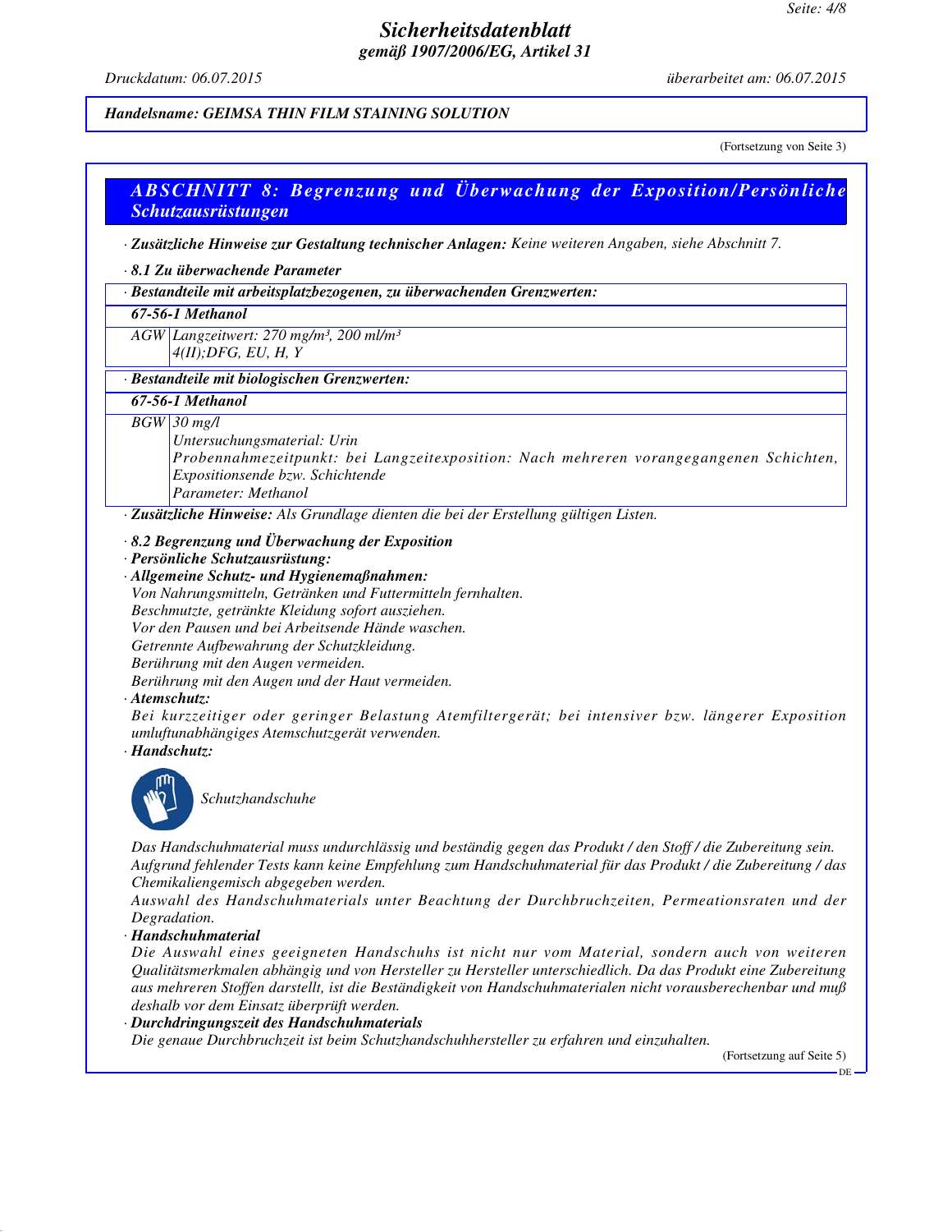**Handelsname: GEIMSA THIN FILM STAINING SOLUTION**

(Fortsetzung von Seite 3)

## ABSCHNITT 8: Begrenzung und Überwachung der Exposition/Persönliche Schutzausrüstungen

· **Zusätzliche Hinweise zur Gestaltung technischer Anlagen:** Keine weiteren Angaben, siehe Abschnitt 7.

· **8.1 Zu überwachende Parameter**

| · **Bestandteile mit arbeitsplatzbezogenen, zu überwachenden Grenzwerten:** | |
|---|---|
| **67-56-1 Methanol** | |
| AGW | Langzeitwert: 270 mg/m³, 200 ml/m³<br>4(II);DFG, EU, H, Y |

| · **Bestandteile mit biologischen Grenzwerten:** | |
|---|---|
| **67-56-1 Methanol** | |
| BGW | 30 mg/l<br>Untersuchungsmaterial: Urin<br>Probennahmezeitpunkt: bei Langzeitexposition: Nach mehreren vorangegangenen Schichten, Expositionsende bzw. Schichtende<br>Parameter: Methanol |

· **Zusätzliche Hinweise:** Als Grundlage dienten die bei der Erstellung gültigen Listen.

· **8.2 Begrenzung und Überwachung der Exposition**

· **Persönliche Schutzausrüstung:**

· **Allgemeine Schutz- und Hygienemaßnahmen:**

Von Nahrungsmitteln, Getränken und Futtermitteln fernhalten.
Beschmutzte, getränkte Kleidung sofort ausziehen.
Vor den Pausen und bei Arbeitsende Hände waschen.
Getrennte Aufbewahrung der Schutzkleidung.
Berührung mit den Augen vermeiden.
Berührung mit den Augen und der Haut vermeiden.

· **Atemschutz:**

Bei kurzzeitiger oder geringer Belastung Atemfiltergerät; bei intensiver bzw. längerer Exposition umluftunabhängiges Atemschutzgerät verwenden.

· **Handschutz:**

Schutzhandschuhe

Das Handschuhmaterial muss undurchlässig und beständig gegen das Produkt / den Stoff / die Zubereitung sein.
Aufgrund fehlender Tests kann keine Empfehlung zum Handschuhmaterial für das Produkt / die Zubereitung / das Chemikaliengemisch abgegeben werden.
Auswahl des Handschuhmaterials unter Beachtung der Durchbruchzeiten, Permeationsraten und der Degradation.

· **Handschuhmaterial**

Die Auswahl eines geeigneten Handschuhs ist nicht nur vom Material, sondern auch von weiteren Qualitätsmerkmalen abhängig und von Hersteller zu Hersteller unterschiedlich. Da das Produkt eine Zubereitung aus mehreren Stoffen darstellt, ist die Beständigkeit von Handschuhmaterialen nicht vorausberechenbar und muß deshalb vor dem Einsatz überprüft werden.

· **Durchdringungszeit des Handschuhmaterials**

Die genaue Durchbruchzeit ist beim Schutzhandschuhhersteller zu erfahren und einzuhalten.

(Fortsetzung auf Seite 5)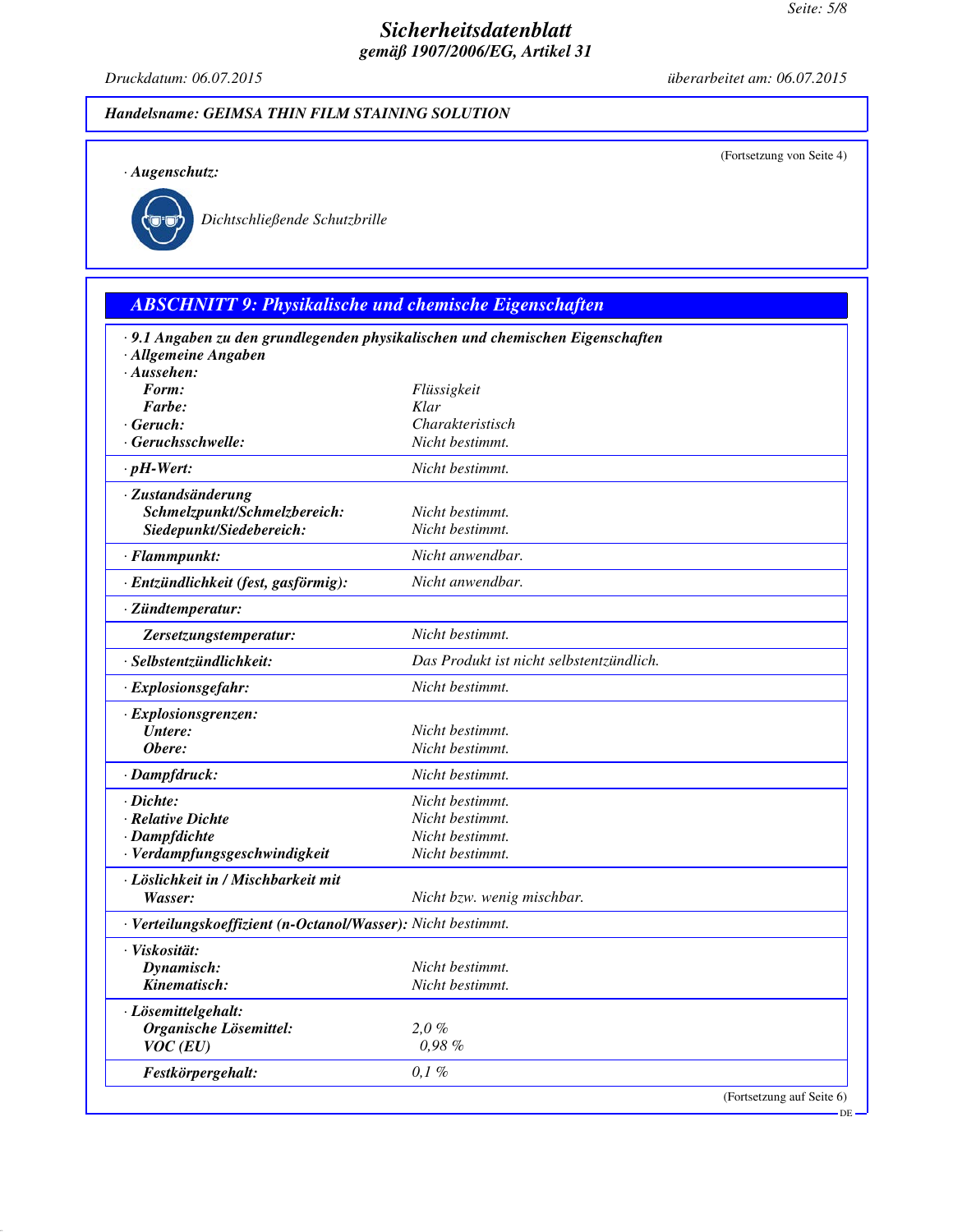**Handelsname: GEIMSA THIN FILM STAINING SOLUTION**

(Fortsetzung von Seite 4)

· **Augenschutz:**

Dichtschließende Schutzbrille

## ABSCHNITT 9: Physikalische und chemische Eigenschaften

· **9.1 Angaben zu den grundlegenden physikalischen und chemischen Eigenschaften**

| | |
|---|---|
| · **Allgemeine Angaben** | |
| · **Aussehen:** | |
| **Form:** | Flüssigkeit |
| **Farbe:** | Klar |
| · **Geruch:** | Charakteristisch |
| · **Geruchsschwelle:** | Nicht bestimmt. |
| · **pH-Wert:** | Nicht bestimmt. |
| · **Zustandsänderung** | |
| **Schmelzpunkt/Schmelzbereich:** | Nicht bestimmt. |
| **Siedepunkt/Siedebereich:** | Nicht bestimmt. |
| · **Flammpunkt:** | Nicht anwendbar. |
| · **Entzündlichkeit (fest, gasförmig):** | Nicht anwendbar. |
| · **Zündtemperatur:** | |
| **Zersetzungstemperatur:** | Nicht bestimmt. |
| · **Selbstentzündlichkeit:** | Das Produkt ist nicht selbstentzündlich. |
| · **Explosionsgefahr:** | Nicht bestimmt. |
| · **Explosionsgrenzen:** | |
| **Untere:** | Nicht bestimmt. |
| **Obere:** | Nicht bestimmt. |
| · **Dampfdruck:** | Nicht bestimmt. |
| · **Dichte:** | Nicht bestimmt. |
| · **Relative Dichte** | Nicht bestimmt. |
| · **Dampfdichte** | Nicht bestimmt. |
| · **Verdampfungsgeschwindigkeit** | Nicht bestimmt. |
| · **Löslichkeit in / Mischbarkeit mit** | |
| **Wasser:** | Nicht bzw. wenig mischbar. |
| · **Verteilungskoeffizient (n-Octanol/Wasser):** | Nicht bestimmt. |
| · **Viskosität:** | |
| **Dynamisch:** | Nicht bestimmt. |
| **Kinematisch:** | Nicht bestimmt. |
| · **Lösemittelgehalt:** | |
| **Organische Lösemittel:** | 2,0 % |
| **VOC (EU)** | 0,98 % |
| **Festkörpergehalt:** | 0,1 % |

(Fortsetzung auf Seite 6)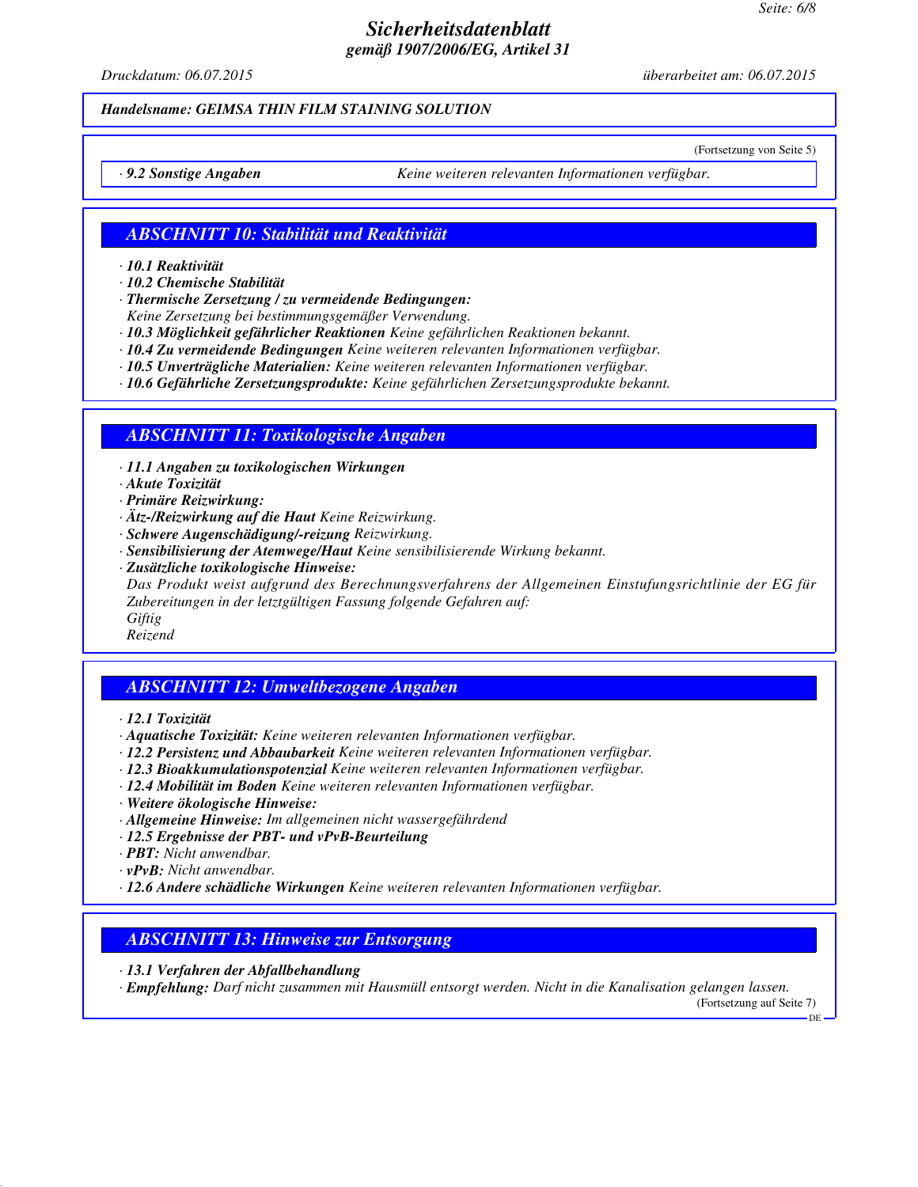(Fortsetzung von Seite 5)

· **9.2 Sonstige Angaben** Keine weiteren relevanten Informationen verfügbar.

## ABSCHNITT 10: Stabilität und Reaktivität

· **10.1 Reaktivität**
· **10.2 Chemische Stabilität**
· **Thermische Zersetzung / zu vermeidende Bedingungen:**
Keine Zersetzung bei bestimmungsgemäßer Verwendung.
· **10.3 Möglichkeit gefährlicher Reaktionen** Keine gefährlichen Reaktionen bekannt.
· **10.4 Zu vermeidende Bedingungen** Keine weiteren relevanten Informationen verfügbar.
· **10.5 Unverträgliche Materialien:** Keine weiteren relevanten Informationen verfügbar.
· **10.6 Gefährliche Zersetzungsprodukte:** Keine gefährlichen Zersetzungsprodukte bekannt.

## ABSCHNITT 11: Toxikologische Angaben

· **11.1 Angaben zu toxikologischen Wirkungen**
· **Akute Toxizität**
· **Primäre Reizwirkung:**
· **Ätz-/Reizwirkung auf die Haut** Keine Reizwirkung.
· **Schwere Augenschädigung/-reizung** Reizwirkung.
· **Sensibilisierung der Atemwege/Haut** Keine sensibilisierende Wirkung bekannt.
· **Zusätzliche toxikologische Hinweise:**
Das Produkt weist aufgrund des Berechnungsverfahrens der Allgemeinen Einstufungsrichtlinie der EG für Zubereitungen in der letztgültigen Fassung folgende Gefahren auf:
Giftig
Reizend

## ABSCHNITT 12: Umweltbezogene Angaben

· **12.1 Toxizität**
· **Aquatische Toxizität:** Keine weiteren relevanten Informationen verfügbar.
· **12.2 Persistenz und Abbaubarkeit** Keine weiteren relevanten Informationen verfügbar.
· **12.3 Bioakkumulationspotenzial** Keine weiteren relevanten Informationen verfügbar.
· **12.4 Mobilität im Boden** Keine weiteren relevanten Informationen verfügbar.
· **Weitere ökologische Hinweise:**
· **Allgemeine Hinweise:** Im allgemeinen nicht wassergefährdend
· **12.5 Ergebnisse der PBT- und vPvB-Beurteilung**
· **PBT:** Nicht anwendbar.
· **vPvB:** Nicht anwendbar.
· **12.6 Andere schädliche Wirkungen** Keine weiteren relevanten Informationen verfügbar.

## ABSCHNITT 13: Hinweise zur Entsorgung

· **13.1 Verfahren der Abfallbehandlung**
· **Empfehlung:** Darf nicht zusammen mit Hausmüll entsorgt werden. Nicht in die Kanalisation gelangen lassen.

(Fortsetzung auf Seite 7)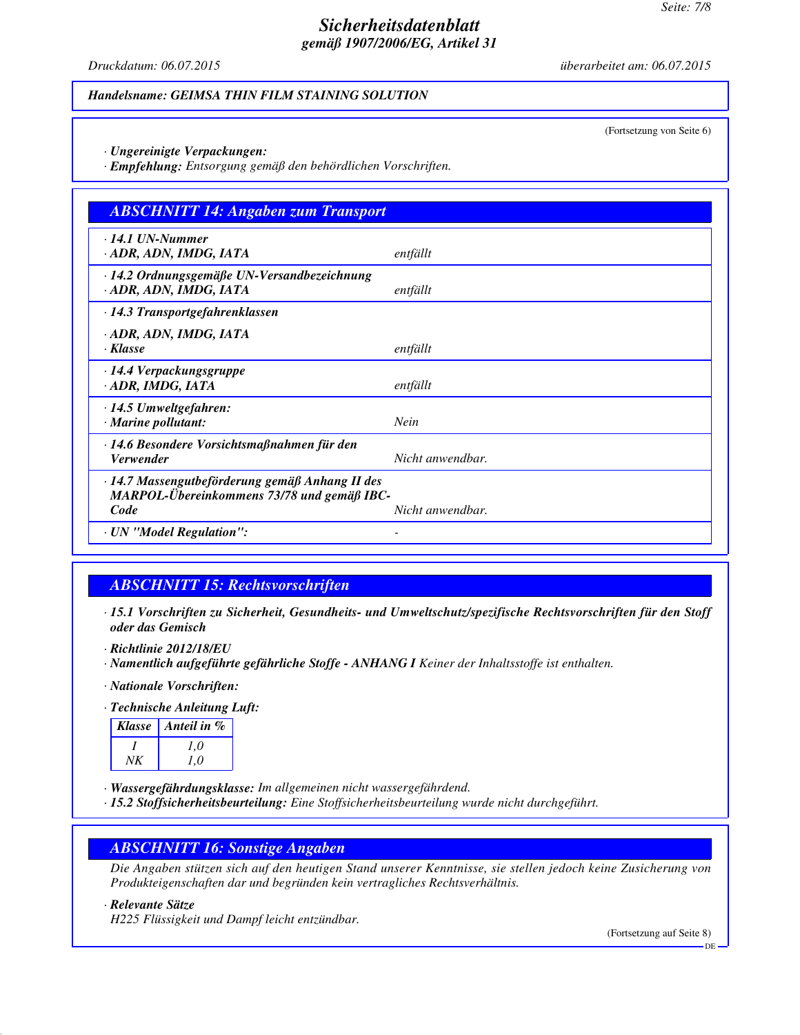# Sicherheitsdatenblatt

**gemäß 1907/2006/EG, Artikel 31**

*Druckdatum: 06.07.2015* *überarbeitet am: 06.07.2015*

**Handelsname: GEIMSA THIN FILM STAINING SOLUTION**

(Fortsetzung von Seite 6)

· **Ungereinigte Verpackungen:**
· **Empfehlung:** *Entsorgung gemäß den behördlichen Vorschriften.*

## ABSCHNITT 14: Angaben zum Transport

| | |
|---|---|
| · **14.1 UN-Nummer** · **ADR, ADN, IMDG, IATA** | *entfällt* |
| · **14.2 Ordnungsgemäße UN-Versandbezeichnung** · **ADR, ADN, IMDG, IATA** | *entfällt* |
| · **14.3 Transportgefahrenklassen** · **ADR, ADN, IMDG, IATA** · **Klasse** | *entfällt* |
| · **14.4 Verpackungsgruppe** · **ADR, IMDG, IATA** | *entfällt* |
| · **14.5 Umweltgefahren:** · **Marine pollutant:** | *Nein* |
| · **14.6 Besondere Vorsichtsmaßnahmen für den Verwender** | *Nicht anwendbar.* |
| · **14.7 Massengutbeförderung gemäß Anhang II des MARPOL-Übereinkommens 73/78 und gemäß IBC-Code** | *Nicht anwendbar.* |
| · **UN "Model Regulation":** | - |

## ABSCHNITT 15: Rechtsvorschriften

· **15.1 Vorschriften zu Sicherheit, Gesundheits- und Umweltschutz/spezifische Rechtsvorschriften für den Stoff oder das Gemisch**

· **Richtlinie 2012/18/EU**
· **Namentlich aufgeführte gefährliche Stoffe - ANHANG I** *Keiner der Inhaltsstoffe ist enthalten.*

· **Nationale Vorschriften:**

· **Technische Anleitung Luft:**

| Klasse | Anteil in % |
|---|---|
| I | 1,0 |
| NK | 1,0 |

· **Wassergefährdungsklasse:** *Im allgemeinen nicht wassergefährdend.*
· **15.2 Stoffsicherheitsbeurteilung:** *Eine Stoffsicherheitsbeurteilung wurde nicht durchgeführt.*

## ABSCHNITT 16: Sonstige Angaben

*Die Angaben stützen sich auf den heutigen Stand unserer Kenntnisse, sie stellen jedoch keine Zusicherung von Produkteigenschaften dar und begründen kein vertragliches Rechtsverhältnis.*

· **Relevante Sätze**
*H225 Flüssigkeit und Dampf leicht entzündbar.*

(Fortsetzung auf Seite 8)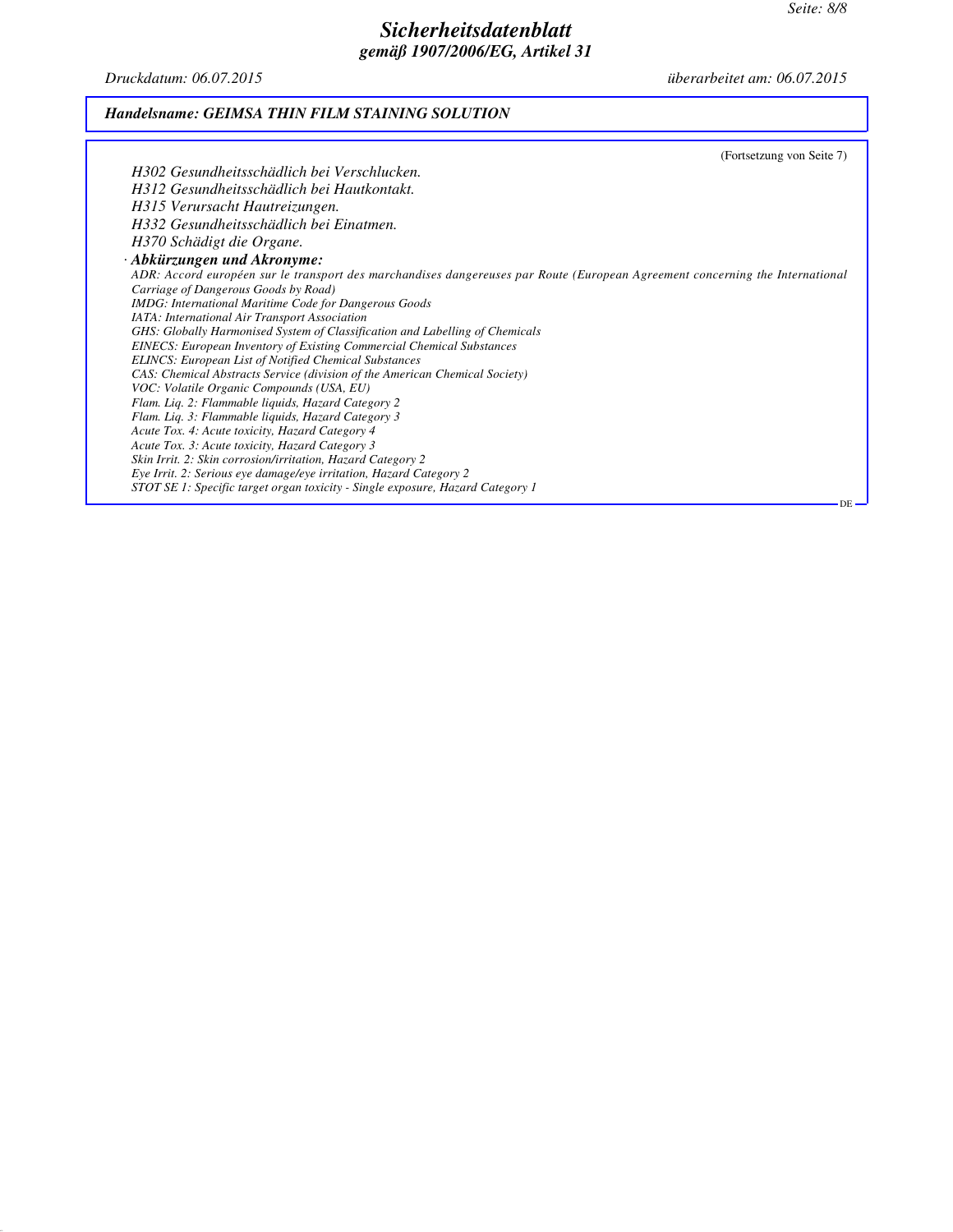*Handelsname: GEIMSA THIN FILM STAINING SOLUTION*

(Fortsetzung von Seite 7)

*H302 Gesundheitsschädlich bei Verschlucken.*
*H312 Gesundheitsschädlich bei Hautkontakt.*
*H315 Verursacht Hautreizungen.*
*H332 Gesundheitsschädlich bei Einatmen.*
*H370 Schädigt die Organe.*

· ***Abkürzungen und Akronyme:***

*ADR: Accord européen sur le transport des marchandises dangereuses par Route (European Agreement concerning the International Carriage of Dangerous Goods by Road)*
*IMDG: International Maritime Code for Dangerous Goods*
*IATA: International Air Transport Association*
*GHS: Globally Harmonised System of Classification and Labelling of Chemicals*
*EINECS: European Inventory of Existing Commercial Chemical Substances*
*ELINCS: European List of Notified Chemical Substances*
*CAS: Chemical Abstracts Service (division of the American Chemical Society)*
*VOC: Volatile Organic Compounds (USA, EU)*
*Flam. Liq. 2: Flammable liquids, Hazard Category 2*
*Flam. Liq. 3: Flammable liquids, Hazard Category 3*
*Acute Tox. 4: Acute toxicity, Hazard Category 4*
*Acute Tox. 3: Acute toxicity, Hazard Category 3*
*Skin Irrit. 2: Skin corrosion/irritation, Hazard Category 2*
*Eye Irrit. 2: Serious eye damage/eye irritation, Hazard Category 2*
*STOT SE 1: Specific target organ toxicity - Single exposure, Hazard Category 1*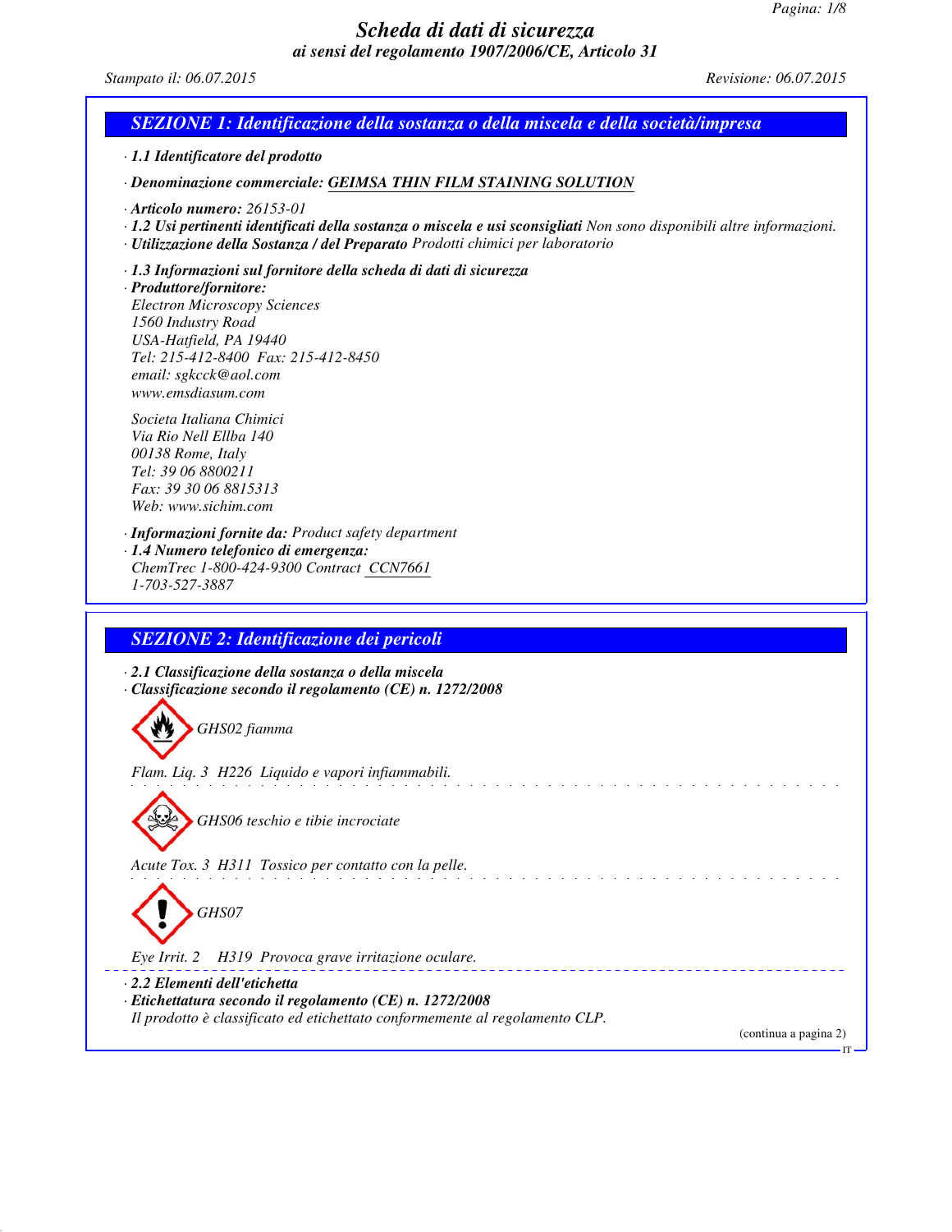# Scheda di dati di sicurezza
## ai sensi del regolamento 1907/2006/CE, Articolo 31

*Stampato il: 06.07.2015* *Revisione: 06.07.2015*

## SEZIONE 1: Identificazione della sostanza o della miscela e della società/impresa

· **1.1 Identificatore del prodotto**

· **Denominazione commerciale:** GEIMSA THIN FILM STAINING SOLUTION

· **Articolo numero:** 26153-01
· **1.2 Usi pertinenti identificati della sostanza o miscela e usi sconsigliati** Non sono disponibili altre informazioni.
· **Utilizzazione della Sostanza / del Preparato** Prodotti chimici per laboratorio

· **1.3 Informazioni sul fornitore della scheda di dati di sicurezza**
· **Produttore/fornitore:**
Electron Microscopy Sciences
1560 Industry Road
USA-Hatfield, PA 19440
Tel: 215-412-8400 Fax: 215-412-8450
email: sgkcck@aol.com
www.emsdiasum.com

Societa Italiana Chimici
Via Rio Nell Ellba 140
00138 Rome, Italy
Tel: 39 06 8800211
Fax: 39 30 06 8815313
Web: www.sichim.com

· **Informazioni fornite da:** Product safety department
· **1.4 Numero telefonico di emergenza:**
ChemTrec 1-800-424-9300 Contract CCN7661
1-703-527-3887

## SEZIONE 2: Identificazione dei pericoli

· **2.1 Classificazione della sostanza o della miscela**
· **Classificazione secondo il regolamento (CE) n. 1272/2008**

GHS02 fiamma

Flam. Liq. 3 H226 Liquido e vapori infiammabili.

GHS06 teschio e tibie incrociate

Acute Tox. 3 H311 Tossico per contatto con la pelle.

GHS07

Eye Irrit. 2 H319 Provoca grave irritazione oculare.

· **2.2 Elementi dell'etichetta**
· **Etichettatura secondo il regolamento (CE) n. 1272/2008**
Il prodotto è classificato ed etichettato conformemente al regolamento CLP.

(continua a pagina 2)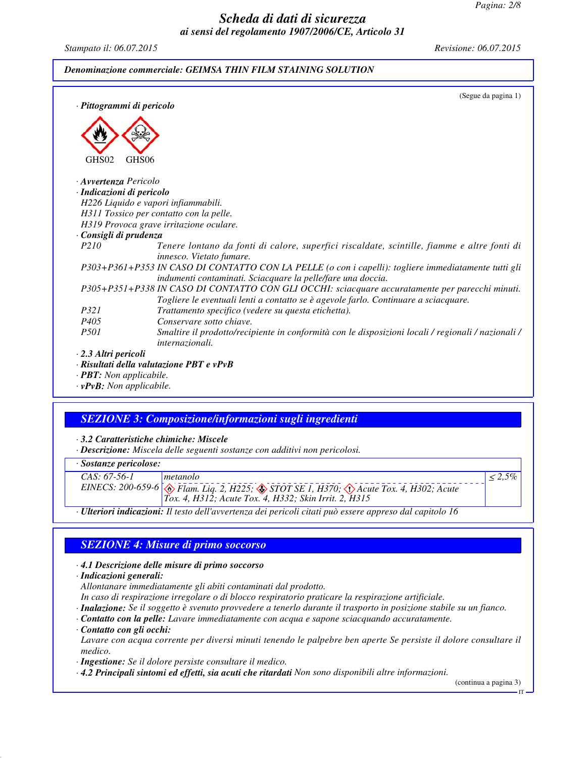Denominazione commerciale: GEIMSA THIN FILM STAINING SOLUTION

(Segue da pagina 1)

· **Pittogrammi di pericolo**

GHS02 GHS06

· **Avvertenza** Pericolo
· **Indicazioni di pericolo**
H226 Liquido e vapori infiammabili.
H311 Tossico per contatto con la pelle.
H319 Provoca grave irritazione oculare.
· **Consigli di prudenza**

P210 Tenere lontano da fonti di calore, superfici riscaldate, scintille, fiamme e altre fonti di innesco. Vietato fumare.
P303+P361+P353 IN CASO DI CONTATTO CON LA PELLE (o con i capelli): togliere immediatamente tutti gli indumenti contaminati. Sciacquare la pelle/fare una doccia.
P305+P351+P338 IN CASO DI CONTATTO CON GLI OCCHI: sciacquare accuratamente per parecchi minuti. Togliere le eventuali lenti a contatto se è agevole farlo. Continuare a sciacquare.
P321 Trattamento specifico (vedere su questa etichetta).
P405 Conservare sotto chiave.
P501 Smaltire il prodotto/recipiente in conformità con le disposizioni locali / regionali / nazionali / internazionali.

· **2.3 Altri pericoli**
· **Risultati della valutazione PBT e vPvB**
· **PBT:** Non applicabile.
· **vPvB:** Non applicabile.

## SEZIONE 3: Composizione/informazioni sugli ingredienti

· **3.2 Caratteristiche chimiche: Miscele**
· **Descrizione:** Miscela delle seguenti sostanze con additivi non pericolosi.

| · Sostanze pericolose: | | |
|---|---|---|
| CAS: 67-56-1<br>EINECS: 200-659-6 | metanolo<br>Flam. Liq. 2, H225; STOT SE 1, H370; Acute Tox. 4, H302; Acute Tox. 4, H312; Acute Tox. 4, H332; Skin Irrit. 2, H315 | ≤ 2,5% |

· **Ulteriori indicazioni:** Il testo dell'avvertenza dei pericoli citati può essere appreso dal capitolo 16

## SEZIONE 4: Misure di primo soccorso

· **4.1 Descrizione delle misure di primo soccorso**
· **Indicazioni generali:**
Allontanare immediatamente gli abiti contaminati dal prodotto.
In caso di respirazione irregolare o di blocco respiratorio praticare la respirazione artificiale.
· **Inalazione:** Se il soggetto è svenuto provvedere a tenerlo durante il trasporto in posizione stabile su un fianco.
· **Contatto con la pelle:** Lavare immediatamente con acqua e sapone sciacquando accuratamente.
· **Contatto con gli occhi:**
Lavare con acqua corrente per diversi minuti tenendo le palpebre ben aperte Se persiste il dolore consultare il medico.
· **Ingestione:** Se il dolore persiste consultare il medico.
· **4.2 Principali sintomi ed effetti, sia acuti che ritardati** Non sono disponibili altre informazioni.

(continua a pagina 3)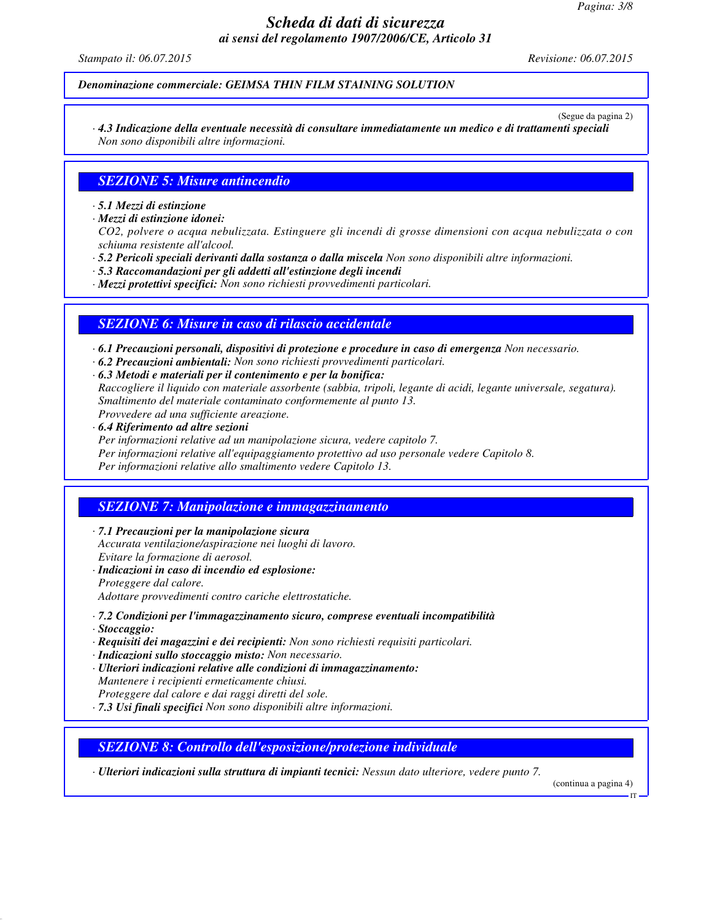Denominazione commerciale: GEIMSA THIN FILM STAINING SOLUTION

(Segue da pagina 2)

· **4.3 Indicazione della eventuale necessità di consultare immediatamente un medico e di trattamenti speciali**
Non sono disponibili altre informazioni.

## SEZIONE 5: Misure antincendio

· **5.1 Mezzi di estinzione**
· **Mezzi di estinzione idonei:**
$CO_2$, polvere o acqua nebulizzata. Estinguere gli incendi di grosse dimensioni con acqua nebulizzata o con schiuma resistente all'alcool.
· **5.2 Pericoli speciali derivanti dalla sostanza o dalla miscela** Non sono disponibili altre informazioni.
· **5.3 Raccomandazioni per gli addetti all'estinzione degli incendi**
· **Mezzi protettivi specifici:** Non sono richiesti provvedimenti particolari.

## SEZIONE 6: Misure in caso di rilascio accidentale

· **6.1 Precauzioni personali, dispositivi di protezione e procedure in caso di emergenza** Non necessario.
· **6.2 Precauzioni ambientali:** Non sono richiesti provvedimenti particolari.
· **6.3 Metodi e materiali per il contenimento e per la bonifica:**
Raccogliere il liquido con materiale assorbente (sabbia, tripoli, legante di acidi, legante universale, segatura).
Smaltimento del materiale contaminato conformemente al punto 13.
Provvedere ad una sufficiente areazione.
· **6.4 Riferimento ad altre sezioni**
Per informazioni relative ad un manipolazione sicura, vedere capitolo 7.
Per informazioni relative all'equipaggiamento protettivo ad uso personale vedere Capitolo 8.
Per informazioni relative allo smaltimento vedere Capitolo 13.

## SEZIONE 7: Manipolazione e immagazzinamento

· **7.1 Precauzioni per la manipolazione sicura**
Accurata ventilazione/aspirazione nei luoghi di lavoro.
Evitare la formazione di aerosol.
· **Indicazioni in caso di incendio ed esplosione:**
Proteggere dal calore.
Adottare provvedimenti contro cariche elettrostatiche.
· **7.2 Condizioni per l'immagazzinamento sicuro, comprese eventuali incompatibilità**
· **Stoccaggio:**
· **Requisiti dei magazzini e dei recipienti:** Non sono richiesti requisiti particolari.
· **Indicazioni sullo stoccaggio misto:** Non necessario.
· **Ulteriori indicazioni relative alle condizioni di immagazzinamento:**
Mantenere i recipienti ermeticamente chiusi.
Proteggere dal calore e dai raggi diretti del sole.
· **7.3 Usi finali specifici** Non sono disponibili altre informazioni.

## SEZIONE 8: Controllo dell'esposizione/protezione individuale

· **Ulteriori indicazioni sulla struttura di impianti tecnici:** Nessun dato ulteriore, vedere punto 7.

(continua a pagina 4)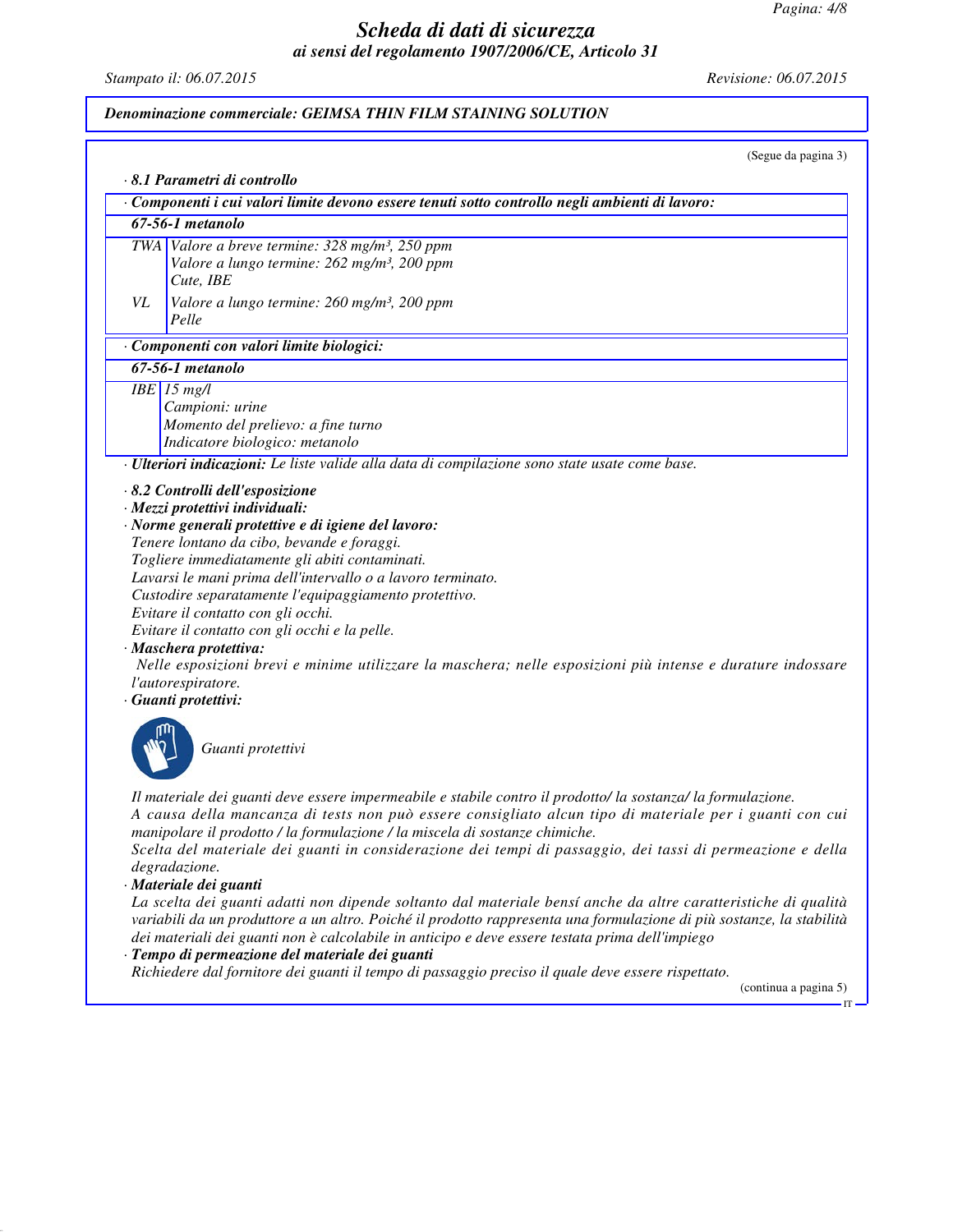**Denominazione commerciale: GEIMSA THIN FILM STAINING SOLUTION**

(Segue da pagina 3)

· **8.1 Parametri di controllo**

· **Componenti i cui valori limite devono essere tenuti sotto controllo negli ambienti di lavoro:**

| **67-56-1 metanolo** | |
|---|---|
| TWA | Valore a breve termine: 328 mg/m³, 250 ppm<br>Valore a lungo termine: 262 mg/m³, 200 ppm<br>Cute, IBE |
| VL | Valore a lungo termine: 260 mg/m³, 200 ppm<br>Pelle |

· **Componenti con valori limite biologici:**

| **67-56-1 metanolo** | |
|---|---|
| IBE | 15 mg/l<br>Campioni: urine<br>Momento del prelievo: a fine turno<br>Indicatore biologico: metanolo |

· **Ulteriori indicazioni:** Le liste valide alla data di compilazione sono state usate come base.

· **8.2 Controlli dell'esposizione**

· **Mezzi protettivi individuali:**

· **Norme generali protettive e di igiene del lavoro:**

Tenere lontano da cibo, bevande e foraggi.
Togliere immediatamente gli abiti contaminati.
Lavarsi le mani prima dell'intervallo o a lavoro terminato.
Custodire separatamente l'equipaggiamento protettivo.
Evitare il contatto con gli occhi.
Evitare il contatto con gli occhi e la pelle.

· **Maschera protettiva:**

Nelle esposizioni brevi e minime utilizzare la maschera; nelle esposizioni più intense e durature indossare l'autorespiratore.

· **Guanti protettivi:**

Guanti protettivi

Il materiale dei guanti deve essere impermeabile e stabile contro il prodotto/ la sostanza/ la formulazione.
A causa della mancanza di tests non può essere consigliato alcun tipo di materiale per i guanti con cui manipolare il prodotto / la formulazione / la miscela di sostanze chimiche.
Scelta del materiale dei guanti in considerazione dei tempi di passaggio, dei tassi di permeazione e della degradazione.

· **Materiale dei guanti**

La scelta dei guanti adatti non dipende soltanto dal materiale bensí anche da altre caratteristiche di qualità variabili da un produttore a un altro. Poiché il prodotto rappresenta una formulazione di più sostanze, la stabilità dei materiali dei guanti non è calcolabile in anticipo e deve essere testata prima dell'impiego

· **Tempo di permeazione del materiale dei guanti**

Richiedere dal fornitore dei guanti il tempo di passaggio preciso il quale deve essere rispettato.

(continua a pagina 5)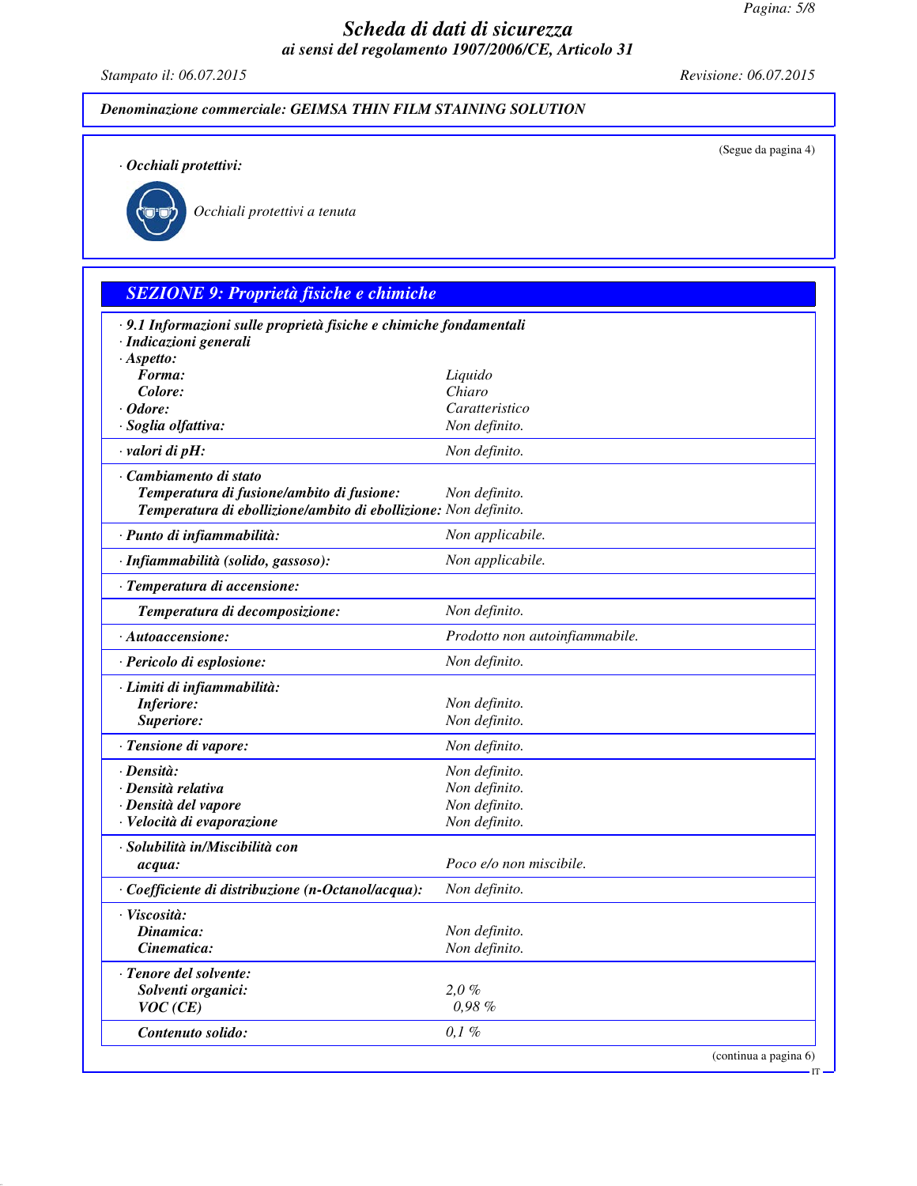**Denominazione commerciale: GEIMSA THIN FILM STAINING SOLUTION**

(Segue da pagina 4)

· **Occhiali protettivi:**

Occhiali protettivi a tenuta

## SEZIONE 9: Proprietà fisiche e chimiche

| | |
|---|---|
| · **9.1 Informazioni sulle proprietà fisiche e chimiche fondamentali** | |
| · **Indicazioni generali** | |
| · **Aspetto:** | |
| **Forma:** | Liquido |
| **Colore:** | Chiaro |
| · **Odore:** | Caratteristico |
| · **Soglia olfattiva:** | Non definito. |
| · **valori di pH:** | Non definito. |
| · **Cambiamento di stato** | |
| **Temperatura di fusione/ambito di fusione:** | Non definito. |
| **Temperatura di ebollizione/ambito di ebollizione:** | Non definito. |
| · **Punto di infiammabilità:** | Non applicabile. |
| · **Infiammabilità (solido, gassoso):** | Non applicabile. |
| · **Temperatura di accensione:** | |
| **Temperatura di decomposizione:** | Non definito. |
| · **Autoaccensione:** | Prodotto non autoinfiammabile. |
| · **Pericolo di esplosione:** | Non definito. |
| · **Limiti di infiammabilità:** | |
| **Inferiore:** | Non definito. |
| **Superiore:** | Non definito. |
| · **Tensione di vapore:** | Non definito. |
| · **Densità:** | Non definito. |
| · **Densità relativa** | Non definito. |
| · **Densità del vapore** | Non definito. |
| · **Velocità di evaporazione** | Non definito. |
| · **Solubilità in/Miscibilità con** | |
| **acqua:** | Poco e/o non miscibile. |
| · **Coefficiente di distribuzione (n-Octanol/acqua):** | Non definito. |
| · **Viscosità:** | |
| **Dinamica:** | Non definito. |
| **Cinematica:** | Non definito. |
| · **Tenore del solvente:** | |
| **Solventi organici:** | 2,0 % |
| **VOC (CE)** | 0,98 % |
| **Contenuto solido:** | 0,1 % |

(continua a pagina 6)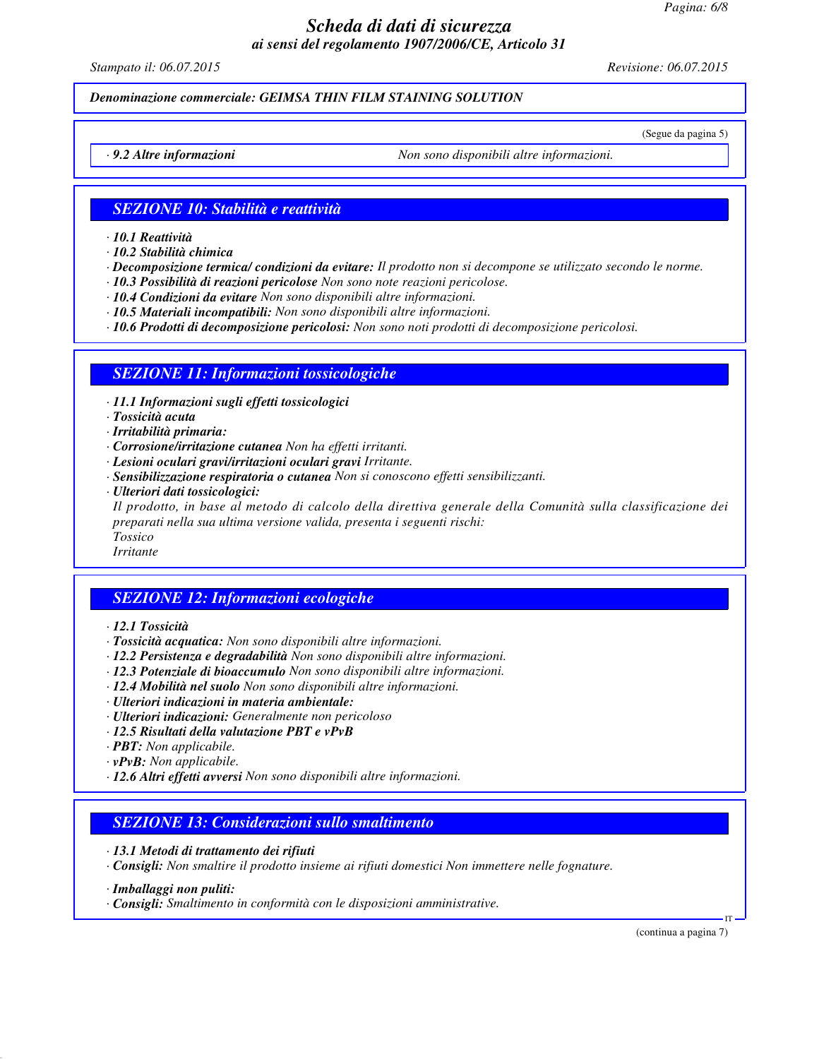**Denominazione commerciale: GEIMSA THIN FILM STAINING SOLUTION**

(Segue da pagina 5)

· **9.2 Altre informazioni** Non sono disponibili altre informazioni.

## SEZIONE 10: Stabilità e reattività

· **10.1 Reattività**
· **10.2 Stabilità chimica**
· **Decomposizione termica/ condizioni da evitare:** Il prodotto non si decompone se utilizzato secondo le norme.
· **10.3 Possibilità di reazioni pericolose** Non sono note reazioni pericolose.
· **10.4 Condizioni da evitare** Non sono disponibili altre informazioni.
· **10.5 Materiali incompatibili:** Non sono disponibili altre informazioni.
· **10.6 Prodotti di decomposizione pericolosi:** Non sono noti prodotti di decomposizione pericolosi.

## SEZIONE 11: Informazioni tossicologiche

· **11.1 Informazioni sugli effetti tossicologici**
· **Tossicità acuta**
· **Irritabilità primaria:**
· **Corrosione/irritazione cutanea** Non ha effetti irritanti.
· **Lesioni oculari gravi/irritazioni oculari gravi** Irritante.
· **Sensibilizzazione respiratoria o cutanea** Non si conoscono effetti sensibilizzanti.
· **Ulteriori dati tossicologici:**
Il prodotto, in base al metodo di calcolo della direttiva generale della Comunità sulla classificazione dei preparati nella sua ultima versione valida, presenta i seguenti rischi:
Tossico
Irritante

## SEZIONE 12: Informazioni ecologiche

· **12.1 Tossicità**
· **Tossicità acquatica:** Non sono disponibili altre informazioni.
· **12.2 Persistenza e degradabilità** Non sono disponibili altre informazioni.
· **12.3 Potenziale di bioaccumulo** Non sono disponibili altre informazioni.
· **12.4 Mobilità nel suolo** Non sono disponibili altre informazioni.
· **Ulteriori indicazioni in materia ambientale:**
· **Ulteriori indicazioni:** Generalmente non pericoloso
· **12.5 Risultati della valutazione PBT e vPvB**
· **PBT:** Non applicabile.
· **vPvB:** Non applicabile.
· **12.6 Altri effetti avversi** Non sono disponibili altre informazioni.

## SEZIONE 13: Considerazioni sullo smaltimento

· **13.1 Metodi di trattamento dei rifiuti**
· **Consigli:** Non smaltire il prodotto insieme ai rifiuti domestici Non immettere nelle fognature.

· **Imballaggi non puliti:**
· **Consigli:** Smaltimento in conformità con le disposizioni amministrative.

(continua a pagina 7)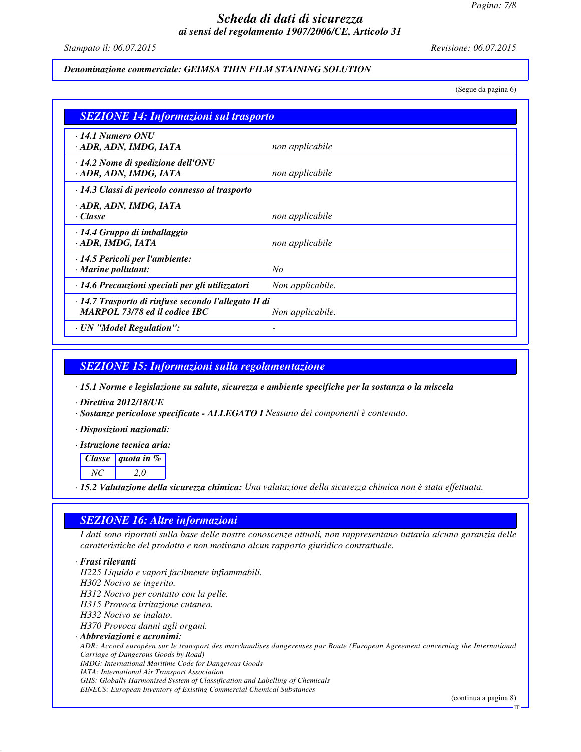*Denominazione commerciale: GEIMSA THIN FILM STAINING SOLUTION*

(Segue da pagina 6)

## SEZIONE 14: Informazioni sul trasporto

| | |
|---|---|
| **· 14.1 Numero ONU**<br>**· ADR, ADN, IMDG, IATA** | *non applicabile* |
| **· 14.2 Nome di spedizione dell'ONU**<br>**· ADR, ADN, IMDG, IATA** | *non applicabile* |
| **· 14.3 Classi di pericolo connesso al trasporto**<br>**· ADR, ADN, IMDG, IATA**<br>**· Classe** | *non applicabile* |
| **· 14.4 Gruppo di imballaggio**<br>**· ADR, IMDG, IATA** | *non applicabile* |
| **· 14.5 Pericoli per l'ambiente:**<br>**· Marine pollutant:** | *No* |
| **· 14.6 Precauzioni speciali per gli utilizzatori** | *Non applicabile.* |
| **· 14.7 Trasporto di rinfuse secondo l'allegato II di MARPOL 73/78 ed il codice IBC** | *Non applicabile.* |
| **· UN "Model Regulation":** | - |

## SEZIONE 15: Informazioni sulla regolamentazione

**· 15.1 Norme e legislazione su salute, sicurezza e ambiente specifiche per la sostanza o la miscela**

**· Direttiva 2012/18/UE**

**· Sostanze pericolose specificate - ALLEGATO I** *Nessuno dei componenti è contenuto.*

**· Disposizioni nazionali:**

**· Istruzione tecnica aria:**

| Classe | quota in % |
|---|---|
| NC | 2,0 |

**· 15.2 Valutazione della sicurezza chimica:** *Una valutazione della sicurezza chimica non è stata effettuata.*

## SEZIONE 16: Altre informazioni

*I dati sono riportati sulla base delle nostre conoscenze attuali, non rappresentano tuttavia alcuna garanzia delle caratteristiche del prodotto e non motivano alcun rapporto giuridico contrattuale.*

**· Frasi rilevanti**

*H225 Liquido e vapori facilmente infiammabili.*
*H302 Nocivo se ingerito.*
*H312 Nocivo per contatto con la pelle.*
*H315 Provoca irritazione cutanea.*
*H332 Nocivo se inalato.*
*H370 Provoca danni agli organi.*

**· Abbreviazioni e acronimi:**

*ADR: Accord européen sur le transport des marchandises dangereuses par Route (European Agreement concerning the International Carriage of Dangerous Goods by Road)*
*IMDG: International Maritime Code for Dangerous Goods*
*IATA: International Air Transport Association*
*GHS: Globally Harmonised System of Classification and Labelling of Chemicals*
*EINECS: European Inventory of Existing Commercial Chemical Substances*

(continua a pagina 8)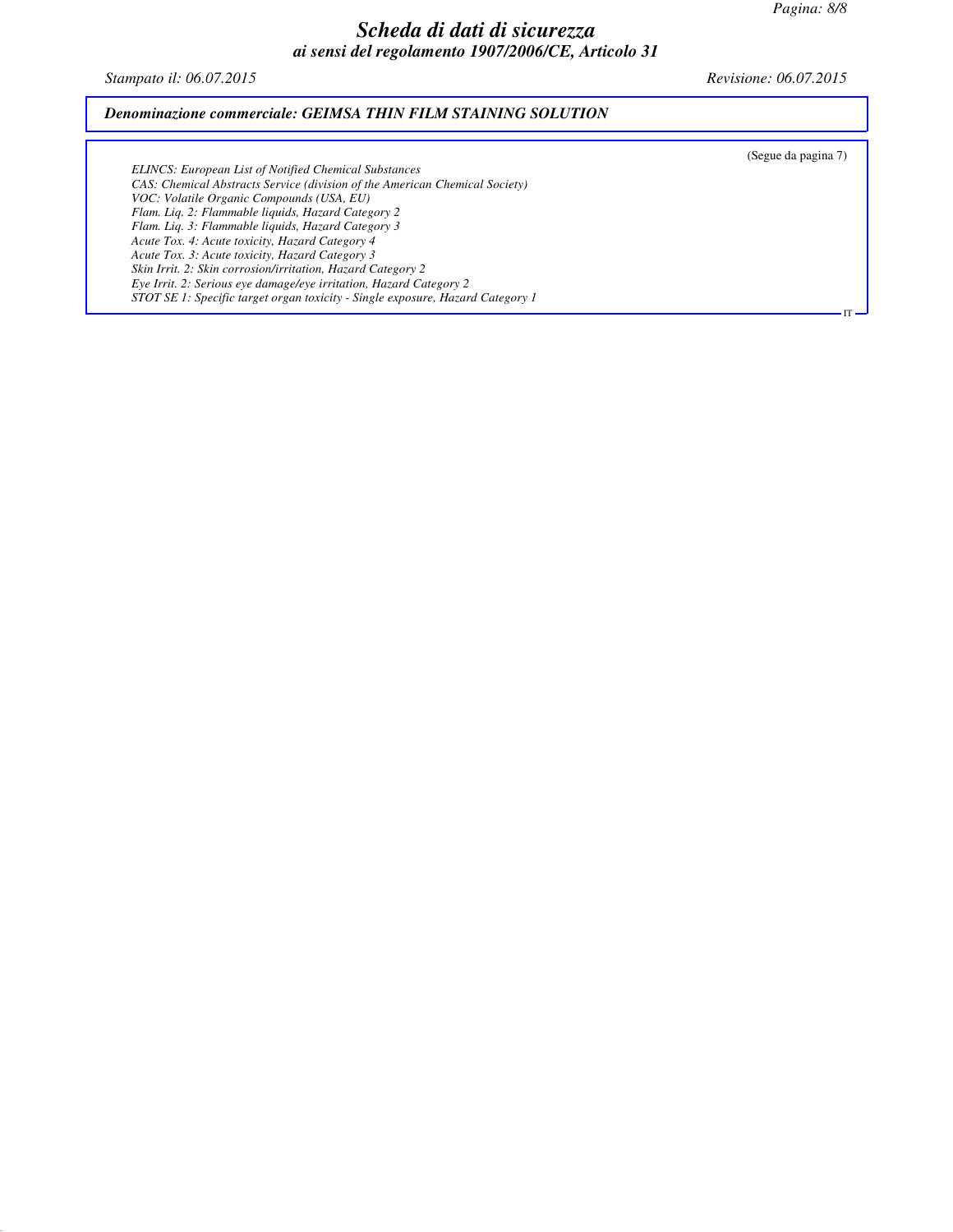(Segue da pagina 7)

*ELINCS: European List of Notified Chemical Substances*
*CAS: Chemical Abstracts Service (division of the American Chemical Society)*
*VOC: Volatile Organic Compounds (USA, EU)*
*Flam. Liq. 2: Flammable liquids, Hazard Category 2*
*Flam. Liq. 3: Flammable liquids, Hazard Category 3*
*Acute Tox. 4: Acute toxicity, Hazard Category 4*
*Acute Tox. 3: Acute toxicity, Hazard Category 3*
*Skin Irrit. 2: Skin corrosion/irritation, Hazard Category 2*
*Eye Irrit. 2: Serious eye damage/eye irritation, Hazard Category 2*
*STOT SE 1: Specific target organ toxicity - Single exposure, Hazard Category 1*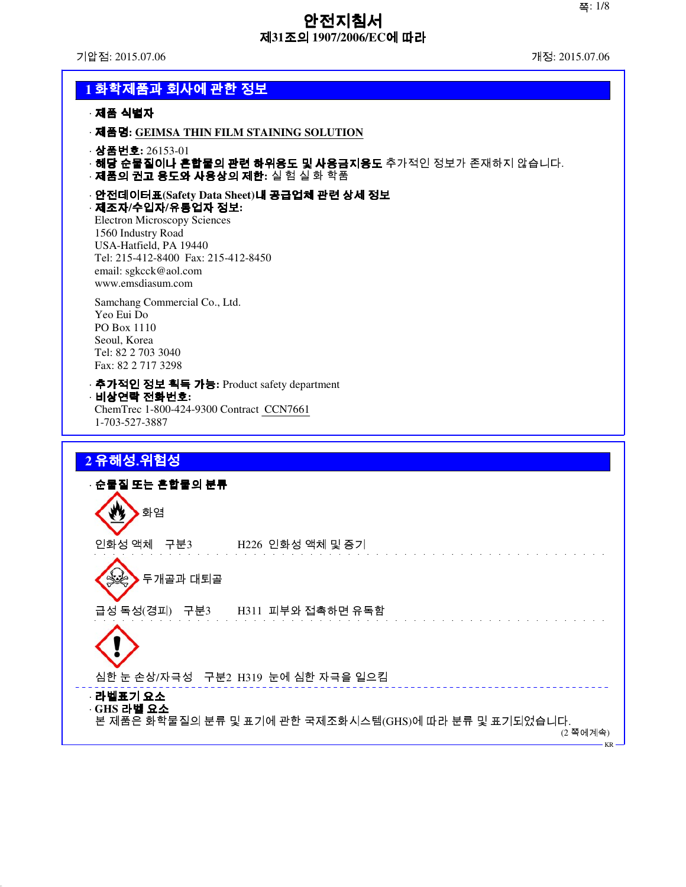# 안전지침서

**제31조의 1907/2006/EC에 따라**

기압점: 2015.07.06 개정: 2015.07.06

## 1 화학제품과 회사에 관한 정보

· **제품 식별자**

· **제품명: GEIMSA THIN FILM STAINING SOLUTION**

· **상품번호:** 26153-01
· **해당 순물질이나 혼합물의 관련 하위용도 및 사용금지용도** 추가적인 정보가 존재하지 않습니다.
· **제품의 권고 용도와 사용상의 제한:** 실 험 실 화 학품

· **안전데이터표(Safety Data Sheet)내 공급업체 관련 상세 정보**
· **제조자/수입자/유통업자 정보:**
Electron Microscopy Sciences
1560 Industry Road
USA-Hatfield, PA 19440
Tel: 215-412-8400 Fax: 215-412-8450
email: sgkcck@aol.com
www.emsdiasum.com

Samchang Commercial Co., Ltd.
Yeo Eui Do
PO Box 1110
Seoul, Korea
Tel: 82 2 703 3040
Fax: 82 2 717 3298

· **추가적인 정보 획득 가능:** Product safety department
· **비상연락 전화번호:**
ChemTrec 1-800-424-9300 Contract CCN7661
1-703-527-3887

## 2 유해성.위험성

· **순물질 또는 혼합물의 분류**

화염

인화성 액체 구분3 H226 인화성 액체 및 증기

두개골과 대퇴골

급성 독성(경피) 구분3 H311 피부와 접촉하면 유독함

심한 눈 손상/자극성 구분2 H319 눈에 심한 자극을 일으킴

· **라벨표기 요소**
· **GHS 라벨 요소**
본 제품은 화학물질의 분류 및 표기에 관한 국제조화시스템(GHS)에 따라 분류 및 표기되었습니다.

(2 쪽에계속)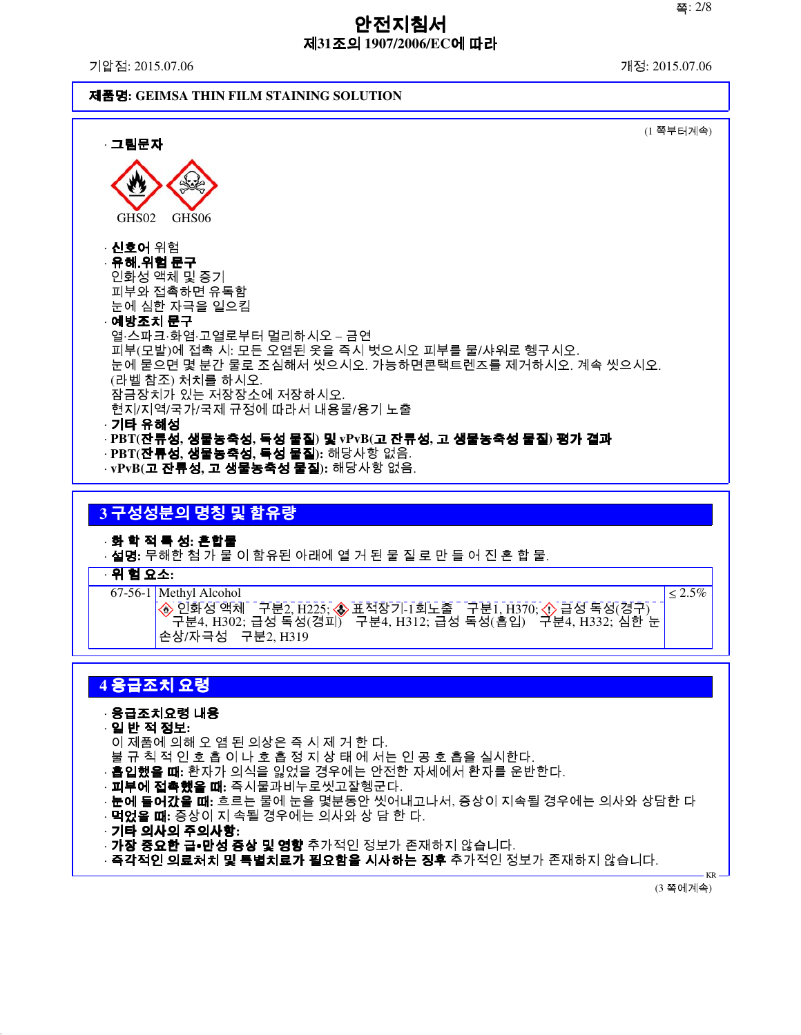# 안전지침서
## 제31조의 1907/2006/EC에 따라

기압점: 2015.07.06 | 개정: 2015.07.06

**제품명: GEIMSA THIN FILM STAINING SOLUTION**

(1 쪽부터계속)

· **그림문자**

GHS02 GHS06

· **신호어** 위험
· **유해.위험 문구**
인화성 액체 및 증기
피부와 접촉하면 유독함
눈에 심한 자극을 일으킴
· **예방조치 문구**
열·스파크·화염·고열로부터 멀리하시오 – 금연
피부(모발)에 접촉 시: 모든 오염된 옷을 즉시 벗으시오 피부를 물/샤워로 헹구시오.
눈에 묻으면 몇 분간 물로 조심해서 씻으시오. 가능하면콘택트렌즈를 제거하시오. 계속 씻으시오.
(라벨 참조) 처치를 하시오.
잠금장치가 있는 저장장소에 저장하시오.
현지/지역/국가/국제 규정에 따라서 내용물/용기 노출
· **기타 유해성**
· **PBT(잔류성, 생물농축성, 독성 물질) 및 vPvB(고 잔류성, 고 생물농축성 물질) 평가 결과**
· **PBT(잔류성, 생물농축성, 독성 물질):** 해당사항 없음.
· **vPvB(고 잔류성, 고 생물농축성 물질):** 해당사항 없음.

## 3 구성성분의 명칭 및 함유량

· **화 학 적 특 성: 혼합물**
· **설명:** 무해한 첨 가 물 이 함유된 아래에 열 거 된 물 질 로 만 들 어 진 혼 합 물.

· **위 험 요소:**

| | | |
|---|---|---|
| 67-56-1 | Methyl Alcohol<br>인화성 액체 구분2, H225; 표적장기-1회노출 구분1, H370; 급성 독성(경구) 구분4, H302; 급성 독성(경피) 구분4, H312; 급성 독성(흡입) 구분4, H332; 심한 눈 손상/자극성 구분2, H319 | ≤ 2.5% |

## 4 응급조치 요령

· **응급조치요령 내용**
· **일 반 적 정보:**
이 제품에 의해 오 염 된 의상은 즉 시 제 거 한 다.
불 규 칙 적 인 호 흡 이 나 호 흡 정 지 상 태 에 서는 인 공 호 흡을 실시한다.
· **흡입했을 때:** 환자가 의식을 잃었을 경우에는 안전한 자세에서 환자를 운반한다.
· **피부에 접촉했을 때:** 즉시물과비누로씻고잘헹군다.
· **눈에 들어갔을 때:** 흐르는 물에 눈을 몇분동안 씻어내고나서, 증상이 지속될 경우에는 의사와 상담한 다
· **먹었을 때:** 증상이 지 속될 경우에는 의사와 상 담 한 다.
· **기타 의사의 주의사항:**
· **가장 중요한 급•만성 증상 및 영향** 추가적인 정보가 존재하지 않습니다.
· **즉각적인 의료처치 및 특별치료가 필요함을 시사하는 징후** 추가적인 정보가 존재하지 않습니다.

(3 쪽에계속)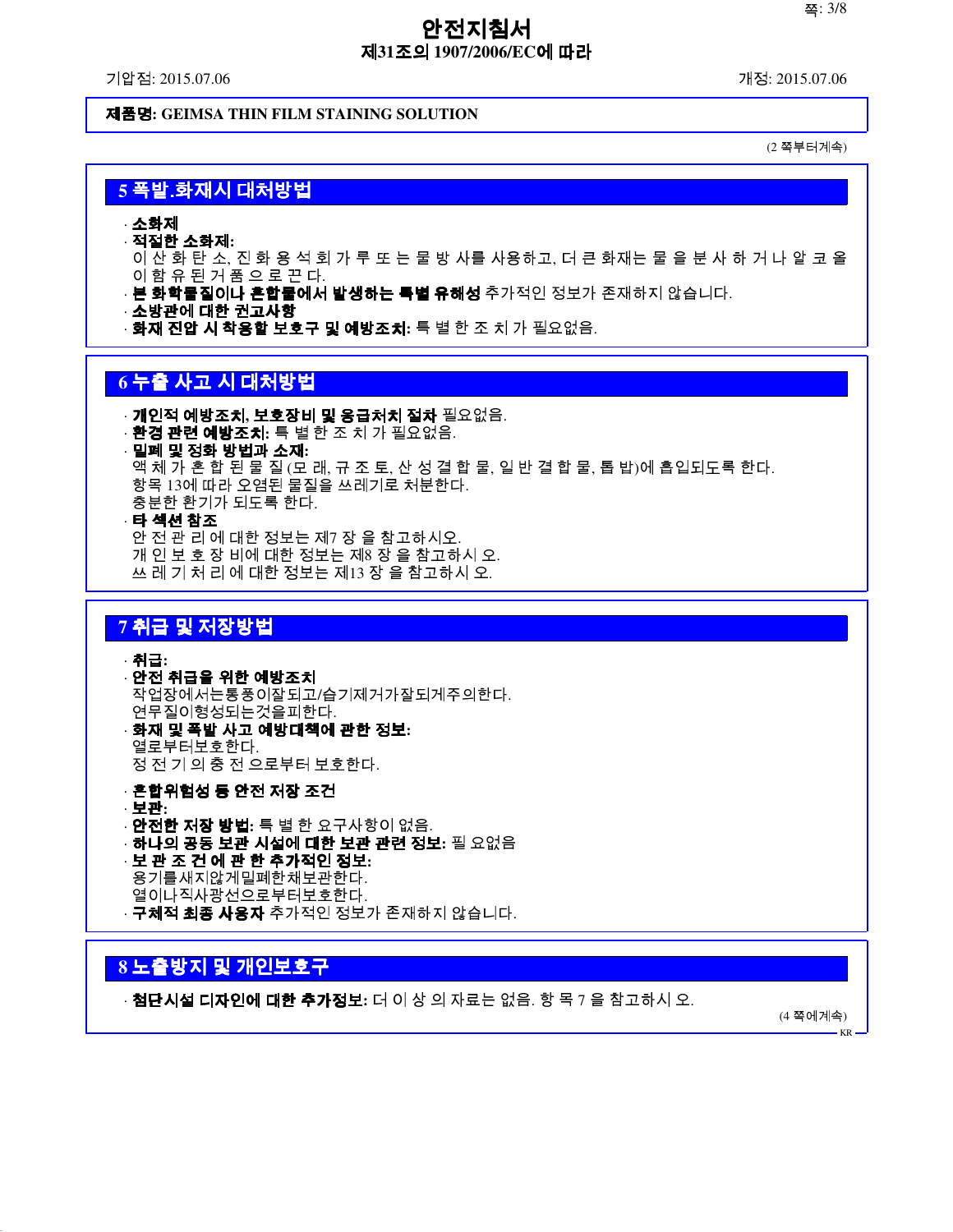# 안전지침서

**제31조의 1907/2006/EC에 따라**

기압점: 2015.07.06 개정: 2015.07.06

**제품명: GEIMSA THIN FILM STAINING SOLUTION**

(2 쪽부터계속)

## 5 폭발.화재시 대처방법

· **소화제**
· **적절한 소화제:**
이 산 화 탄 소, 진 화 용 석 회 가 루 또 는 물 방 사를 사용하고, 더 큰 화재는 물 을 분 사 하 거 나 알 코 올 이 함 유 된 거 품 으 로 끈 다.
· **본 화학물질이나 혼합물에서 발생하는 특별 유해성** 추가적인 정보가 존재하지 않습니다.
· **소방관에 대한 권고사항**
· **화재 진압 시 착용할 보호구 및 예방조치:** 특 별 한 조 치 가 필요없음.

## 6 누출 사고 시 대처방법

· **개인적 예방조치, 보호장비 및 응급처치 절차** 필요없음.
· **환경 관련 예방조치:** 특 별 한 조 치 가 필요없음.
· **밀폐 및 정화 방법과 소재:**
액 체 가 혼 합 된 물 질 (모 래, 규 조 토, 산 성 결 합 물, 일 반 결 합 물, 톱 밥)에 흡입되도록 한다.
항목 13에 따라 오염된 물질을 쓰레기로 처분한다.
충분한 환기가 되도록 한다.
· **타 섹션 참조**
안 전 관 리 에 대한 정보는 제7 장 을 참고하시오.
개 인 보 호 장 비에 대한 정보는 제8 장 을 참고하시 오.
쓰 레 기 처 리 에 대한 정보는 제13 장 을 참고하시 오.

## 7 취급 및 저장방법

· **취급:**
· **안전 취급을 위한 예방조치**
작업장에서는통풍이잘되고/습기제거가잘되게주의한다.
연무질이형성되는것을피한다.
· **화재 및 폭발 사고 예방대책에 관한 정보:**
열로부터보호한다.
정 전 기 의 충 전 으로부터 보호한다.

· **혼합위험성 등 안전 저장 조건**
· **보관:**
· **안전한 저장 방법:** 특 별 한 요구사항이 없음.
· **하나의 공동 보관 시설에 대한 보관 관련 정보:** 필 요없음
· **보 관 조 건 에 관 한 추가적인 정보:**
용기를새지않게밀폐한채보관한다.
열이나직사광선으로부터보호한다.
· **구체적 최종 사용자** 추가적인 정보가 존재하지 않습니다.

## 8 노출방지 및 개인보호구

· **첨단시설 디자인에 대한 추가정보:** 더 이 상 의 자료는 없음. 항 목 7 을 참고하시 오.

(4 쪽에계속)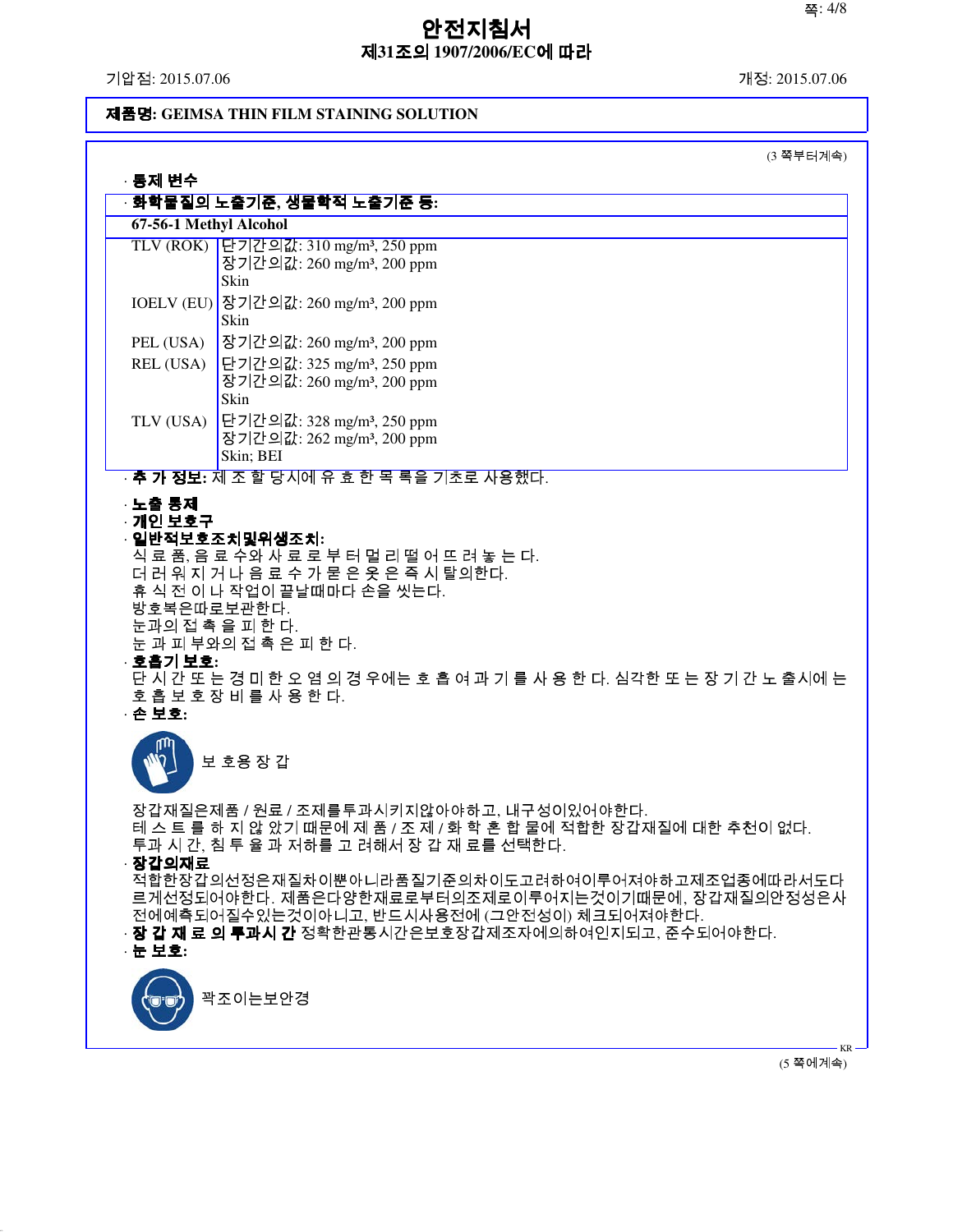## 안전지침서

### 제31조의 1907/2006/EC에 따라

기압점: 2015.07.06 개정: 2015.07.06

**제품명: GEIMSA THIN FILM STAINING SOLUTION**

(3 쪽부터계속)

· **통제 변수**

· **화학물질의 노출기준, 생물학적 노출기준 등:**

| 67-56-1 Methyl Alcohol | |
|---|---|
| TLV (ROK) | 단기간의값: 310 mg/m³, 250 ppm<br>장기간의값: 260 mg/m³, 200 ppm<br>Skin |
| IOELV (EU) | 장기간의값: 260 mg/m³, 200 ppm<br>Skin |
| PEL (USA) | 장기간의값: 260 mg/m³, 200 ppm |
| REL (USA) | 단기간의값: 325 mg/m³, 250 ppm<br>장기간의값: 260 mg/m³, 200 ppm<br>Skin |
| TLV (USA) | 단기간의값: 328 mg/m³, 250 ppm<br>장기간의값: 262 mg/m³, 200 ppm<br>Skin; BEI |

· **추 가 정보:** 제 조 할 당시에 유 효 한 목 록을 기초로 사용했다.

· **노출 통제**

· **개인 보호구**

· **일반적보호조치및위생조치:**

식 료 품, 음 료 수와 사 료 로 부 터 멀 리 떨 어 뜨 려 놓 는 다.
더 러 워 지 거 나 음 료 수 가 묻 은 옷 은 즉 시 탈의한다.
휴 식 전 이 나 작업이 끝날때마다 손을 씻는다.
방호복은따로보관한다.
눈과의 접 촉 을 피 한 다.
눈 과 피 부와의 접 촉 은 피 한 다.

· **호흡기 보호:**

단 시 간 또 는 경 미 한 오 염 의 경 우에는 호 흡 여 과 기 를 사 용 한 다. 심각한 또 는 장 기 간 노 출시에 는 호 흡 보 호 장 비 를 사 용 한 다.

· **손 보호:**

보 호용 장 갑

장갑재질은제품 / 원료 / 조제를투과시키지않아야하고, 내구성이있어야한다.
테 스 트 를 하 지 않 았기 때문에 제 품 / 조 제 / 화 학 혼 합 물에 적합한 장갑재질에 대한 추천이 없다.
투과 시 간, 침 투 율 과 저하를 고 려해서 장 갑 재 료를 선택한다.

· **장갑의재료**

적합한장갑의선정은재질차이뿐아니라품질기준의차이도고려하여이루어져야하고제조업종에따라서도다르게선정되어야한다. 제품은다양한재료로부터의조제로이루어지는것이기때문에, 장갑재질의안정성은사전에예측되어질수있는것이아니고, 반드시사용전에 (그안전성이) 체크되어져야한다.

· **장 갑 재 료 의 투과시 간** 정확한관통시간은보호장갑제조자에의하여인지되고, 준수되어야한다.

· **눈 보호:**

꽉조이는보안경

(5 쪽에계속)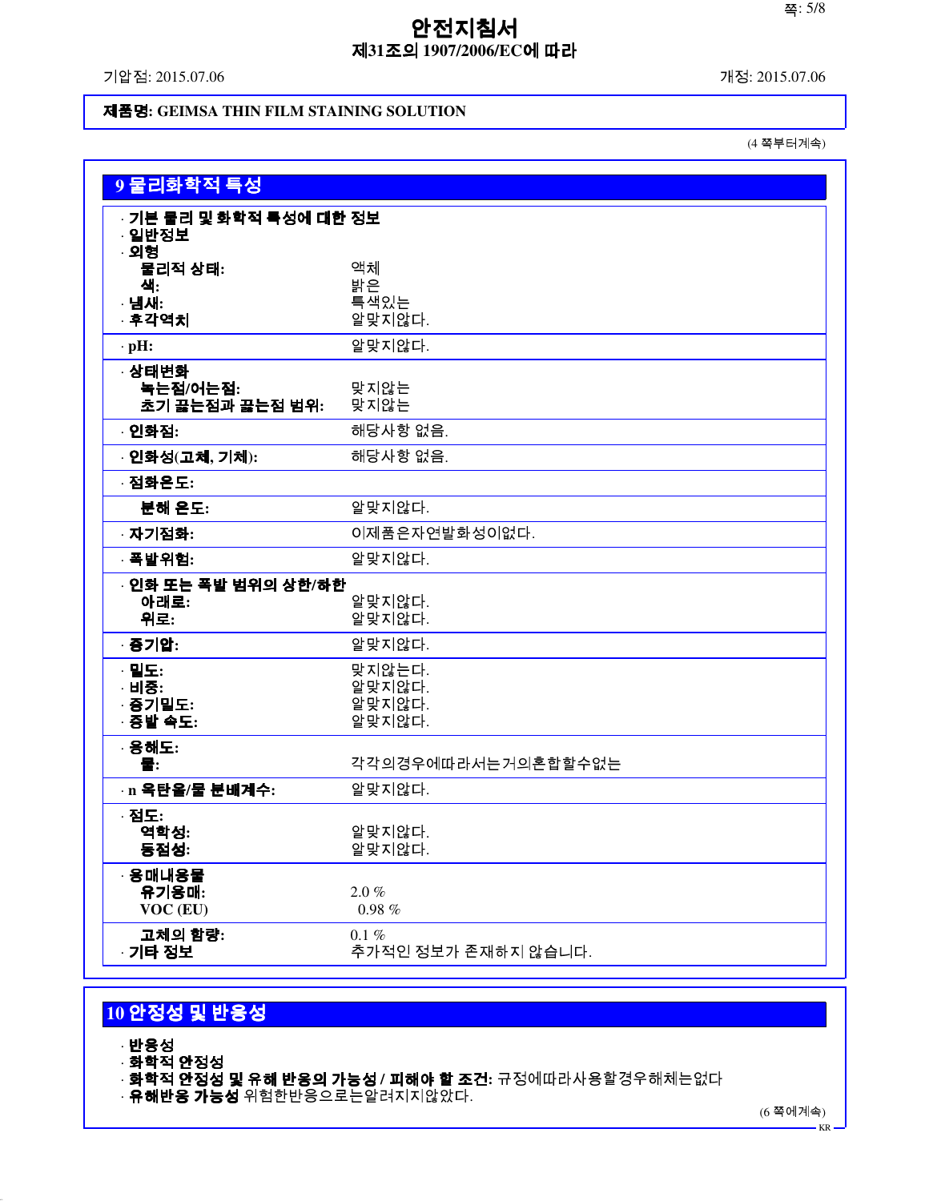# 안전지침서

**제31조의 1907/2006/EC에 따라**

기압점: 2015.07.06 　　　　　　　　　　　　　　　　　　　　　　　　　　　　　　　개정: 2015.07.06

**제품명: GEIMSA THIN FILM STAINING SOLUTION**

(4 쪽부터계속)

## 9 물리화학적 특성

· **기본 물리 및 화학적 특성에 대한 정보**
· **일반정보**
· **외형**

| | |
|---|---|
| **물리적 상태:** | 액체 |
| **색:** | 밝은 |
| · **냄새:** | 특색있는 |
| · **후각역치** | 알맞지않다. |
| · **pH:** | 알맞지않다. |
| · **상태변화** | |
| **녹는점/어는점:** | 맞지않는 |
| **초기 끓는점과 끓는점 범위:** | 맞지않는 |
| · **인화점:** | 해당사항 없음. |
| · **인화성(고체, 기체):** | 해당사항 없음. |
| · **점화온도:** | |
| **분해 온도:** | 알맞지않다. |
| · **자기점화:** | 이제품은자연발화성이없다. |
| · **폭발위험:** | 알맞지않다. |
| · **인화 또는 폭발 범위의 상한/하한** | |
| **아래로:** | 알맞지않다. |
| **위로:** | 알맞지않다. |
| · **증기압:** | 알맞지않다. |
| · **밀도:** | 맞지않는다. |
| · **비중:** | 알맞지않다. |
| · **증기밀도:** | 알맞지않다. |
| · **증발 속도:** | 알맞지않다. |
| · **용해도:** | |
| **물:** | 각각의경우에따라서는거의혼합할수없는 |
| · **n 옥탄올/물 분배계수:** | 알맞지않다. |
| · **점도:** | |
| **역학성:** | 알맞지않다. |
| **동점성:** | 알맞지않다. |
| · **용매내용물** | |
| **유기용매:** | 2.0 % |
| **VOC (EU)** | 0.98 % |
| **고체의 함량:** | 0.1 % |
| · **기타 정보** | 추가적인 정보가 존재하지 않습니다. |

## 10 안정성 및 반응성

· **반응성**
· **화학적 안정성**
· **화학적 안정성 및 유해 반응의 가능성 / 피해야 할 조건:** 규정에따라사용할경우해체는없다
· **유해반응 가능성** 위험한반응으로는알려지지않았다.

(6 쪽에계속)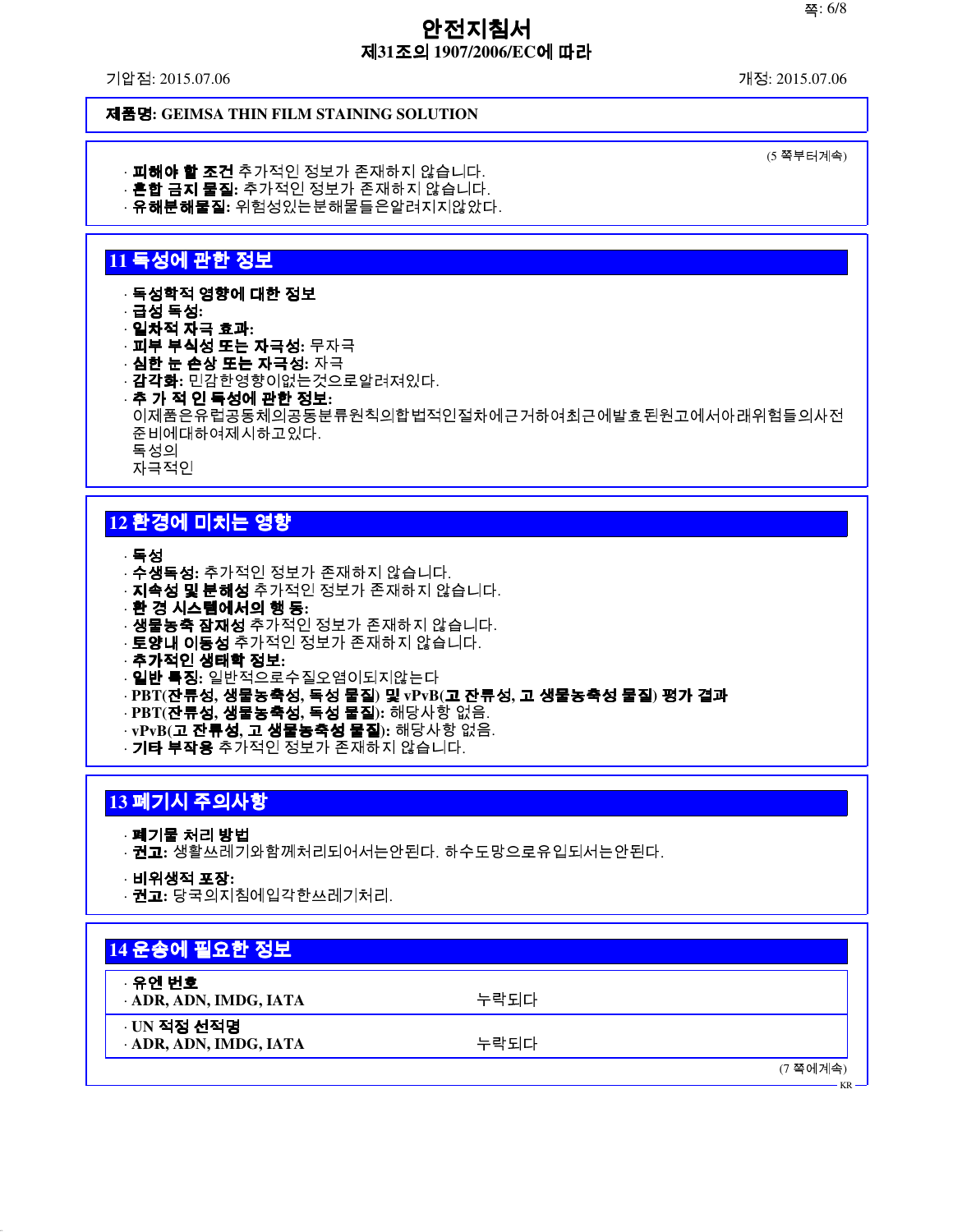# 안전지침서
## 제31조의 1907/2006/EC에 따라

기압점: 2015.07.06 개정: 2015.07.06

**제품명: GEIMSA THIN FILM STAINING SOLUTION**

(5 쪽부터계속)

· **피해야 할 조건** 추가적인 정보가 존재하지 않습니다.
· **혼합 금지 물질:** 추가적인 정보가 존재하지 않습니다.
· **유해분해물질:** 위험성있는분해물들은알려지지않았다.

## 11 독성에 관한 정보

· **독성학적 영향에 대한 정보**
· **급성 독성:**
· **일차적 자극 효과:**
· **피부 부식성 또는 자극성:** 무자극
· **심한 눈 손상 또는 자극성:** 자극
· **감각화:** 민감한영향이없는것으로알려져있다.
· **추 가 적 인 독성에 관한 정보:**
이제품은유럽공동체의공동분류원칙의합법적인절차에근거하여최근에발효된원고에서아래위험들의사전준비에대하여제시하고있다.
독성의
자극적인

## 12 환경에 미치는 영향

· **독성**
· **수생독성:** 추가적인 정보가 존재하지 않습니다.
· **지속성 및 분해성** 추가적인 정보가 존재하지 않습니다.
· **환 경 시스템에서의 행 동:**
· **생물농축 잠재성** 추가적인 정보가 존재하지 않습니다.
· **토양내 이동성** 추가적인 정보가 존재하지 않습니다.
· **추가적인 생태학 정보:**
· **일반 특징:** 일반적으로수질오염이되지않는다
· **PBT(잔류성, 생물농축성, 독성 물질) 및 vPvB(고 잔류성, 고 생물농축성 물질) 평가 결과**
· **PBT(잔류성, 생물농축성, 독성 물질):** 해당사항 없음.
· **vPvB(고 잔류성, 고 생물농축성 물질):** 해당사항 없음.
· **기타 부작용** 추가적인 정보가 존재하지 않습니다.

## 13 폐기시 주의사항

· **폐기물 처리 방법**
· **권고:** 생활쓰레기와함께처리되어서는안된다. 하수도망으로유입되서는안된다.

· **비위생적 포장:**
· **권고:** 당국의지침에입각한쓰레기처리.

## 14 운송에 필요한 정보

| | |
|---|---|
| · **유엔 번호**<br>· **ADR, ADN, IMDG, IATA** | 누락되다 |
| · **UN 적정 선적명**<br>· **ADR, ADN, IMDG, IATA** | 누락되다 |

(7 쪽에계속)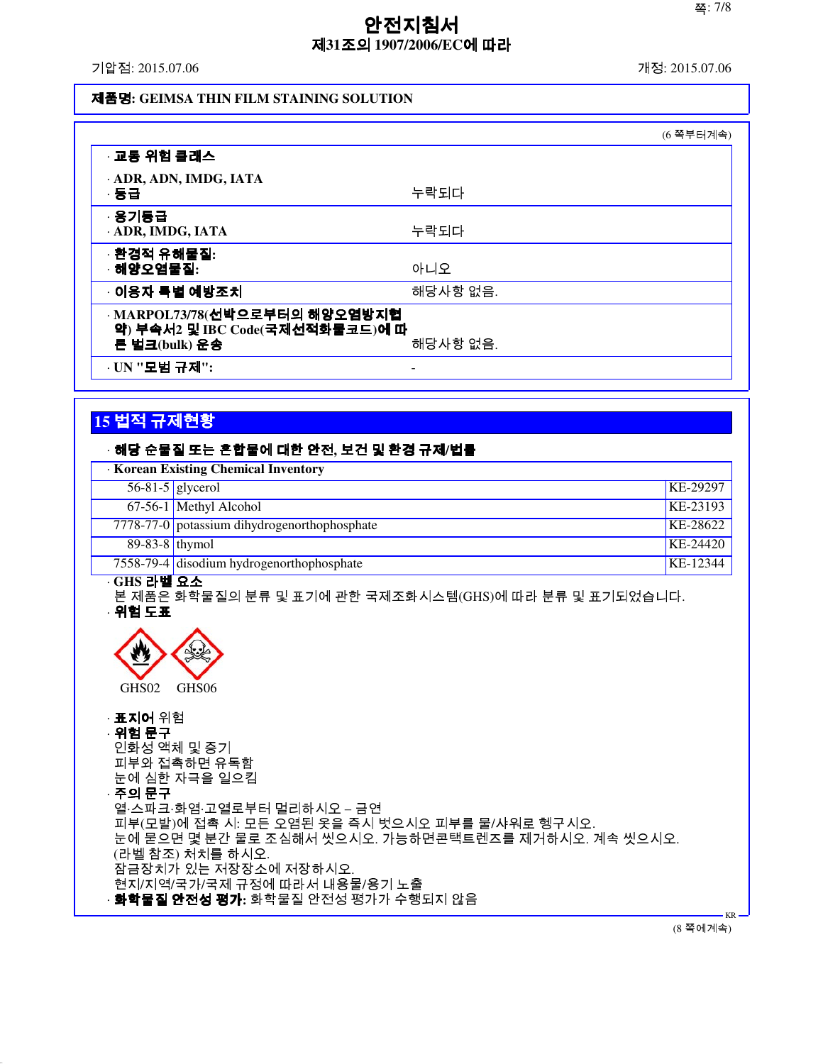**안전지침서**
**제31조의 1907/2006/EC에 따라**

기압점: 2015.07.06 개정: 2015.07.06

**제품명: GEIMSA THIN FILM STAINING SOLUTION**

(6 쪽부터계속)

| | |
|---|---|
| · **교통 위험 클래스** | |
| · **ADR, ADN, IMDG, IATA** | |
| · **등급** | 누락되다 |
| · **용기등급** | |
| · **ADR, IMDG, IATA** | 누락되다 |
| · **환경적 유해물질:** | |
| · **해양오염물질:** | 아니오 |
| · **이용자 특별 예방조치** | 해당사항 없음. |
| · **MARPOL73/78(선박으로부터의 해양오염방지협약) 부속서2 및 IBC Code(국제선적화물코드)에 따른 벌크(bulk) 운송** | 해당사항 없음. |
| · **UN "모범 규제":** | - |

## 15 법적 규제현황

· **해당 순물질 또는 혼합물에 대한 안전, 보건 및 환경 규제/법률**

| · **Korean Existing Chemical Inventory** | | |
|---|---|---|
| 56-81-5 | glycerol | KE-29297 |
| 67-56-1 | Methyl Alcohol | KE-23193 |
| 7778-77-0 | potassium dihydrogenorthophosphate | KE-28622 |
| 89-83-8 | thymol | KE-24420 |
| 7558-79-4 | disodium hydrogenorthophosphate | KE-12344 |

· **GHS 라벨 요소**
본 제품은 화학물질의 분류 및 표기에 관한 국제조화시스템(GHS)에 따라 분류 및 표기되었습니다.

· **위험 도표**

GHS02 GHS06

· **표지어** 위험

· **위험 문구**
인화성 액체 및 증기
피부와 접촉하면 유독함
눈에 심한 자극을 일으킴

· **주의 문구**
열·스파크·화염·고열로부터 멀리하시오 – 금연
피부(모발)에 접촉 시: 모든 오염된 옷을 즉시 벗으시오 피부를 물/샤워로 헹구시오.
눈에 묻으면 몇 분간 물로 조심해서 씻으시오. 가능하면콘택트렌즈를 제거하시오. 계속 씻으시오.
(라벨 참조) 처치를 하시오.
잠금장치가 있는 저장장소에 저장하시오.
현지/지역/국가/국제 규정에 따라서 내용물/용기 노출

· **화학물질 안전성 평가:** 화학물질 안전성 평가가 수행되지 않음

(8 쪽에계속)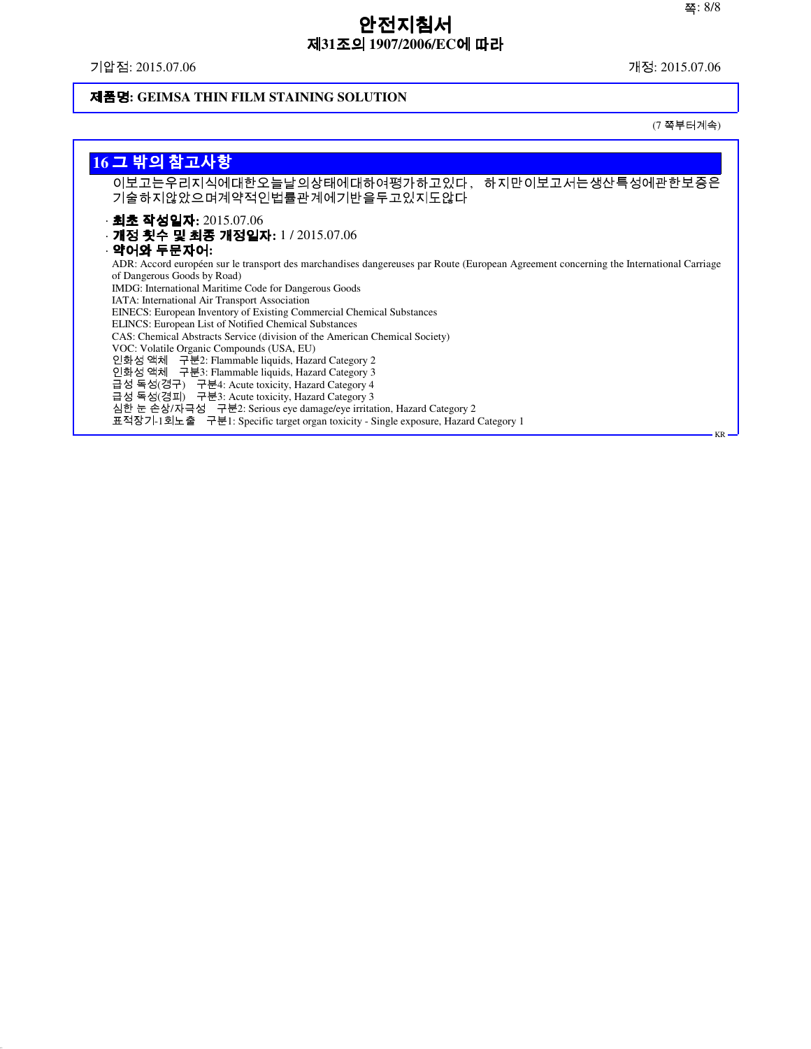# 안전지침서

**제31조의 1907/2006/EC에 따라**

기압점: 2015.07.06 개정: 2015.07.06

**제품명: GEIMSA THIN FILM STAINING SOLUTION**

(7 쪽부터계속)

## 16 그 밖의 참고사항

이보고는우리지식에대한오늘날의상태에대하여평가하고있다, 하지만이보고서는생산특성에관한보증은기술하지않았으며계약적인법률관계에기반을두고있지도않다

- **최초 작성일자:** 2015.07.06
- **개정 횟수 및 최종 개정일자:** 1 / 2015.07.06
- **약어와 두문자어:**

ADR: Accord européen sur le transport des marchandises dangereuses par Route (European Agreement concerning the International Carriage of Dangerous Goods by Road)
IMDG: International Maritime Code for Dangerous Goods
IATA: International Air Transport Association
EINECS: European Inventory of Existing Commercial Chemical Substances
ELINCS: European List of Notified Chemical Substances
CAS: Chemical Abstracts Service (division of the American Chemical Society)
VOC: Volatile Organic Compounds (USA, EU)
인화성 액체 구분2: Flammable liquids, Hazard Category 2
인화성 액체 구분3: Flammable liquids, Hazard Category 3
급성 독성(경구) 구분4: Acute toxicity, Hazard Category 4
급성 독성(경피) 구분3: Acute toxicity, Hazard Category 3
심한 눈 손상/자극성 구분2: Serious eye damage/eye irritation, Hazard Category 2
표적장기-1회노출 구분1: Specific target organ toxicity - Single exposure, Hazard Category 1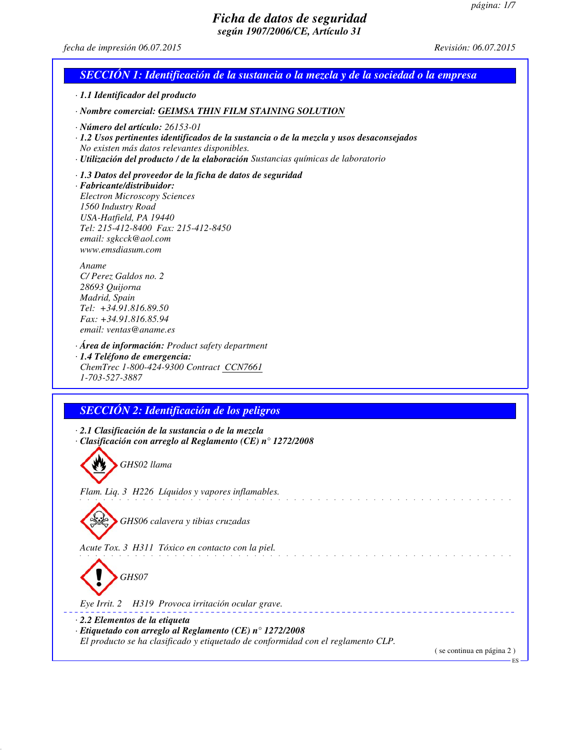# Ficha de datos de seguridad

***según 1907/2006/CE, Artículo 31***

*fecha de impresión 06.07.2015* *Revisión: 06.07.2015*

## SECCIÓN 1: Identificación de la sustancia o la mezcla y de la sociedad o la empresa

· **1.1 Identificador del producto**

· **Nombre comercial:** GEIMSA THIN FILM STAINING SOLUTION

· **Número del artículo:** 26153-01

· **1.2 Usos pertinentes identificados de la sustancia o de la mezcla y usos desaconsejados**
No existen más datos relevantes disponibles.

· **Utilización del producto / de la elaboración** Sustancias químicas de laboratorio

· **1.3 Datos del proveedor de la ficha de datos de seguridad**

· **Fabricante/distribuidor:**
Electron Microscopy Sciences
1560 Industry Road
USA-Hatfield, PA 19440
Tel: 215-412-8400 Fax: 215-412-8450
email: sgkcck@aol.com
www.emsdiasum.com

Aname
C/ Perez Galdos no. 2
28693 Quijorna
Madrid, Spain
Tel: +34.91.816.89.50
Fax: +34.91.816.85.94
email: ventas@aname.es

· **Área de información:** Product safety department

· **1.4 Teléfono de emergencia:**
ChemTrec 1-800-424-9300 Contract CCN7661
1-703-527-3887

## SECCIÓN 2: Identificación de los peligros

· **2.1 Clasificación de la sustancia o de la mezcla**

· **Clasificación con arreglo al Reglamento (CE) n° 1272/2008**

GHS02 llama

Flam. Liq. 3 H226 Líquidos y vapores inflamables.

GHS06 calavera y tibias cruzadas

Acute Tox. 3 H311 Tóxico en contacto con la piel.

GHS07

Eye Irrit. 2 H319 Provoca irritación ocular grave.

· **2.2 Elementos de la etiqueta**

· **Etiquetado con arreglo al Reglamento (CE) n° 1272/2008**
El producto se ha clasificado y etiquetado de conformidad con el reglamento CLP.

( se continua en página 2 )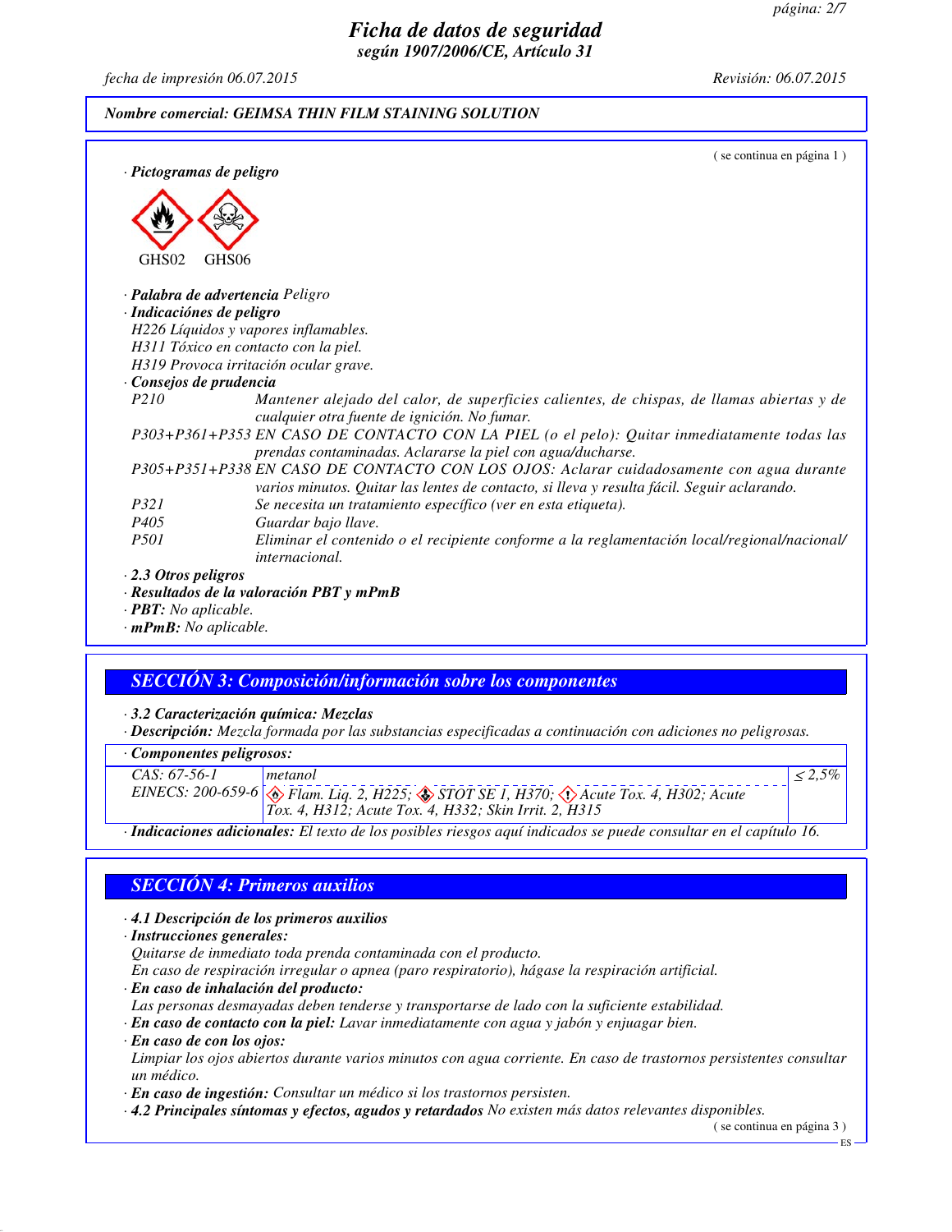**Nombre comercial: GEIMSA THIN FILM STAINING SOLUTION**

( se continua en página 1 )

· **Pictogramas de peligro**

GHS02 GHS06

· **Palabra de advertencia** Peligro

· **Indicaciónes de peligro**

H226 Líquidos y vapores inflamables.
H311 Tóxico en contacto con la piel.
H319 Provoca irritación ocular grave.

· **Consejos de prudencia**

P210 Mantener alejado del calor, de superficies calientes, de chispas, de llamas abiertas y de cualquier otra fuente de ignición. No fumar.

P303+P361+P353 EN CASO DE CONTACTO CON LA PIEL (o el pelo): Quitar inmediatamente todas las prendas contaminadas. Aclararse la piel con agua/ducharse.

P305+P351+P338 EN CASO DE CONTACTO CON LOS OJOS: Aclarar cuidadosamente con agua durante varios minutos. Quitar las lentes de contacto, si lleva y resulta fácil. Seguir aclarando.

P321 Se necesita un tratamiento específico (ver en esta etiqueta).

P405 Guardar bajo llave.

P501 Eliminar el contenido o el recipiente conforme a la reglamentación local/regional/nacional/internacional.

· **2.3 Otros peligros**

· **Resultados de la valoración PBT y mPmB**

· **PBT:** No aplicable.

· **mPmB:** No aplicable.

## SECCIÓN 3: Composición/información sobre los componentes

· **3.2 Caracterización química: Mezclas**

· **Descripción:** Mezcla formada por las substancias especificadas a continuación con adiciones no peligrosas.

· **Componentes peligrosos:**

| | | |
|---|---|---|
| CAS: 67-56-1<br>EINECS: 200-659-6 | metanol<br>Flam. Liq. 2, H225; STOT SE 1, H370; Acute Tox. 4, H302; Acute Tox. 4, H312; Acute Tox. 4, H332; Skin Irrit. 2, H315 | ≤ 2,5% |

· **Indicaciones adicionales:** El texto de los posibles riesgos aquí indicados se puede consultar en el capítulo 16.

## SECCIÓN 4: Primeros auxilios

· **4.1 Descripción de los primeros auxilios**

· **Instrucciones generales:**

Quitarse de inmediato toda prenda contaminada con el producto.
En caso de respiración irregular o apnea (paro respiratorio), hágase la respiración artificial.

· **En caso de inhalación del producto:**

Las personas desmayadas deben tenderse y transportarse de lado con la suficiente estabilidad.

· **En caso de contacto con la piel:** Lavar inmediatamente con agua y jabón y enjuagar bien.

· **En caso de con los ojos:**

Limpiar los ojos abiertos durante varios minutos con agua corriente. En caso de trastornos persistentes consultar un médico.

· **En caso de ingestión:** Consultar un médico si los trastornos persisten.

· **4.2 Principales síntomas y efectos, agudos y retardados** No existen más datos relevantes disponibles.

( se continua en página 3 )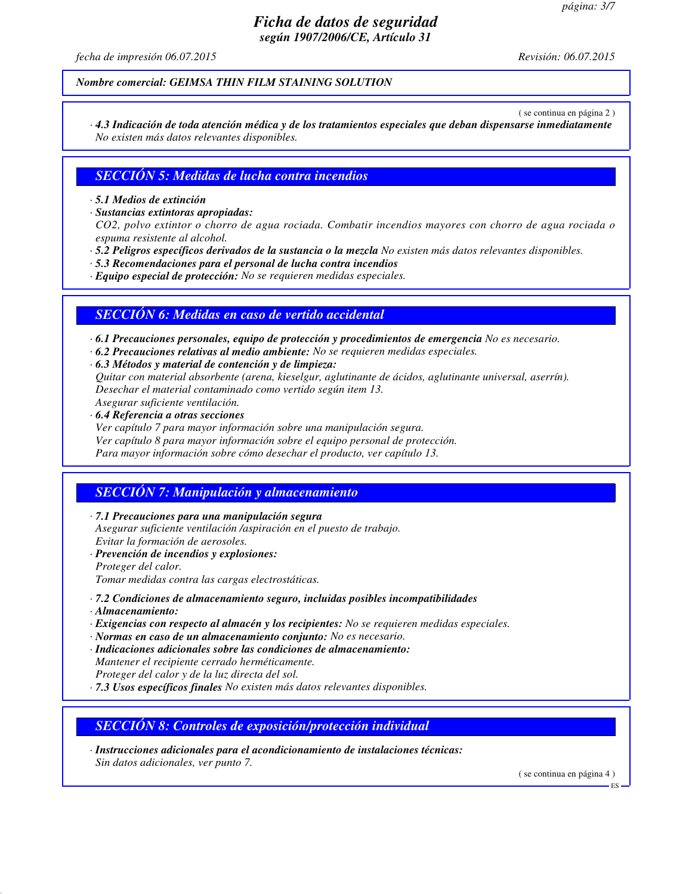Nombre comercial: GEIMSA THIN FILM STAINING SOLUTION

( se continua en página 2 )

· **4.3 Indicación de toda atención médica y de los tratamientos especiales que deban dispensarse inmediatamente**
No existen más datos relevantes disponibles.

## SECCIÓN 5: Medidas de lucha contra incendios

· **5.1 Medios de extinción**
· **Sustancias extintoras apropiadas:**
$CO_2$, polvo extintor o chorro de agua rociada. Combatir incendios mayores con chorro de agua rociada o espuma resistente al alcohol.
· **5.2 Peligros específicos derivados de la sustancia o la mezcla** No existen más datos relevantes disponibles.
· **5.3 Recomendaciones para el personal de lucha contra incendios**
· **Equipo especial de protección:** No se requieren medidas especiales.

## SECCIÓN 6: Medidas en caso de vertido accidental

· **6.1 Precauciones personales, equipo de protección y procedimientos de emergencia** No es necesario.
· **6.2 Precauciones relativas al medio ambiente:** No se requieren medidas especiales.
· **6.3 Métodos y material de contención y de limpieza:**
Quitar con material absorbente (arena, kieselgur, aglutinante de ácidos, aglutinante universal, aserrín).
Desechar el material contaminado como vertido según item 13.
Asegurar suficiente ventilación.
· **6.4 Referencia a otras secciones**
Ver capítulo 7 para mayor información sobre una manipulación segura.
Ver capítulo 8 para mayor información sobre el equipo personal de protección.
Para mayor información sobre cómo desechar el producto, ver capítulo 13.

## SECCIÓN 7: Manipulación y almacenamiento

· **7.1 Precauciones para una manipulación segura**
Asegurar suficiente ventilación /aspiración en el puesto de trabajo.
Evitar la formación de aerosoles.
· **Prevención de incendios y explosiones:**
Proteger del calor.
Tomar medidas contra las cargas electrostáticas.

· **7.2 Condiciones de almacenamiento seguro, incluidas posibles incompatibilidades**
· **Almacenamiento:**
· **Exigencias con respecto al almacén y los recipientes:** No se requieren medidas especiales.
· **Normas en caso de un almacenamiento conjunto:** No es necesario.
· **Indicaciones adicionales sobre las condiciones de almacenamiento:**
Mantener el recipiente cerrado herméticamente.
Proteger del calor y de la luz directa del sol.
· **7.3 Usos específicos finales** No existen más datos relevantes disponibles.

## SECCIÓN 8: Controles de exposición/protección individual

· **Instrucciones adicionales para el acondicionamiento de instalaciones técnicas:**
Sin datos adicionales, ver punto 7.

( se continua en página 4 )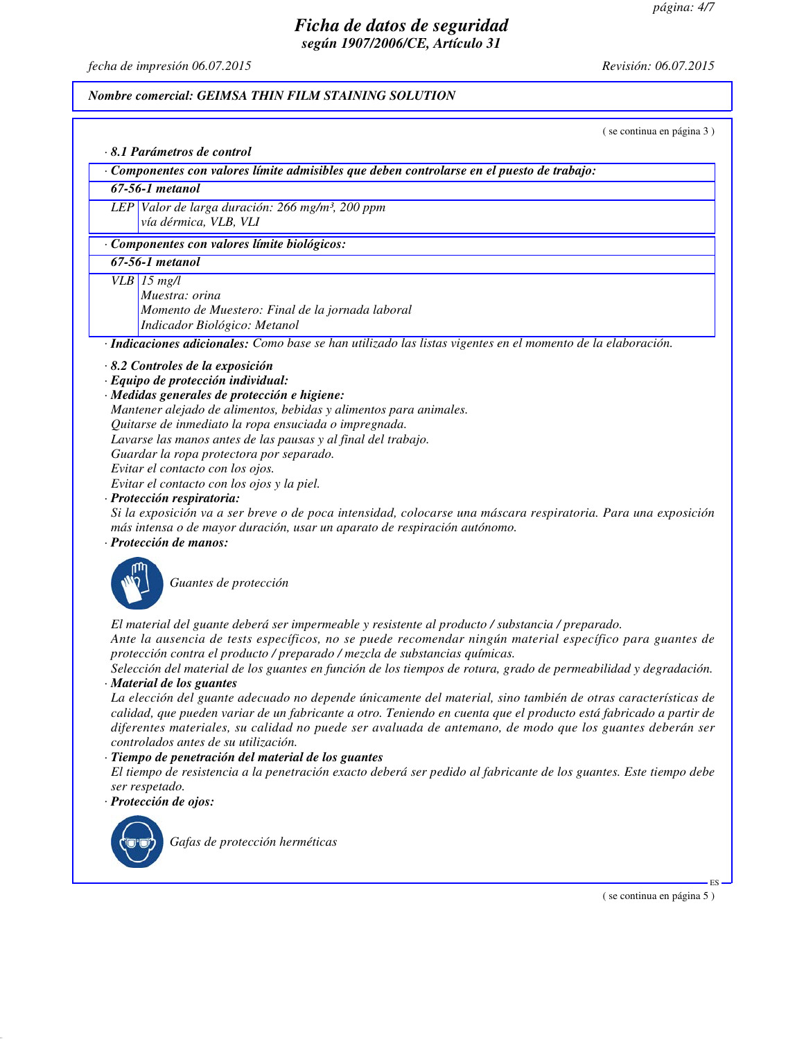## Ficha de datos de seguridad
**según 1907/2006/CE, Artículo 31**

*fecha de impresión 06.07.2015* *Revisión: 06.07.2015*

**Nombre comercial: GEIMSA THIN FILM STAINING SOLUTION**

( se continua en página 3 )

· **8.1 Parámetros de control**

| · Componentes con valores límite admisibles que deben controlarse en el puesto de trabajo: | |
|---|---|
| **67-56-1 metanol** | |
| LEP | Valor de larga duración: 266 mg/m³, 200 ppm<br>vía dérmica, VLB, VLI |

| · Componentes con valores límite biológicos: | |
|---|---|
| **67-56-1 metanol** | |
| VLB | 15 mg/l<br>Muestra: orina<br>Momento de Muestero: Final de la jornada laboral<br>Indicador Biológico: Metanol |

· **Indicaciones adicionales:** Como base se han utilizado las listas vigentes en el momento de la elaboración.

· **8.2 Controles de la exposición**
· **Equipo de protección individual:**
· **Medidas generales de protección e higiene:**
Mantener alejado de alimentos, bebidas y alimentos para animales.
Quitarse de inmediato la ropa ensuciada o impregnada.
Lavarse las manos antes de las pausas y al final del trabajo.
Guardar la ropa protectora por separado.
Evitar el contacto con los ojos.
Evitar el contacto con los ojos y la piel.
· **Protección respiratoria:**
Si la exposición va a ser breve o de poca intensidad, colocarse una máscara respiratoria. Para una exposición más intensa o de mayor duración, usar un aparato de respiración autónomo.
· **Protección de manos:**

Guantes de protección

El material del guante deberá ser impermeable y resistente al producto / substancia / preparado.
Ante la ausencia de tests específicos, no se puede recomendar ningún material específico para guantes de protección contra el producto / preparado / mezcla de substancias químicas.
Selección del material de los guantes en función de los tiempos de rotura, grado de permeabilidad y degradación.
· **Material de los guantes**
La elección del guante adecuado no depende únicamente del material, sino también de otras características de calidad, que pueden variar de un fabricante a otro. Teniendo en cuenta que el producto está fabricado a partir de diferentes materiales, su calidad no puede ser avaluada de antemano, de modo que los guantes deberán ser controlados antes de su utilización.
· **Tiempo de penetración del material de los guantes**
El tiempo de resistencia a la penetración exacto deberá ser pedido al fabricante de los guantes. Este tiempo debe ser respetado.
· **Protección de ojos:**

Gafas de protección herméticas

( se continua en página 5 )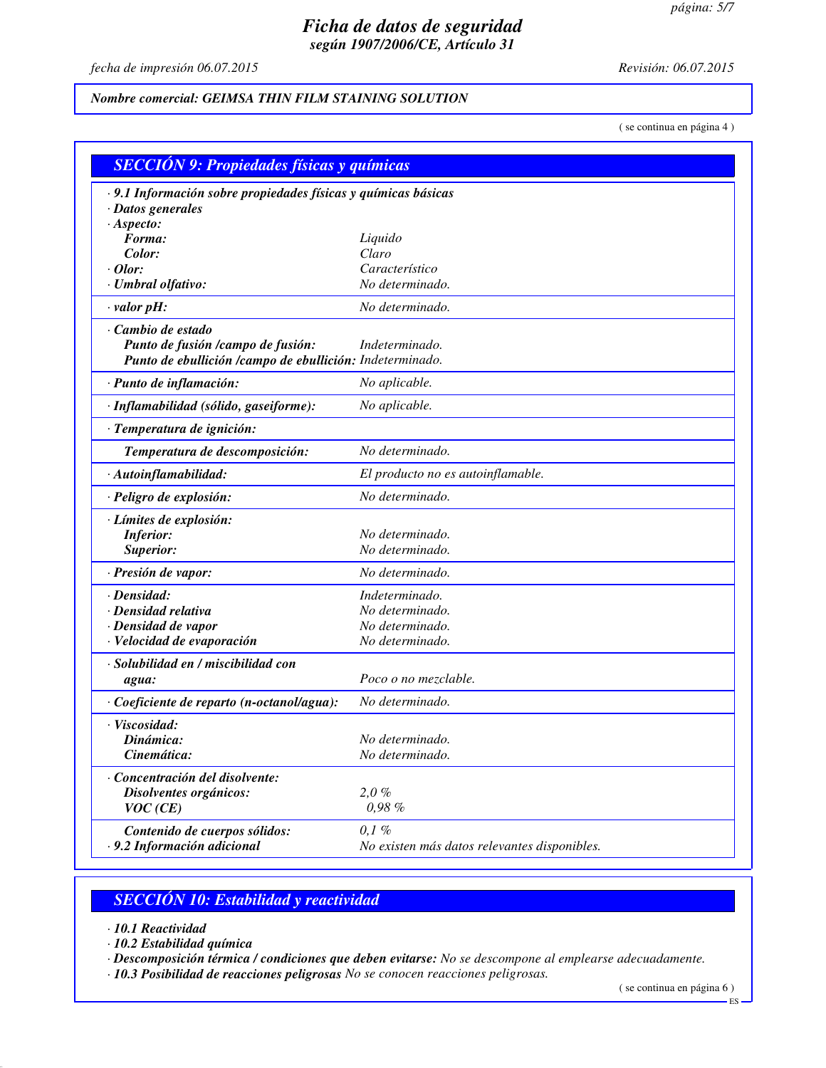## *SECCIÓN 9: Propiedades físicas y químicas*

| | |
|---|---|
| **· 9.1 Información sobre propiedades físicas y químicas básicas** | |
| **· Datos generales** | |
| **· Aspecto:** | |
| **Forma:** | *Liquido* |
| **Color:** | *Claro* |
| **· Olor:** | *Característico* |
| **· Umbral olfativo:** | *No determinado.* |
| **· valor pH:** | *No determinado.* |
| **· Cambio de estado** | |
| **Punto de fusión /campo de fusión:** | *Indeterminado.* |
| **Punto de ebullición /campo de ebullición:** | *Indeterminado.* |
| **· Punto de inflamación:** | *No aplicable.* |
| **· Inflamabilidad (sólido, gaseiforme):** | *No aplicable.* |
| **· Temperatura de ignición:** | |
| **Temperatura de descomposición:** | *No determinado.* |
| **· Autoinflamabilidad:** | *El producto no es autoinflamable.* |
| **· Peligro de explosión:** | *No determinado.* |
| **· Límites de explosión:** | |
| **Inferior:** | *No determinado.* |
| **Superior:** | *No determinado.* |
| **· Presión de vapor:** | *No determinado.* |
| **· Densidad:** | *Indeterminado.* |
| **· Densidad relativa** | *No determinado.* |
| **· Densidad de vapor** | *No determinado.* |
| **· Velocidad de evaporación** | *No determinado.* |
| **· Solubilidad en / miscibilidad con agua:** | *Poco o no mezclable.* |
| **· Coeficiente de reparto (n-octanol/agua):** | *No determinado.* |
| **· Viscosidad:** | |
| **Dinámica:** | *No determinado.* |
| **Cinemática:** | *No determinado.* |
| **· Concentración del disolvente:** | |
| **Disolventes orgánicos:** | *2,0 %* |
| **VOC (CE)** | *0,98 %* |
| **Contenido de cuerpos sólidos:** | *0,1 %* |
| **· 9.2 Información adicional** | *No existen más datos relevantes disponibles.* |

## *SECCIÓN 10: Estabilidad y reactividad*

**· 10.1 Reactividad**

**· 10.2 Estabilidad química**

**· Descomposición térmica / condiciones que deben evitarse:** *No se descompone al emplearse adecuadamente.*

**· 10.3 Posibilidad de reacciones peligrosas** *No se conocen reacciones peligrosas.*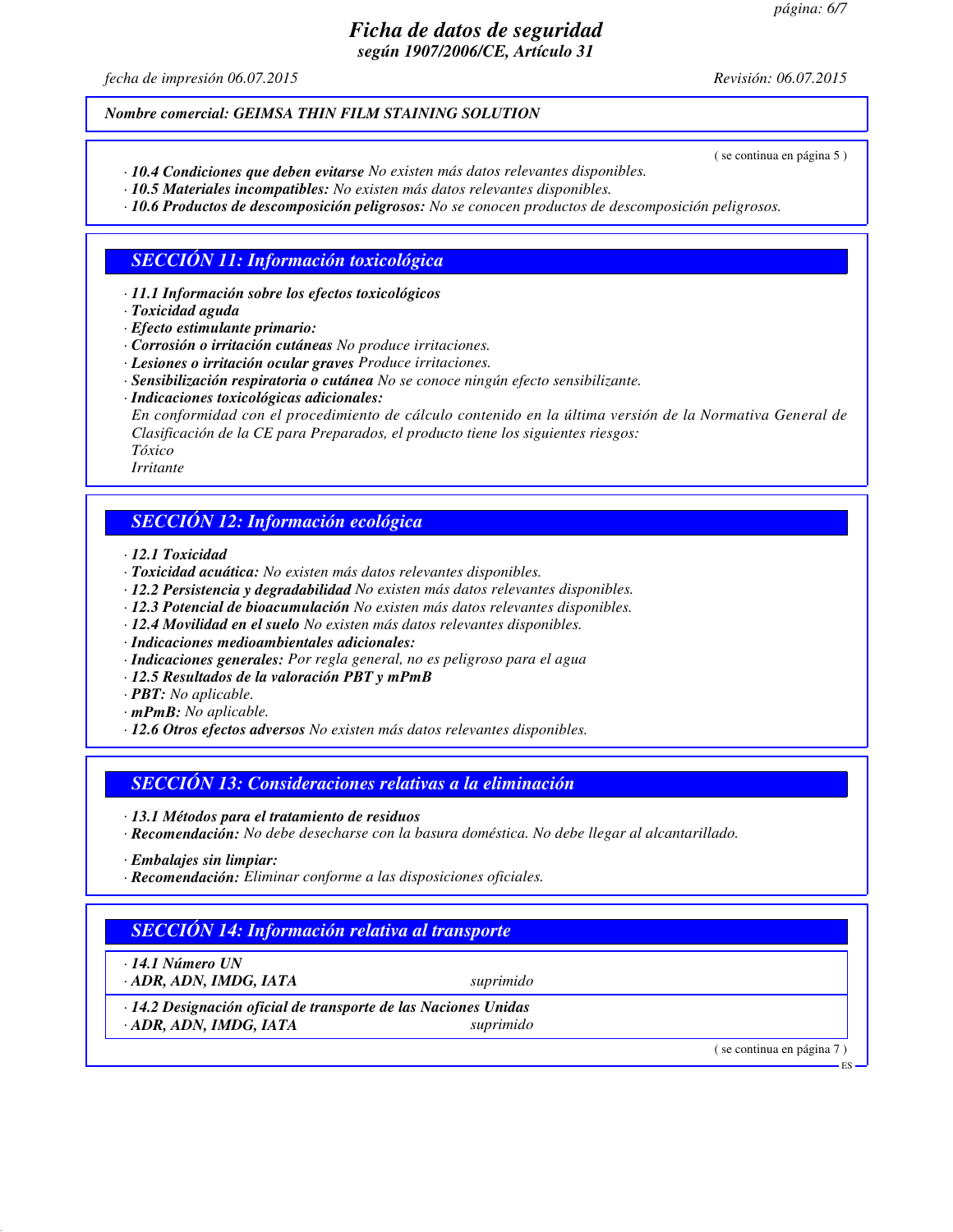# Ficha de datos de seguridad
## según 1907/2006/CE, Artículo 31

*fecha de impresión 06.07.2015* *Revisión: 06.07.2015*

**Nombre comercial: GEIMSA THIN FILM STAINING SOLUTION**

( se continua en página 5 )

· **10.4 Condiciones que deben evitarse** No existen más datos relevantes disponibles.
· **10.5 Materiales incompatibles:** No existen más datos relevantes disponibles.
· **10.6 Productos de descomposición peligrosos:** No se conocen productos de descomposición peligrosos.

## SECCIÓN 11: Información toxicológica

· **11.1 Información sobre los efectos toxicológicos**
· **Toxicidad aguda**
· **Efecto estimulante primario:**
· **Corrosión o irritación cutáneas** No produce irritaciones.
· **Lesiones o irritación ocular graves** Produce irritaciones.
· **Sensibilización respiratoria o cutánea** No se conoce ningún efecto sensibilizante.
· **Indicaciones toxicológicas adicionales:**
En conformidad con el procedimiento de cálculo contenido en la última versión de la Normativa General de Clasificación de la CE para Preparados, el producto tiene los siguientes riesgos:
Tóxico
Irritante

## SECCIÓN 12: Información ecológica

· **12.1 Toxicidad**
· **Toxicidad acuática:** No existen más datos relevantes disponibles.
· **12.2 Persistencia y degradabilidad** No existen más datos relevantes disponibles.
· **12.3 Potencial de bioacumulación** No existen más datos relevantes disponibles.
· **12.4 Movilidad en el suelo** No existen más datos relevantes disponibles.
· **Indicaciones medioambientales adicionales:**
· **Indicaciones generales:** Por regla general, no es peligroso para el agua
· **12.5 Resultados de la valoración PBT y mPmB**
· **PBT:** No aplicable.
· **mPmB:** No aplicable.
· **12.6 Otros efectos adversos** No existen más datos relevantes disponibles.

## SECCIÓN 13: Consideraciones relativas a la eliminación

· **13.1 Métodos para el tratamiento de residuos**
· **Recomendación:** No debe desecharse con la basura doméstica. No debe llegar al alcantarillado.

· **Embalajes sin limpiar:**
· **Recomendación:** Eliminar conforme a las disposiciones oficiales.

## SECCIÓN 14: Información relativa al transporte

· **14.1 Número UN**
· **ADR, ADN, IMDG, IATA** suprimido

· **14.2 Designación oficial de transporte de las Naciones Unidas**
· **ADR, ADN, IMDG, IATA** suprimido

( se continua en página 7 )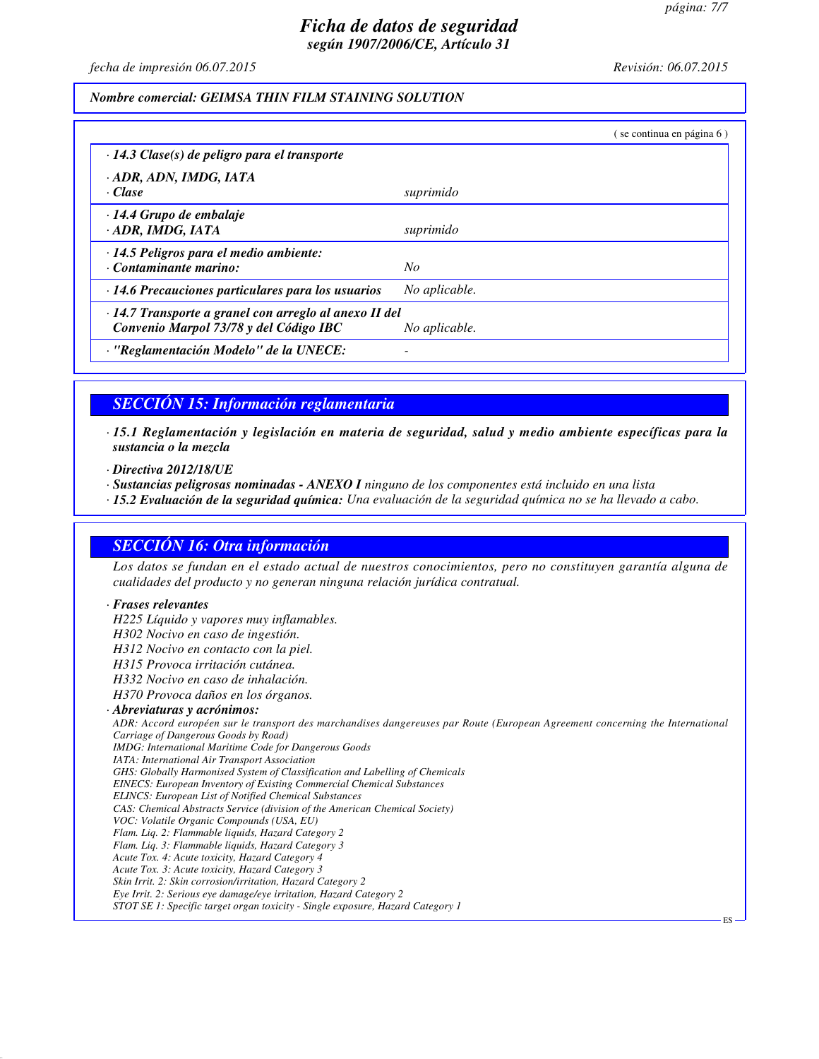*Nombre comercial: GEIMSA THIN FILM STAINING SOLUTION*

( se continua en página 6 )

| | |
|---|---|
| · **14.3 Clase(s) de peligro para el transporte** | |
| · **ADR, ADN, IMDG, IATA** · **Clase** | suprimido |
| · **14.4 Grupo de embalaje** · **ADR, IMDG, IATA** | suprimido |
| · **14.5 Peligros para el medio ambiente:** · **Contaminante marino:** | No |
| · **14.6 Precauciones particulares para los usuarios** | No aplicable. |
| · **14.7 Transporte a granel con arreglo al anexo II del Convenio Marpol 73/78 y del Código IBC** | No aplicable. |
| · **"Reglamentación Modelo" de la UNECE:** | - |

## SECCIÓN 15: Información reglamentaria

· **15.1 Reglamentación y legislación en materia de seguridad, salud y medio ambiente específicas para la sustancia o la mezcla**

· **Directiva 2012/18/UE**

· **Sustancias peligrosas nominadas - ANEXO I** ninguno de los componentes está incluido en una lista

· **15.2 Evaluación de la seguridad química:** Una evaluación de la seguridad química no se ha llevado a cabo.

## SECCIÓN 16: Otra información

Los datos se fundan en el estado actual de nuestros conocimientos, pero no constituyen garantía alguna de cualidades del producto y no generan ninguna relación jurídica contratual.

· **Frases relevantes**

H225 Líquido y vapores muy inflamables.
H302 Nocivo en caso de ingestión.
H312 Nocivo en contacto con la piel.
H315 Provoca irritación cutánea.
H332 Nocivo en caso de inhalación.
H370 Provoca daños en los órganos.

· **Abreviaturas y acrónimos:**

ADR: Accord européen sur le transport des marchandises dangereuses par Route (European Agreement concerning the International Carriage of Dangerous Goods by Road)
IMDG: International Maritime Code for Dangerous Goods
IATA: International Air Transport Association
GHS: Globally Harmonised System of Classification and Labelling of Chemicals
EINECS: European Inventory of Existing Commercial Chemical Substances
ELINCS: European List of Notified Chemical Substances
CAS: Chemical Abstracts Service (division of the American Chemical Society)
VOC: Volatile Organic Compounds (USA, EU)
Flam. Liq. 2: Flammable liquids, Hazard Category 2
Flam. Liq. 3: Flammable liquids, Hazard Category 3
Acute Tox. 4: Acute toxicity, Hazard Category 4
Acute Tox. 3: Acute toxicity, Hazard Category 3
Skin Irrit. 2: Skin corrosion/irritation, Hazard Category 2
Eye Irrit. 2: Serious eye damage/eye irritation, Hazard Category 2
STOT SE 1: Specific target organ toxicity - Single exposure, Hazard Category 1